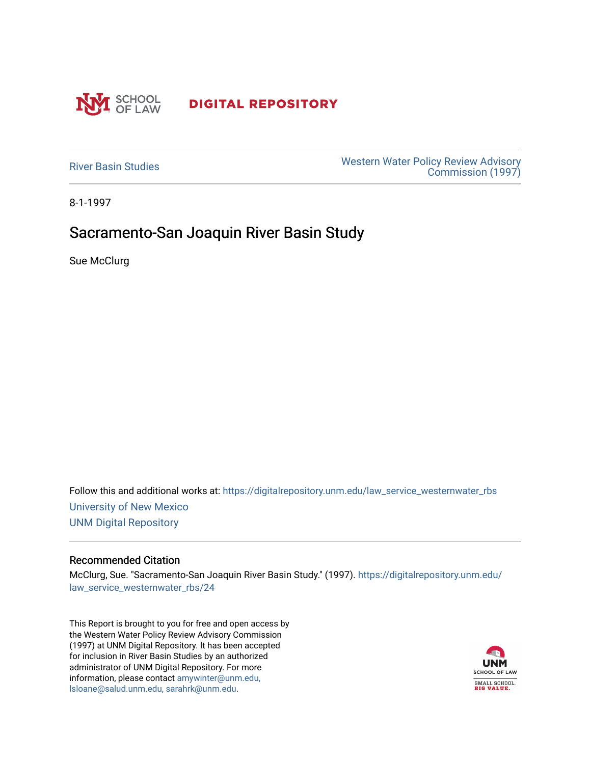UNM SCHOOL OF LAW DIGITAL REPOSITORY

River Basin Studies

Western Water Policy Review Advisory Commission (1997)

8-1-1997

# Sacramento-San Joaquin River Basin Study

Sue McClurg

Follow this and additional works at: https://digitalrepository.unm.edu/law_service_westernwater_rbs

University of New Mexico

UNM Digital Repository

## Recommended Citation

McClurg, Sue. "Sacramento-San Joaquin River Basin Study." (1997). https://digitalrepository.unm.edu/law_service_westernwater_rbs/24

This Report is brought to you for free and open access by the Western Water Policy Review Advisory Commission (1997) at UNM Digital Repository. It has been accepted for inclusion in River Basin Studies by an authorized administrator of UNM Digital Repository. For more information, please contact amywinter@unm.edu, lsloane@salud.unm.edu, sarahrk@unm.edu.

UNM SCHOOL OF LAW

SMALL SCHOOL. BIG VALUE.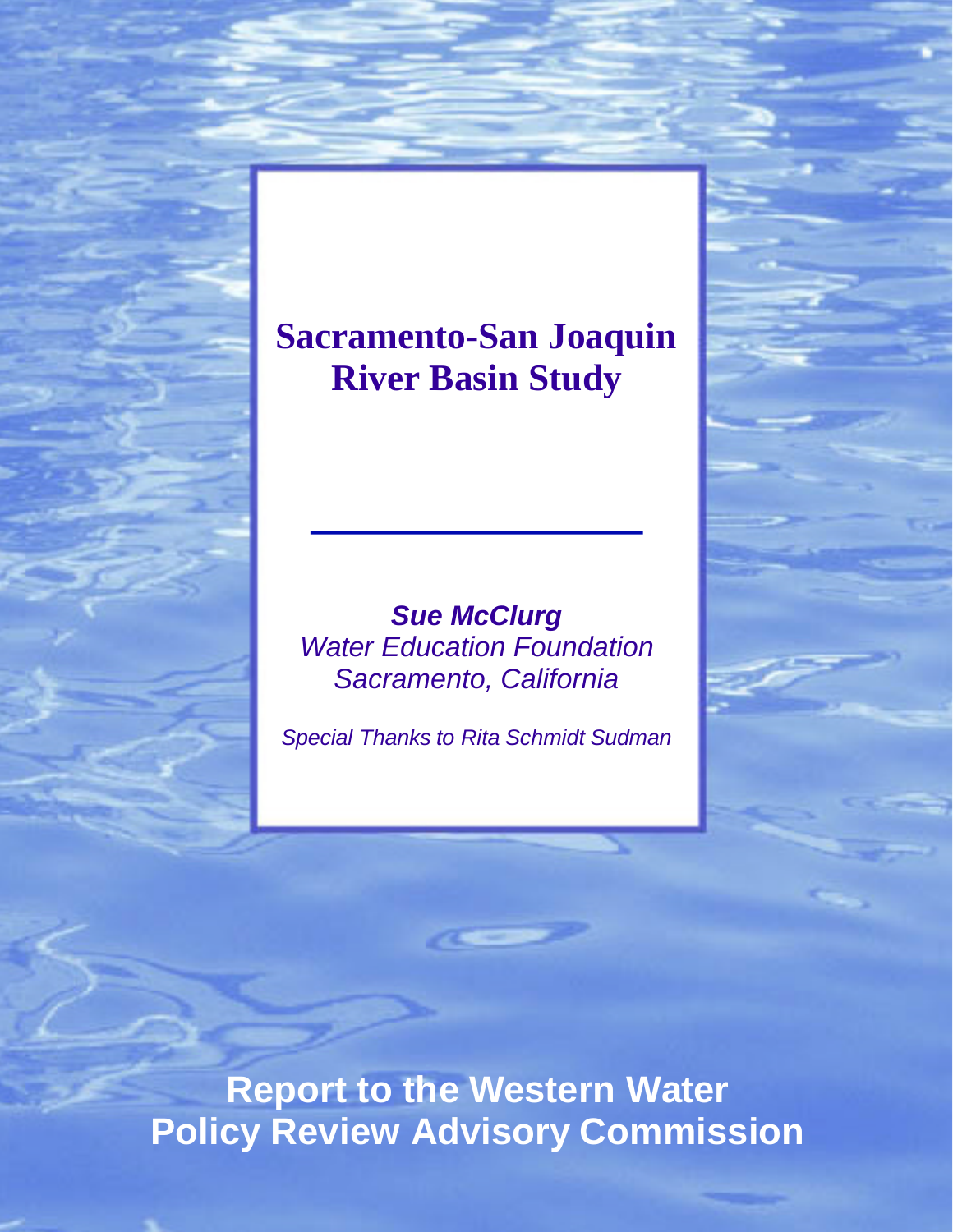# Sacramento-San Joaquin River Basin Study

***Sue McClurg***

*Water Education Foundation*

*Sacramento, California*

*Special Thanks to Rita Schmidt Sudman*

**Report to the Western Water Policy Review Advisory Commission**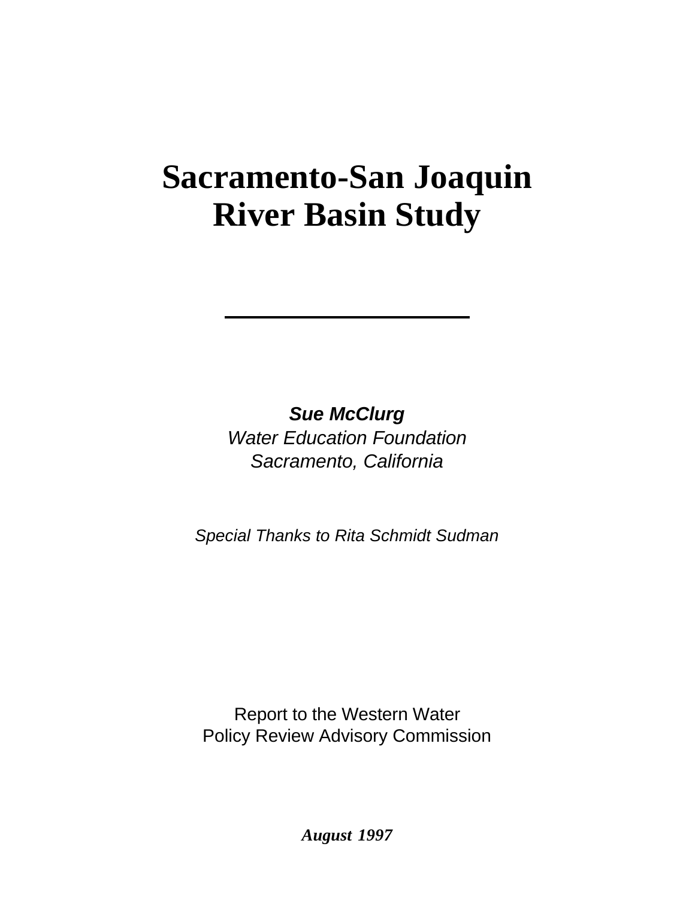# Sacramento-San Joaquin River Basin Study

---

***Sue McClurg***
*Water Education Foundation*
*Sacramento, California*

*Special Thanks to Rita Schmidt Sudman*

Report to the Western Water
Policy Review Advisory Commission

***August 1997***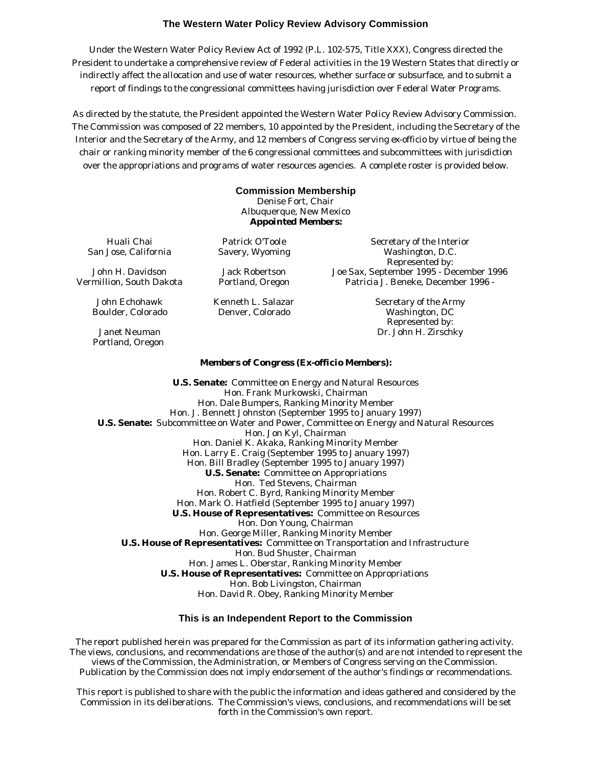## The Western Water Policy Review Advisory Commission

Under the Western Water Policy Review Act of 1992 (P.L. 102-575, Title XXX), Congress directed the President to undertake a comprehensive review of Federal activities in the 19 Western States that directly or indirectly affect the allocation and use of water resources, whether surface or subsurface, and to submit a report of findings to the congressional committees having jurisdiction over Federal Water Programs.

As directed by the statute, the President appointed the Western Water Policy Review Advisory Commission. The Commission was composed of 22 members, 10 appointed by the President, including the Secretary of the Interior and the Secretary of the Army, and 12 members of Congress serving ex-officio by virtue of being the chair or ranking minority member of the 6 congressional committees and subcommittees with jurisdiction over the appropriations and programs of water resources agencies. A complete roster is provided below.

### Commission Membership

Denise Fort, Chair
Albuquerque, New Mexico

**Appointed Members:**

Huali Chai
San Jose, California

John H. Davidson
Vermillion, South Dakota

John Echohawk
Boulder, Colorado

Janet Neuman
Portland, Oregon

Patrick O'Toole
Savery, Wyoming

Jack Robertson
Portland, Oregon

Kenneth L. Salazar
Denver, Colorado

Secretary of the Interior
Washington, D.C.
Represented by:
Joe Sax, September 1995 - December 1996
Patricia J. Beneke, December 1996 -

Secretary of the Army
Washington, DC
Represented by:
Dr. John H. Zirschky

**Members of Congress (Ex-officio Members):**

**U.S. Senate:** Committee on Energy and Natural Resources
Hon. Frank Murkowski, Chairman
Hon. Dale Bumpers, Ranking Minority Member
Hon. J. Bennett Johnston (September 1995 to January 1997)

**U.S. Senate:** Subcommittee on Water and Power, Committee on Energy and Natural Resources
Hon. Jon Kyl, Chairman
Hon. Daniel K. Akaka, Ranking Minority Member
Hon. Larry E. Craig (September 1995 to January 1997)
Hon. Bill Bradley (September 1995 to January 1997)

**U.S. Senate:** Committee on Appropriations
Hon. Ted Stevens, Chairman
Hon. Robert C. Byrd, Ranking Minority Member
Hon. Mark O. Hatfield (September 1995 to January 1997)

**U.S. House of Representatives:** Committee on Resources
Hon. Don Young, Chairman
Hon. George Miller, Ranking Minority Member

**U.S. House of Representatives:** Committee on Transportation and Infrastructure
Hon. Bud Shuster, Chairman
Hon. James L. Oberstar, Ranking Minority Member

**U.S. House of Representatives:** Committee on Appropriations
Hon. Bob Livingston, Chairman
Hon. David R. Obey, Ranking Minority Member

### This is an Independent Report to the Commission

The report published herein was prepared for the Commission as part of its information gathering activity. The views, conclusions, and recommendations are those of the author(s) and are not intended to represent the views of the Commission, the Administration, or Members of Congress serving on the Commission. Publication by the Commission does not imply endorsement of the author's findings or recommendations.

This report is published to share with the public the information and ideas gathered and considered by the Commission in its deliberations. The Commission's views, conclusions, and recommendations will be set forth in the Commission's own report.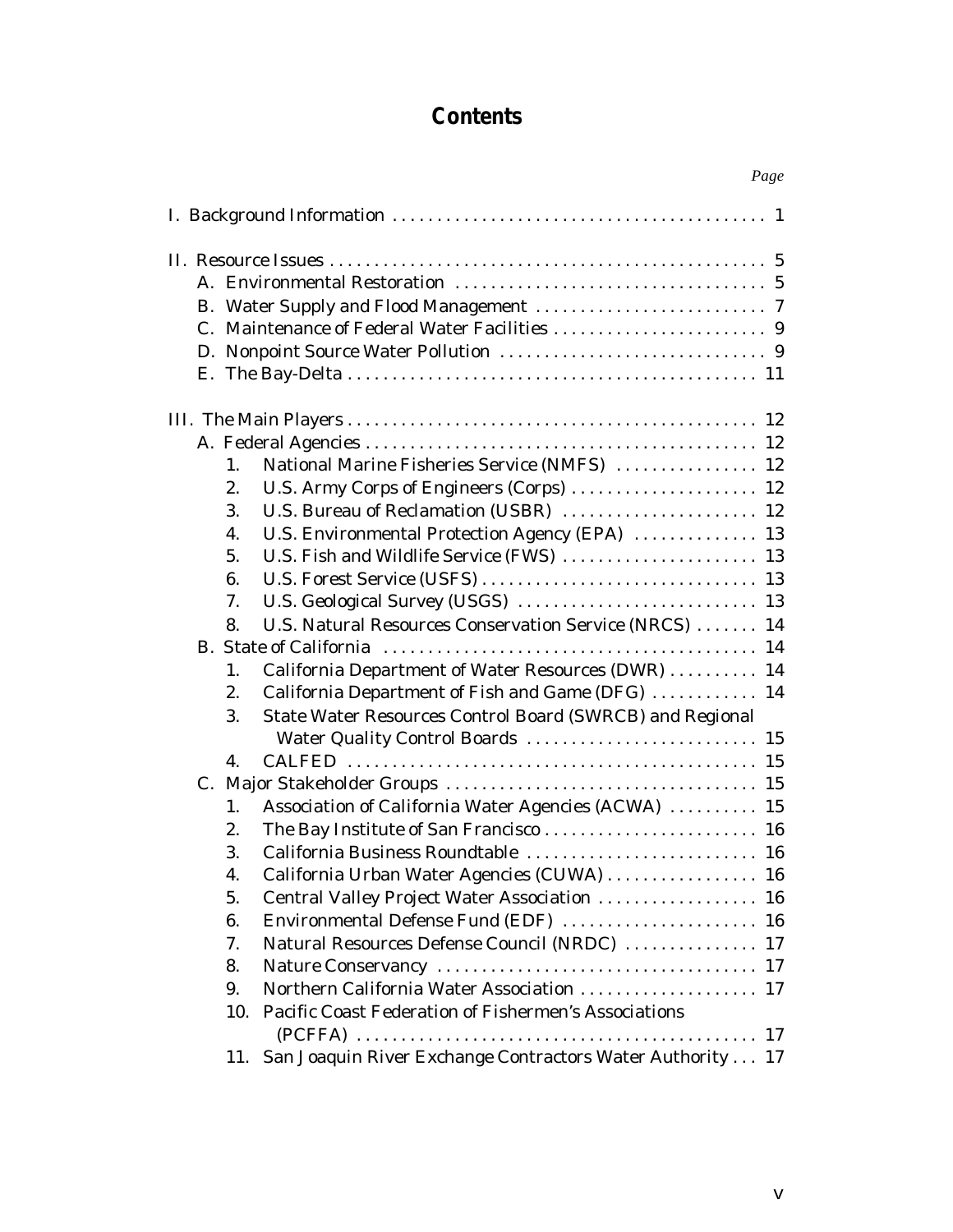# Contents

*Page*

I. Background Information . . . . . . . . . . . . . . . . . . . . . . . . . . . . . . . . . . . . . . . . . 1

II. Resource Issues . . . . . . . . . . . . . . . . . . . . . . . . . . . . . . . . . . . . . . . . . . . . . . . . 5
- A. Environmental Restoration . . . . . . . . . . . . . . . . . . . . . . . . . . . . . . . . . . 5
- B. Water Supply and Flood Management . . . . . . . . . . . . . . . . . . . . . . . . . . 7
- C. Maintenance of Federal Water Facilities . . . . . . . . . . . . . . . . . . . . . . . . 9
- D. Nonpoint Source Water Pollution . . . . . . . . . . . . . . . . . . . . . . . . . . . . . 9
- E. The Bay-Delta . . . . . . . . . . . . . . . . . . . . . . . . . . . . . . . . . . . . . . . . . . . . 11

III. The Main Players . . . . . . . . . . . . . . . . . . . . . . . . . . . . . . . . . . . . . . . . . . . . . 12
- A. Federal Agencies . . . . . . . . . . . . . . . . . . . . . . . . . . . . . . . . . . . . . . . . . . . 12
  1. National Marine Fisheries Service (NMFS) . . . . . . . . . . . . . . . . 12
  2. U.S. Army Corps of Engineers (Corps) . . . . . . . . . . . . . . . . . . . . . 12
  3. U.S. Bureau of Reclamation (USBR) . . . . . . . . . . . . . . . . . . . . . . 12
  4. U.S. Environmental Protection Agency (EPA) . . . . . . . . . . . . . . 13
  5. U.S. Fish and Wildlife Service (FWS) . . . . . . . . . . . . . . . . . . . . . . 13
  6. U.S. Forest Service (USFS) . . . . . . . . . . . . . . . . . . . . . . . . . . . . . . 13
  7. U.S. Geological Survey (USGS) . . . . . . . . . . . . . . . . . . . . . . . . . . 13
  8. U.S. Natural Resources Conservation Service (NRCS) . . . . . . . 14
- B. State of California . . . . . . . . . . . . . . . . . . . . . . . . . . . . . . . . . . . . . . . . . 14
  1. California Department of Water Resources (DWR) . . . . . . . . . . 14
  2. California Department of Fish and Game (DFG) . . . . . . . . . . . . 14
  3. State Water Resources Control Board (SWRCB) and Regional Water Quality Control Boards . . . . . . . . . . . . . . . . . . . . . . . . . 15
  4. CALFED . . . . . . . . . . . . . . . . . . . . . . . . . . . . . . . . . . . . . . . . . . . . . 15
- C. Major Stakeholder Groups . . . . . . . . . . . . . . . . . . . . . . . . . . . . . . . . . . 15
  1. Association of California Water Agencies (ACWA) . . . . . . . . . . 15
  2. The Bay Institute of San Francisco . . . . . . . . . . . . . . . . . . . . . . . . 16
  3. California Business Roundtable . . . . . . . . . . . . . . . . . . . . . . . . . . 16
  4. California Urban Water Agencies (CUWA) . . . . . . . . . . . . . . . . . 16
  5. Central Valley Project Water Association . . . . . . . . . . . . . . . . . . 16
  6. Environmental Defense Fund (EDF) . . . . . . . . . . . . . . . . . . . . . . 16
  7. Natural Resources Defense Council (NRDC) . . . . . . . . . . . . . . . 17
  8. Nature Conservancy . . . . . . . . . . . . . . . . . . . . . . . . . . . . . . . . . . . . 17
  9. Northern California Water Association . . . . . . . . . . . . . . . . . . . . 17
  10. Pacific Coast Federation of Fishermen's Associations (PCFFA) . . . . . . . . . . . . . . . . . . . . . . . . . . . . . . . . . . . . . . . . . . . . 17
  11. San Joaquin River Exchange Contractors Water Authority . . . 17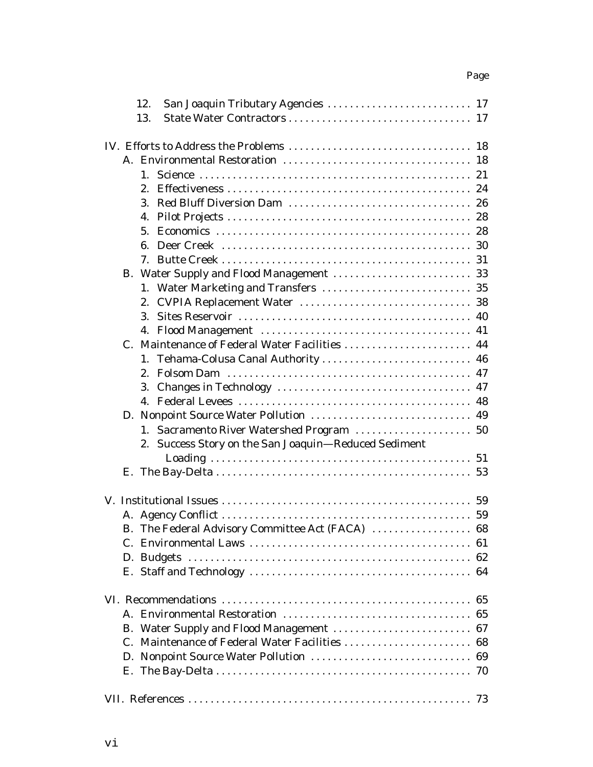Page

12. San Joaquin Tributary Agencies .......................... 17
13. State Water Contractors ................................. 17

IV. Efforts to Address the Problems ................................. 18
- A. Environmental Restoration .................................. 18
  1. Science ................................................. 21
  2. Effectiveness ........................................... 24
  3. Red Bluff Diversion Dam ................................. 26
  4. Pilot Projects .......................................... 28
  5. Economics ............................................... 28
  6. Deer Creek .............................................. 30
  7. Butte Creek ............................................. 31
- B. Water Supply and Flood Management ......................... 33
  1. Water Marketing and Transfers ........................... 35
  2. CVPIA Replacement Water ................................. 38
  3. Sites Reservoir ......................................... 40
  4. Flood Management ........................................ 41
- C. Maintenance of Federal Water Facilities ................... 44
  1. Tehama-Colusa Canal Authority ........................... 46
  2. Folsom Dam .............................................. 47
  3. Changes in Technology ................................... 47
  4. Federal Levees .......................................... 48
- D. Nonpoint Source Water Pollution ........................... 49
  1. Sacramento River Watershed Program ...................... 50
  2. Success Story on the San Joaquin—Reduced Sediment Loading ............................................... 51
- E. The Bay-Delta ............................................. 53

V. Institutional Issues ............................................. 59
- A. Agency Conflict ........................................... 59
- B. The Federal Advisory Committee Act (FACA) ................. 68
- C. Environmental Laws ........................................ 61
- D. Budgets ................................................... 62
- E. Staff and Technology ...................................... 64

VI. Recommendations ................................................. 65
- A. Environmental Restoration ................................. 65
- B. Water Supply and Flood Management ......................... 67
- C. Maintenance of Federal Water Facilities ................... 68
- D. Nonpoint Source Water Pollution ........................... 69
- E. The Bay-Delta ............................................. 70

VII. References ..................................................... 73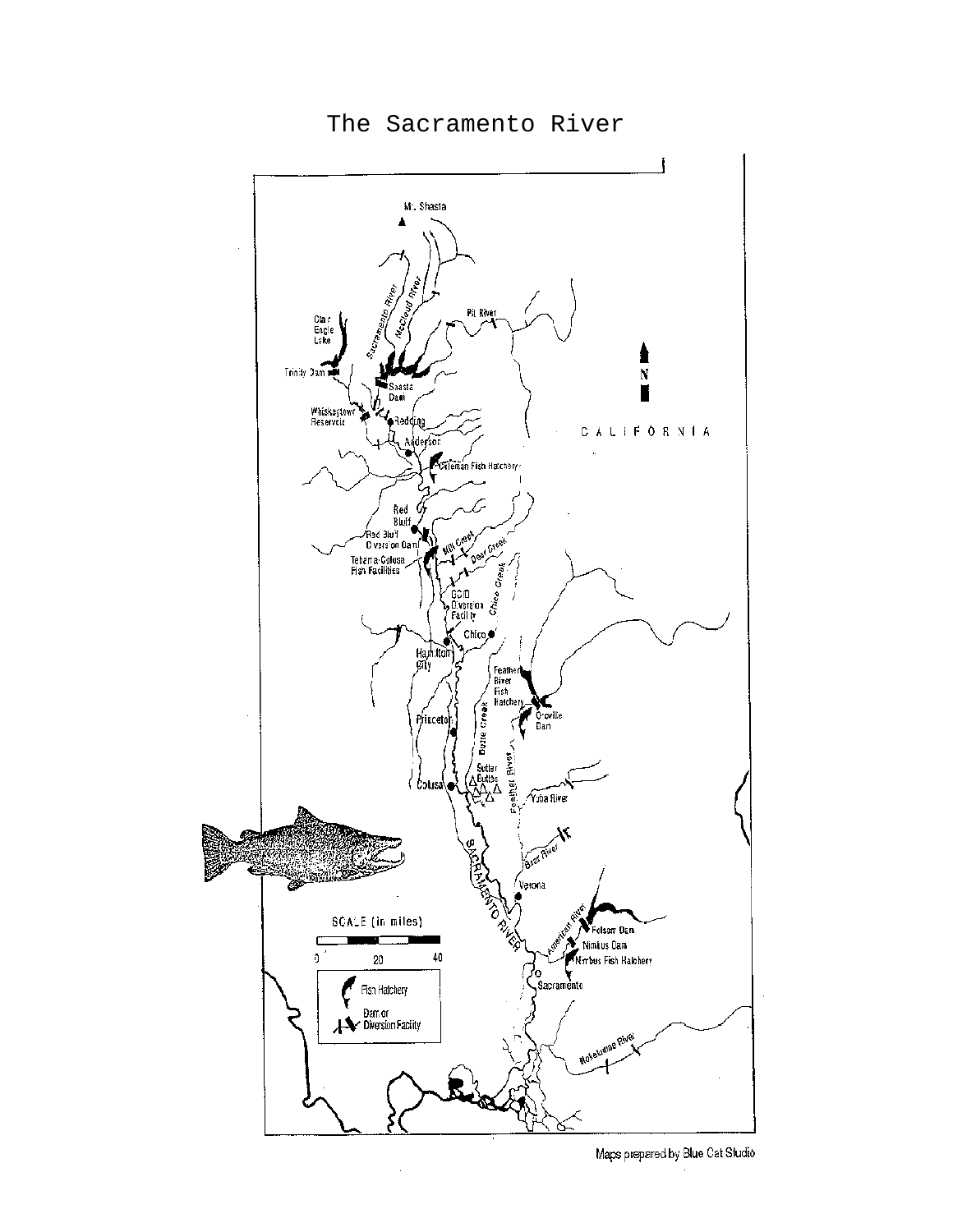# The Sacramento River

Maps prepared by Blue Cat Studio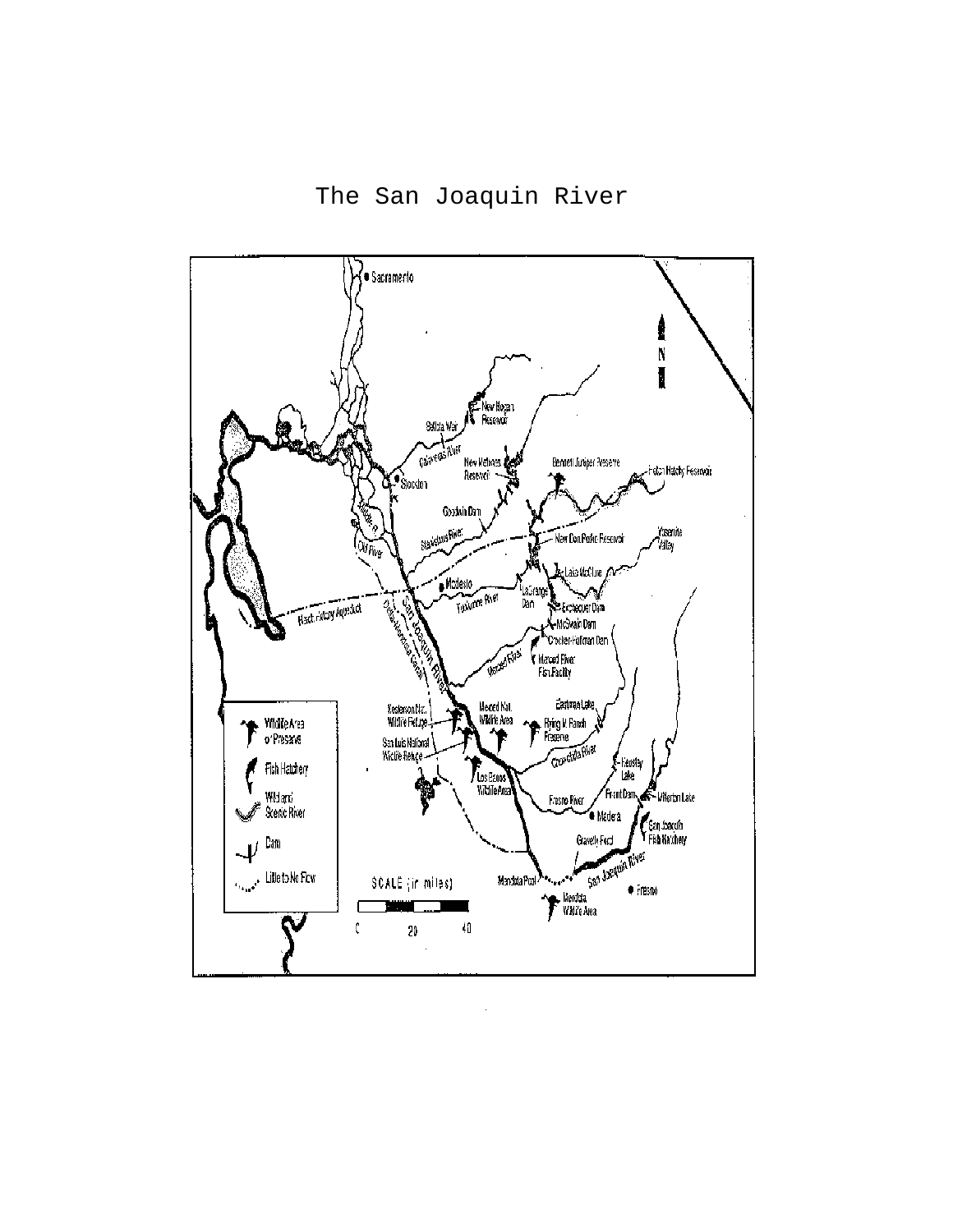The San Joaquin River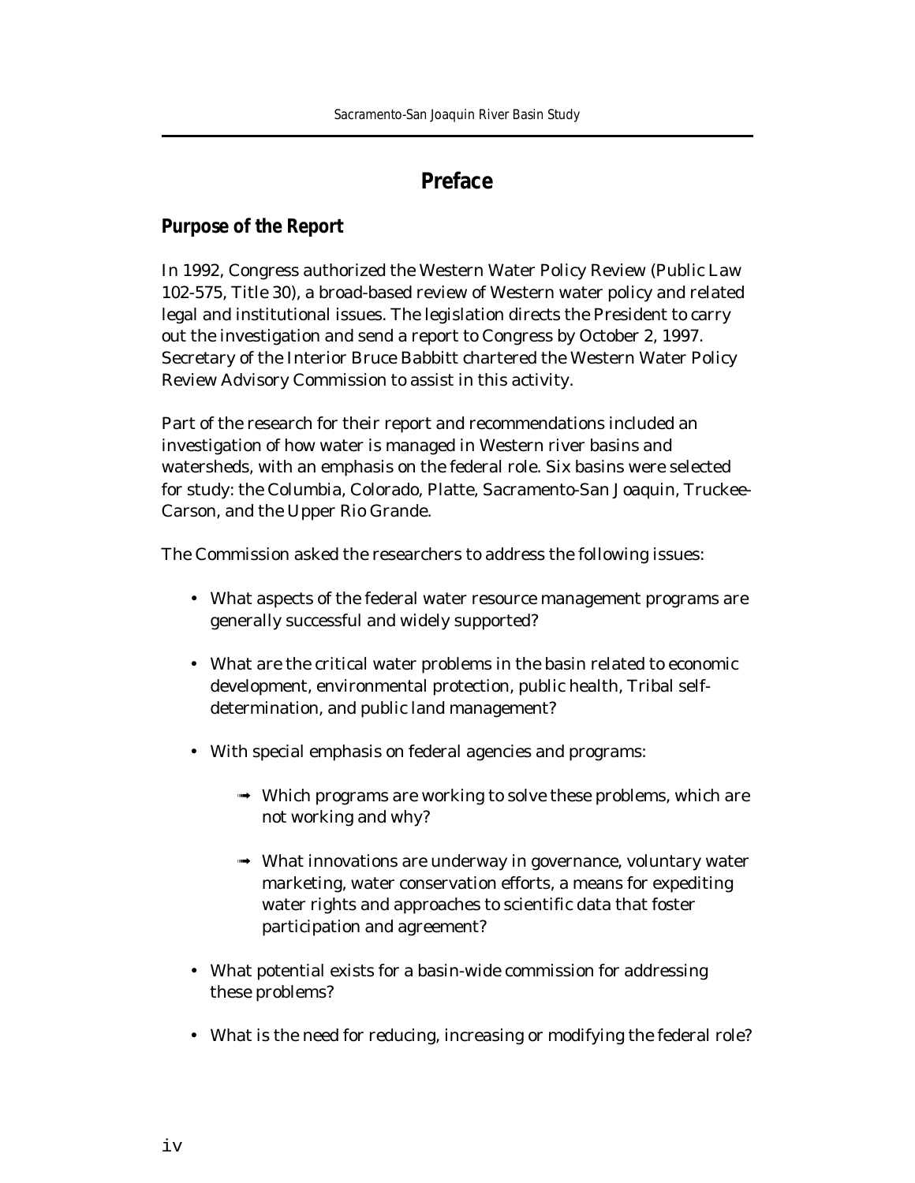## Preface

### Purpose of the Report

In 1992, Congress authorized the Western Water Policy Review (Public Law 102-575, Title 30), a broad-based review of Western water policy and related legal and institutional issues. The legislation directs the President to carry out the investigation and send a report to Congress by October 2, 1997. Secretary of the Interior Bruce Babbitt chartered the Western Water Policy Review Advisory Commission to assist in this activity.

Part of the research for their report and recommendations included an investigation of how water is managed in Western river basins and watersheds, with an emphasis on the federal role. Six basins were selected for study: the Columbia, Colorado, Platte, Sacramento-San Joaquin, Truckee-Carson, and the Upper Rio Grande.

The Commission asked the researchers to address the following issues:

- What aspects of the federal water resource management programs are generally successful and widely supported?
- What are the critical water problems in the basin related to economic development, environmental protection, public health, Tribal self-determination, and public land management?
- With special emphasis on federal agencies and programs:
  - Which programs are working to solve these problems, which are not working and why?
  - What innovations are underway in governance, voluntary water marketing, water conservation efforts, a means for expediting water rights and approaches to scientific data that foster participation and agreement?
- What potential exists for a basin-wide commission for addressing these problems?
- What is the need for reducing, increasing or modifying the federal role?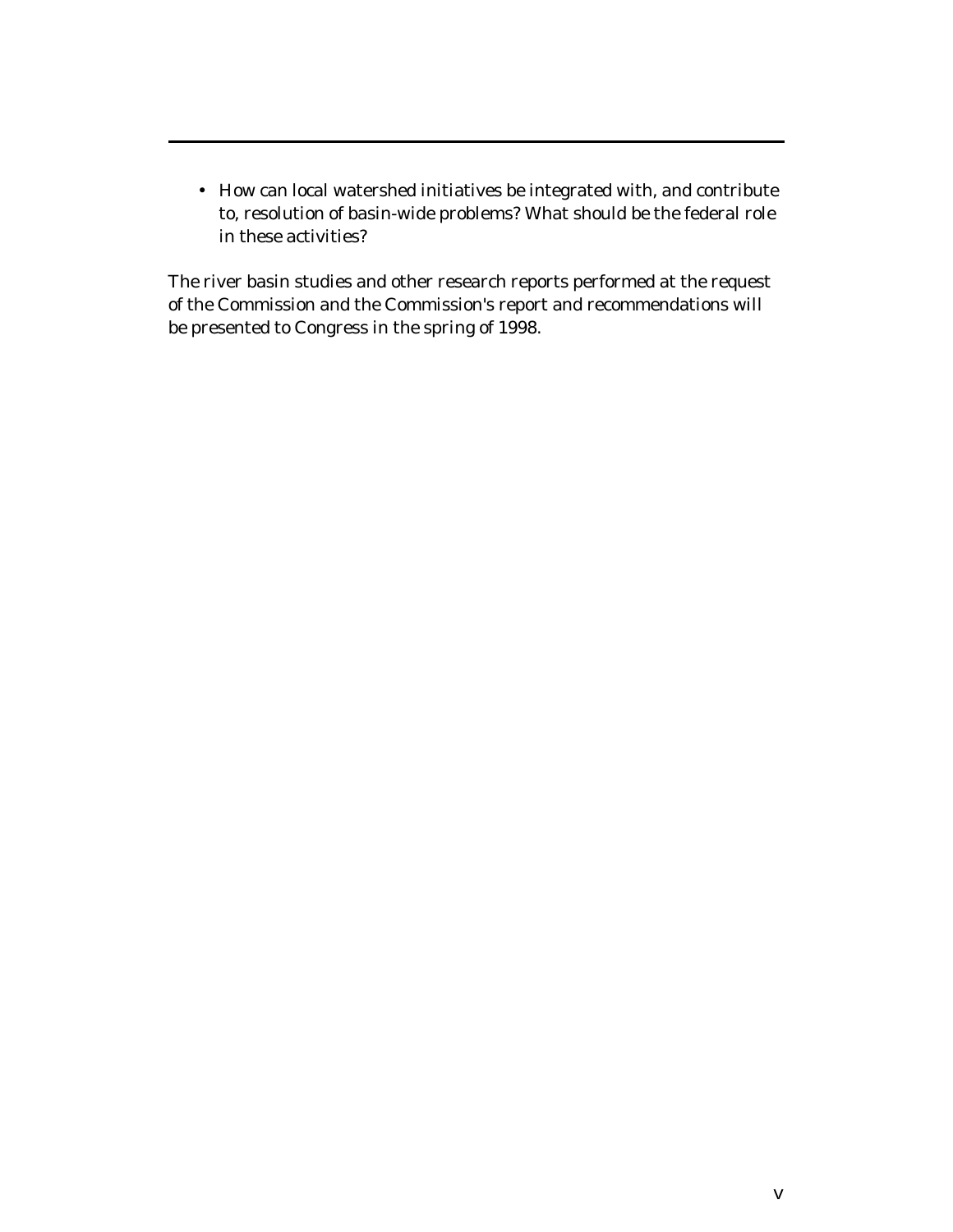- How can local watershed initiatives be integrated with, and contribute to, resolution of basin-wide problems? What should be the federal role in these activities?

The river basin studies and other research reports performed at the request of the Commission and the Commission's report and recommendations will be presented to Congress in the spring of 1998.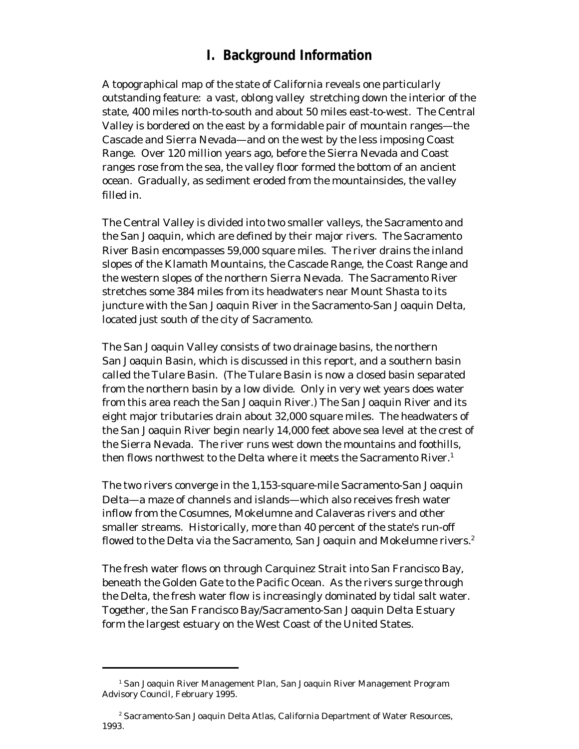# I. Background Information

A topographical map of the state of California reveals one particularly outstanding feature: a vast, oblong valley stretching down the interior of the state, 400 miles north-to-south and about 50 miles east-to-west. The Central Valley is bordered on the east by a formidable pair of mountain ranges—the Cascade and Sierra Nevada—and on the west by the less imposing Coast Range. Over 120 million years ago, before the Sierra Nevada and Coast ranges rose from the sea, the valley floor formed the bottom of an ancient ocean. Gradually, as sediment eroded from the mountainsides, the valley filled in.

The Central Valley is divided into two smaller valleys, the Sacramento and the San Joaquin, which are defined by their major rivers. The Sacramento River Basin encompasses 59,000 square miles. The river drains the inland slopes of the Klamath Mountains, the Cascade Range, the Coast Range and the western slopes of the northern Sierra Nevada. The Sacramento River stretches some 384 miles from its headwaters near Mount Shasta to its juncture with the San Joaquin River in the Sacramento-San Joaquin Delta, located just south of the city of Sacramento.

The San Joaquin Valley consists of two drainage basins, the northern San Joaquin Basin, which is discussed in this report, and a southern basin called the Tulare Basin. (The Tulare Basin is now a closed basin separated from the northern basin by a low divide. Only in very wet years does water from this area reach the San Joaquin River.) The San Joaquin River and its eight major tributaries drain about 32,000 square miles. The headwaters of the San Joaquin River begin nearly 14,000 feet above sea level at the crest of the Sierra Nevada. The river runs west down the mountains and foothills, then flows northwest to the Delta where it meets the Sacramento River.[1]

The two rivers converge in the 1,153-square-mile Sacramento-San Joaquin Delta—a maze of channels and islands—which also receives fresh water inflow from the Cosumnes, Mokelumne and Calaveras rivers and other smaller streams. Historically, more than 40 percent of the state's run-off flowed to the Delta via the Sacramento, San Joaquin and Mokelumne rivers.[2]

The fresh water flows on through Carquinez Strait into San Francisco Bay, beneath the Golden Gate to the Pacific Ocean. As the rivers surge through the Delta, the fresh water flow is increasingly dominated by tidal salt water. Together, the San Francisco Bay/Sacramento-San Joaquin Delta Estuary form the largest estuary on the West Coast of the United States.

---

[1] San Joaquin River Management Plan, San Joaquin River Management Program Advisory Council, February 1995.

[2] Sacramento-San Joaquin Delta Atlas, California Department of Water Resources, 1993.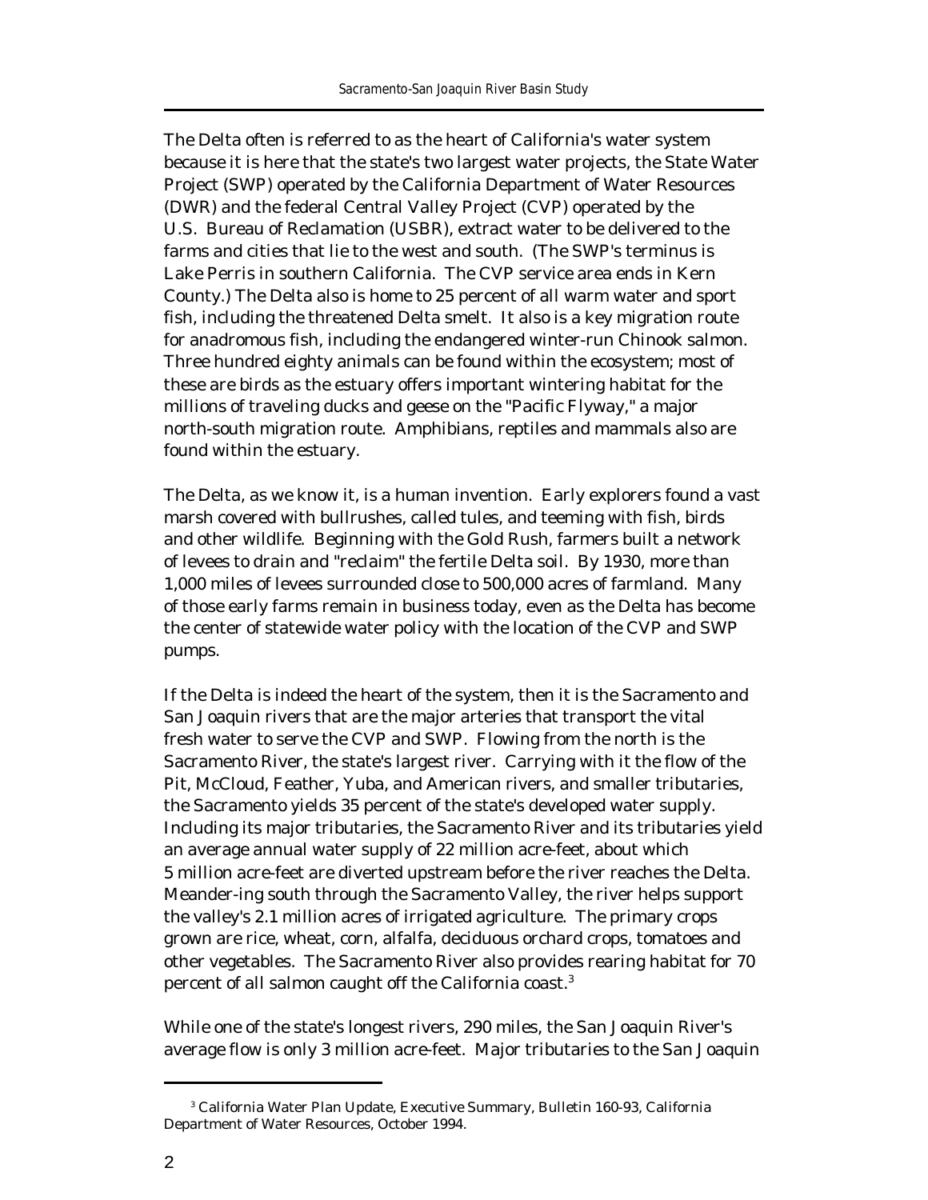The Delta often is referred to as the heart of California's water system because it is here that the state's two largest water projects, the State Water Project (SWP) operated by the California Department of Water Resources (DWR) and the federal Central Valley Project (CVP) operated by the U.S. Bureau of Reclamation (USBR), extract water to be delivered to the farms and cities that lie to the west and south. (The SWP's terminus is Lake Perris in southern California. The CVP service area ends in Kern County.) The Delta also is home to 25 percent of all warm water and sport fish, including the threatened Delta smelt. It also is a key migration route for anadromous fish, including the endangered winter-run Chinook salmon. Three hundred eighty animals can be found within the ecosystem; most of these are birds as the estuary offers important wintering habitat for the millions of traveling ducks and geese on the "Pacific Flyway," a major north-south migration route. Amphibians, reptiles and mammals also are found within the estuary.

The Delta, as we know it, is a human invention. Early explorers found a vast marsh covered with bullrushes, called tules, and teeming with fish, birds and other wildlife. Beginning with the Gold Rush, farmers built a network of levees to drain and "reclaim" the fertile Delta soil. By 1930, more than 1,000 miles of levees surrounded close to 500,000 acres of farmland. Many of those early farms remain in business today, even as the Delta has become the center of statewide water policy with the location of the CVP and SWP pumps.

If the Delta is indeed the heart of the system, then it is the Sacramento and San Joaquin rivers that are the major arteries that transport the vital fresh water to serve the CVP and SWP. Flowing from the north is the Sacramento River, the state's largest river. Carrying with it the flow of the Pit, McCloud, Feather, Yuba, and American rivers, and smaller tributaries, the Sacramento yields 35 percent of the state's developed water supply. Including its major tributaries, the Sacramento River and its tributaries yield an average annual water supply of 22 million acre-feet, about which 5 million acre-feet are diverted upstream before the river reaches the Delta. Meander-ing south through the Sacramento Valley, the river helps support the valley's 2.1 million acres of irrigated agriculture. The primary crops grown are rice, wheat, corn, alfalfa, deciduous orchard crops, tomatoes and other vegetables. The Sacramento River also provides rearing habitat for 70 percent of all salmon caught off the California coast.[3]

While one of the state's longest rivers, 290 miles, the San Joaquin River's average flow is only 3 million acre-feet. Major tributaries to the San Joaquin

[3] California Water Plan Update, Executive Summary, Bulletin 160-93, California Department of Water Resources, October 1994.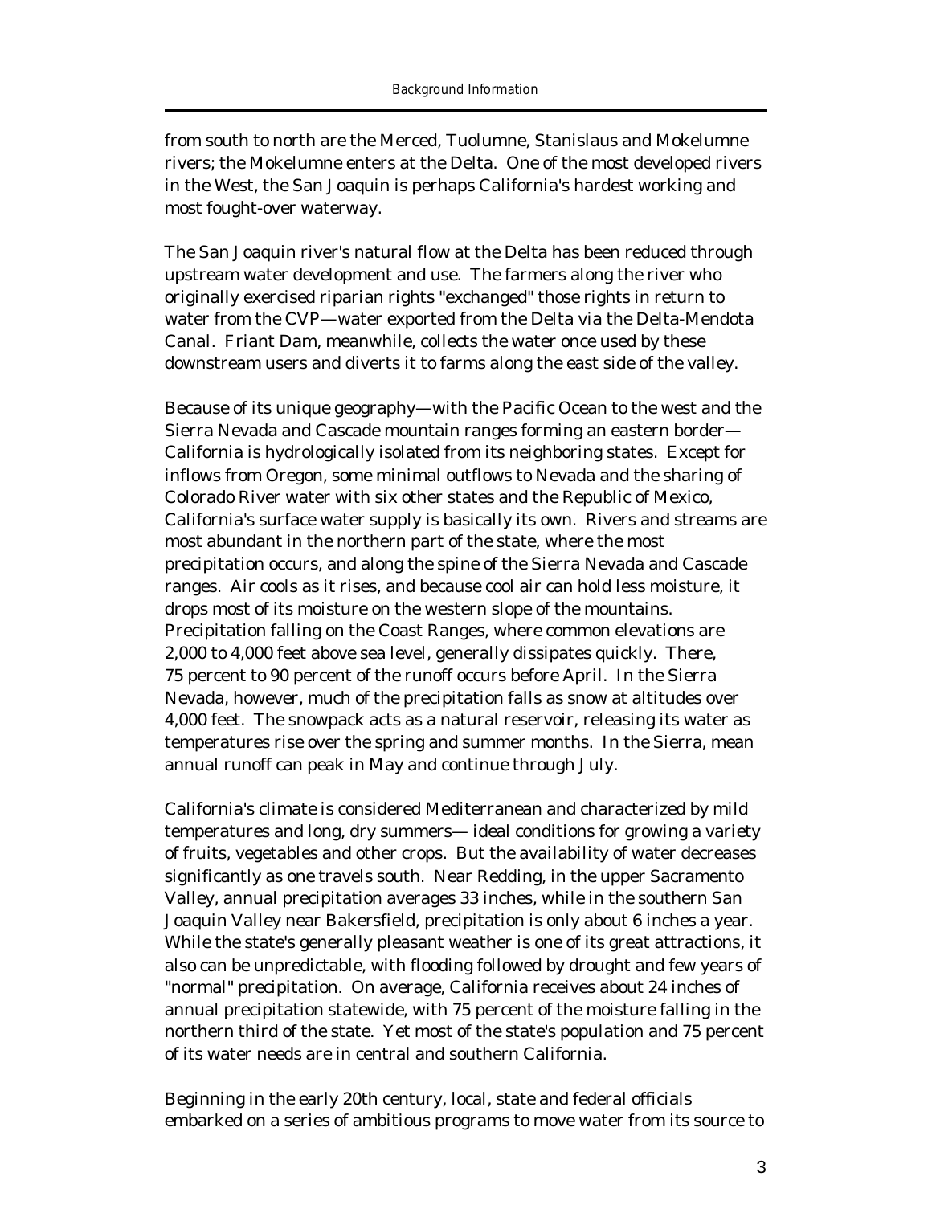from south to north are the Merced, Tuolumne, Stanislaus and Mokelumne rivers; the Mokelumne enters at the Delta. One of the most developed rivers in the West, the San Joaquin is perhaps California's hardest working and most fought-over waterway.

The San Joaquin river's natural flow at the Delta has been reduced through upstream water development and use. The farmers along the river who originally exercised riparian rights "exchanged" those rights in return to water from the CVP—water exported from the Delta via the Delta-Mendota Canal. Friant Dam, meanwhile, collects the water once used by these downstream users and diverts it to farms along the east side of the valley.

Because of its unique geography—with the Pacific Ocean to the west and the Sierra Nevada and Cascade mountain ranges forming an eastern border—California is hydrologically isolated from its neighboring states. Except for inflows from Oregon, some minimal outflows to Nevada and the sharing of Colorado River water with six other states and the Republic of Mexico, California's surface water supply is basically its own. Rivers and streams are most abundant in the northern part of the state, where the most precipitation occurs, and along the spine of the Sierra Nevada and Cascade ranges. Air cools as it rises, and because cool air can hold less moisture, it drops most of its moisture on the western slope of the mountains. Precipitation falling on the Coast Ranges, where common elevations are 2,000 to 4,000 feet above sea level, generally dissipates quickly. There, 75 percent to 90 percent of the runoff occurs before April. In the Sierra Nevada, however, much of the precipitation falls as snow at altitudes over 4,000 feet. The snowpack acts as a natural reservoir, releasing its water as temperatures rise over the spring and summer months. In the Sierra, mean annual runoff can peak in May and continue through July.

California's climate is considered Mediterranean and characterized by mild temperatures and long, dry summers— ideal conditions for growing a variety of fruits, vegetables and other crops. But the availability of water decreases significantly as one travels south. Near Redding, in the upper Sacramento Valley, annual precipitation averages 33 inches, while in the southern San Joaquin Valley near Bakersfield, precipitation is only about 6 inches a year. While the state's generally pleasant weather is one of its great attractions, it also can be unpredictable, with flooding followed by drought and few years of "normal" precipitation. On average, California receives about 24 inches of annual precipitation statewide, with 75 percent of the moisture falling in the northern third of the state. Yet most of the state's population and 75 percent of its water needs are in central and southern California.

Beginning in the early 20th century, local, state and federal officials embarked on a series of ambitious programs to move water from its source to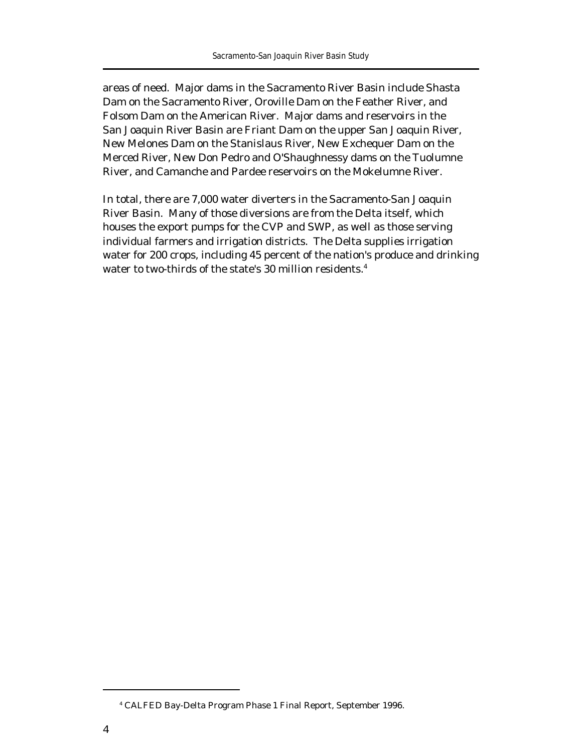areas of need. Major dams in the Sacramento River Basin include Shasta Dam on the Sacramento River, Oroville Dam on the Feather River, and Folsom Dam on the American River. Major dams and reservoirs in the San Joaquin River Basin are Friant Dam on the upper San Joaquin River, New Melones Dam on the Stanislaus River, New Exchequer Dam on the Merced River, New Don Pedro and O'Shaughnessy dams on the Tuolumne River, and Camanche and Pardee reservoirs on the Mokelumne River.

In total, there are 7,000 water diverters in the Sacramento-San Joaquin River Basin. Many of those diversions are from the Delta itself, which houses the export pumps for the CVP and SWP, as well as those serving individual farmers and irrigation districts. The Delta supplies irrigation water for 200 crops, including 45 percent of the nation's produce and drinking water to two-thirds of the state's 30 million residents.[4]

---

[4] CALFED Bay-Delta Program Phase 1 Final Report, September 1996.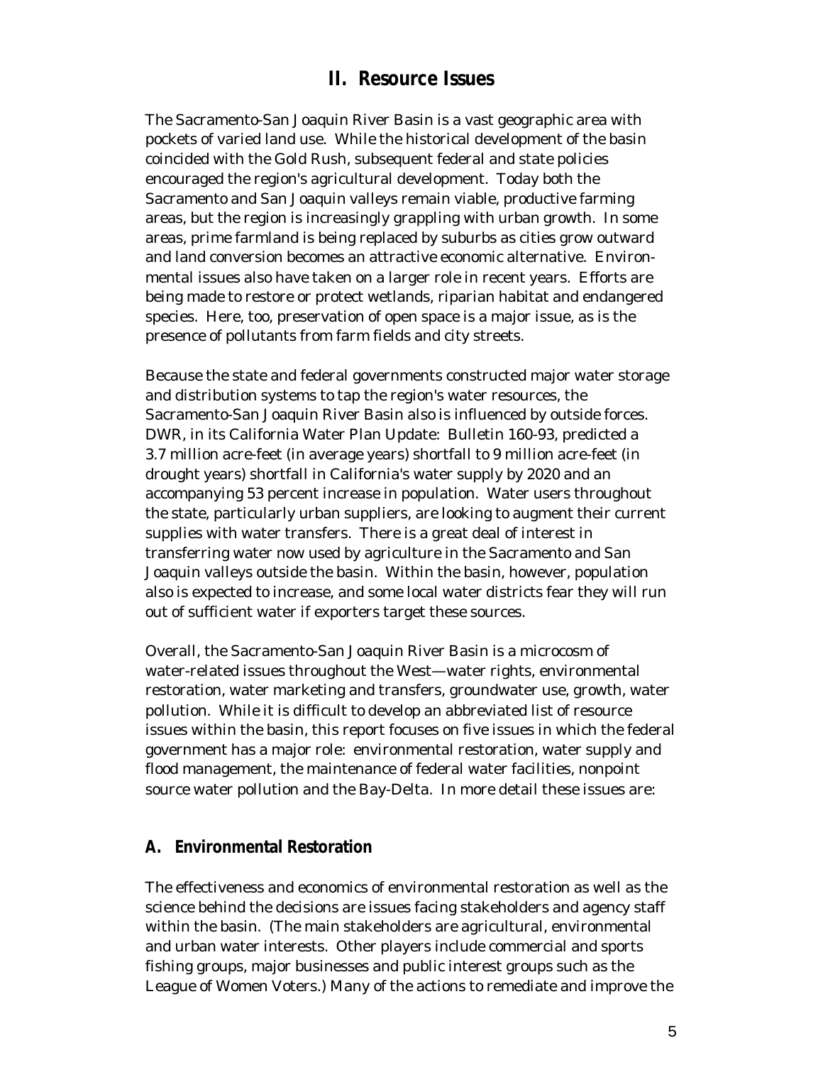# II. Resource Issues

The Sacramento-San Joaquin River Basin is a vast geographic area with pockets of varied land use. While the historical development of the basin coincided with the Gold Rush, subsequent federal and state policies encouraged the region's agricultural development. Today both the Sacramento and San Joaquin valleys remain viable, productive farming areas, but the region is increasingly grappling with urban growth. In some areas, prime farmland is being replaced by suburbs as cities grow outward and land conversion becomes an attractive economic alternative. Environmental issues also have taken on a larger role in recent years. Efforts are being made to restore or protect wetlands, riparian habitat and endangered species. Here, too, preservation of open space is a major issue, as is the presence of pollutants from farm fields and city streets.

Because the state and federal governments constructed major water storage and distribution systems to tap the region's water resources, the Sacramento-San Joaquin River Basin also is influenced by outside forces. DWR, in its California Water Plan Update: Bulletin 160-93, predicted a 3.7 million acre-feet (in average years) shortfall to 9 million acre-feet (in drought years) shortfall in California's water supply by 2020 and an accompanying 53 percent increase in population. Water users throughout the state, particularly urban suppliers, are looking to augment their current supplies with water transfers. There is a great deal of interest in transferring water now used by agriculture in the Sacramento and San Joaquin valleys outside the basin. Within the basin, however, population also is expected to increase, and some local water districts fear they will run out of sufficient water if exporters target these sources.

Overall, the Sacramento-San Joaquin River Basin is a microcosm of water-related issues throughout the West—water rights, environmental restoration, water marketing and transfers, groundwater use, growth, water pollution. While it is difficult to develop an abbreviated list of resource issues within the basin, this report focuses on five issues in which the federal government has a major role: environmental restoration, water supply and flood management, the maintenance of federal water facilities, nonpoint source water pollution and the Bay-Delta. In more detail these issues are:

## A. Environmental Restoration

The effectiveness and economics of environmental restoration as well as the science behind the decisions are issues facing stakeholders and agency staff within the basin. (The main stakeholders are agricultural, environmental and urban water interests. Other players include commercial and sports fishing groups, major businesses and public interest groups such as the League of Women Voters.) Many of the actions to remediate and improve the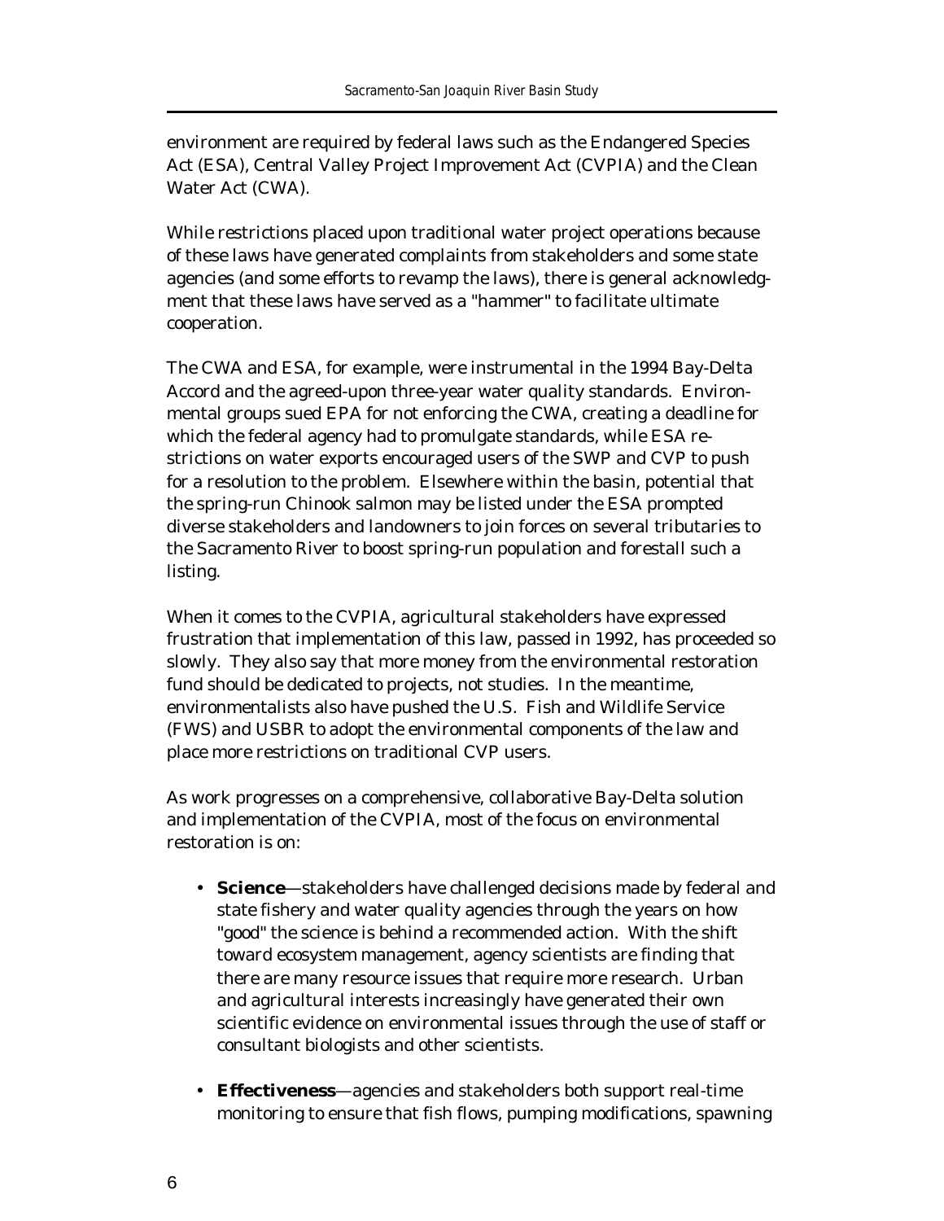environment are required by federal laws such as the Endangered Species Act (ESA), Central Valley Project Improvement Act (CVPIA) and the Clean Water Act (CWA).

While restrictions placed upon traditional water project operations because of these laws have generated complaints from stakeholders and some state agencies (and some efforts to revamp the laws), there is general acknowledgment that these laws have served as a "hammer" to facilitate ultimate cooperation.

The CWA and ESA, for example, were instrumental in the 1994 Bay-Delta Accord and the agreed-upon three-year water quality standards. Environmental groups sued EPA for not enforcing the CWA, creating a deadline for which the federal agency had to promulgate standards, while ESA restrictions on water exports encouraged users of the SWP and CVP to push for a resolution to the problem. Elsewhere within the basin, potential that the spring-run Chinook salmon may be listed under the ESA prompted diverse stakeholders and landowners to join forces on several tributaries to the Sacramento River to boost spring-run population and forestall such a listing.

When it comes to the CVPIA, agricultural stakeholders have expressed frustration that implementation of this law, passed in 1992, has proceeded so slowly. They also say that more money from the environmental restoration fund should be dedicated to projects, not studies. In the meantime, environmentalists also have pushed the U.S. Fish and Wildlife Service (FWS) and USBR to adopt the environmental components of the law and place more restrictions on traditional CVP users.

As work progresses on a comprehensive, collaborative Bay-Delta solution and implementation of the CVPIA, most of the focus on environmental restoration is on:

- **Science**—stakeholders have challenged decisions made by federal and state fishery and water quality agencies through the years on how "good" the science is behind a recommended action. With the shift toward ecosystem management, agency scientists are finding that there are many resource issues that require more research. Urban and agricultural interests increasingly have generated their own scientific evidence on environmental issues through the use of staff or consultant biologists and other scientists.

- **Effectiveness**—agencies and stakeholders both support real-time monitoring to ensure that fish flows, pumping modifications, spawning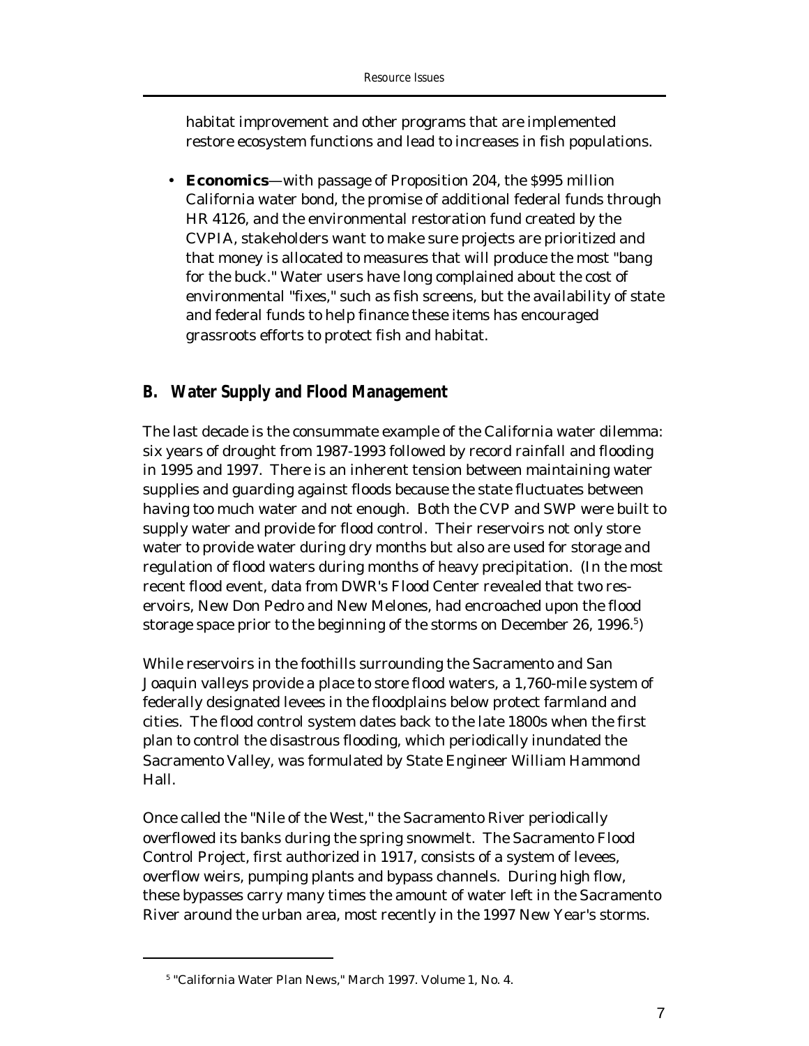habitat improvement and other programs that are implemented restore ecosystem functions and lead to increases in fish populations.

- **Economics**—with passage of Proposition 204, the $995 million California water bond, the promise of additional federal funds through HR 4126, and the environmental restoration fund created by the CVPIA, stakeholders want to make sure projects are prioritized and that money is allocated to measures that will produce the most "bang for the buck." Water users have long complained about the cost of environmental "fixes," such as fish screens, but the availability of state and federal funds to help finance these items has encouraged grassroots efforts to protect fish and habitat.

## B. Water Supply and Flood Management

The last decade is the consummate example of the California water dilemma: six years of drought from 1987-1993 followed by record rainfall and flooding in 1995 and 1997. There is an inherent tension between maintaining water supplies and guarding against floods because the state fluctuates between having too much water and not enough. Both the CVP and SWP were built to supply water and provide for flood control. Their reservoirs not only store water to provide water during dry months but also are used for storage and regulation of flood waters during months of heavy precipitation. (In the most recent flood event, data from DWR's Flood Center revealed that two reservoirs, New Don Pedro and New Melones, had encroached upon the flood storage space prior to the beginning of the storms on December 26, 1996.[5])

While reservoirs in the foothills surrounding the Sacramento and San Joaquin valleys provide a place to store flood waters, a 1,760-mile system of federally designated levees in the floodplains below protect farmland and cities. The flood control system dates back to the late 1800s when the first plan to control the disastrous flooding, which periodically inundated the Sacramento Valley, was formulated by State Engineer William Hammond Hall.

Once called the "Nile of the West," the Sacramento River periodically overflowed its banks during the spring snowmelt. The Sacramento Flood Control Project, first authorized in 1917, consists of a system of levees, overflow weirs, pumping plants and bypass channels. During high flow, these bypasses carry many times the amount of water left in the Sacramento River around the urban area, most recently in the 1997 New Year's storms.

---

[5] "California Water Plan News," March 1997. Volume 1, No. 4.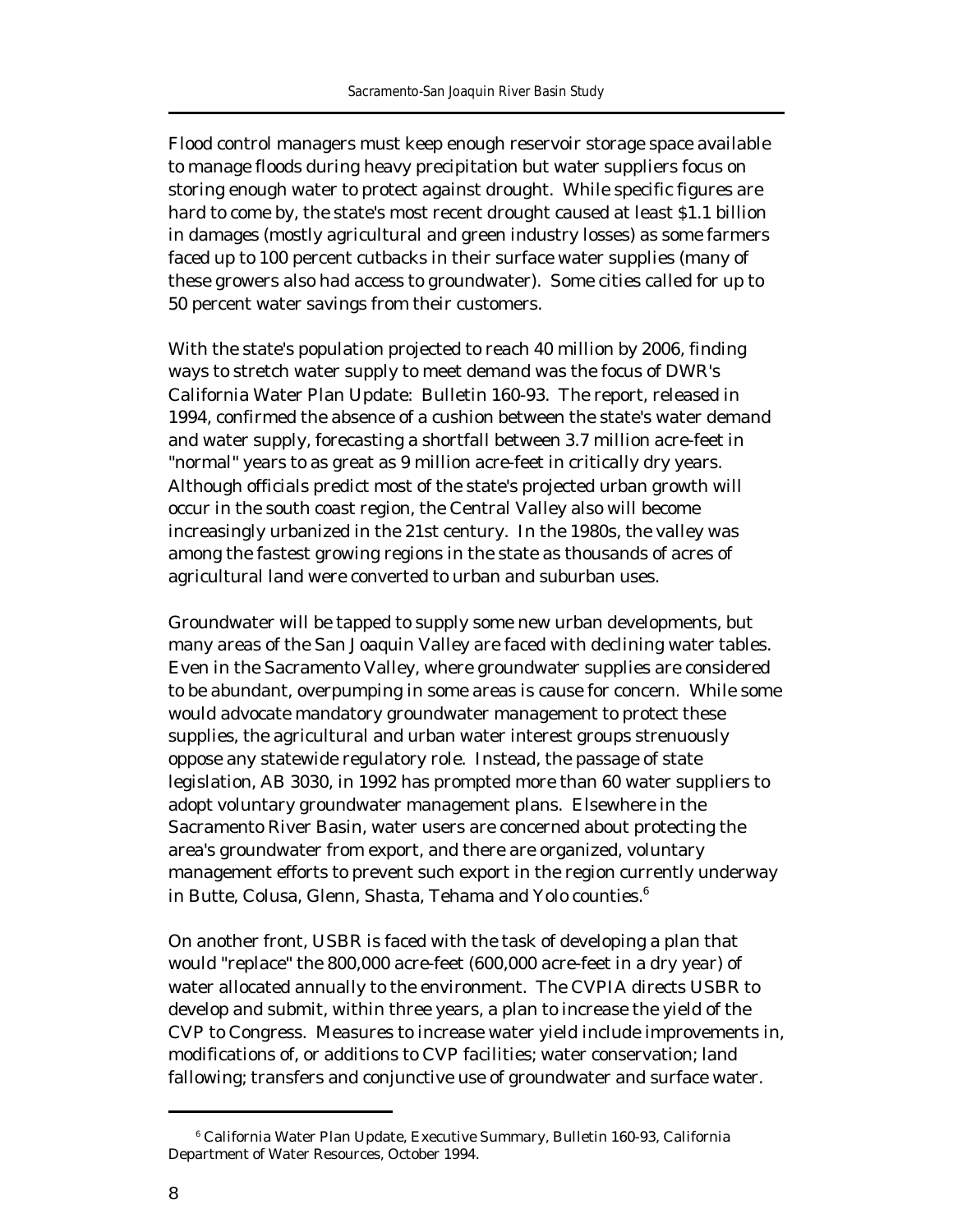Flood control managers must keep enough reservoir storage space available to manage floods during heavy precipitation but water suppliers focus on storing enough water to protect against drought. While specific figures are hard to come by, the state's most recent drought caused at least $1.1 billion in damages (mostly agricultural and green industry losses) as some farmers faced up to 100 percent cutbacks in their surface water supplies (many of these growers also had access to groundwater). Some cities called for up to 50 percent water savings from their customers.

With the state's population projected to reach 40 million by 2006, finding ways to stretch water supply to meet demand was the focus of DWR's *California Water Plan Update: Bulletin 160-93*. The report, released in 1994, confirmed the absence of a cushion between the state's water demand and water supply, forecasting a shortfall between 3.7 million acre-feet in "normal" years to as great as 9 million acre-feet in critically dry years. Although officials predict most of the state's projected urban growth will occur in the south coast region, the Central Valley also will become increasingly urbanized in the 21st century. In the 1980s, the valley was among the fastest growing regions in the state as thousands of acres of agricultural land were converted to urban and suburban uses.

Groundwater will be tapped to supply some new urban developments, but many areas of the San Joaquin Valley are faced with declining water tables. Even in the Sacramento Valley, where groundwater supplies are considered to be abundant, overpumping in some areas is cause for concern. While some would advocate mandatory groundwater management to protect these supplies, the agricultural and urban water interest groups strenuously oppose any statewide regulatory role. Instead, the passage of state legislation, AB 3030, in 1992 has prompted more than 60 water suppliers to adopt voluntary groundwater management plans. Elsewhere in the Sacramento River Basin, water users are concerned about protecting the area's groundwater from export, and there are organized, voluntary management efforts to prevent such export in the region currently underway in Butte, Colusa, Glenn, Shasta, Tehama and Yolo counties.[6]

On another front, USBR is faced with the task of developing a plan that would "replace" the 800,000 acre-feet (600,000 acre-feet in a dry year) of water allocated annually to the environment. The CVPIA directs USBR to develop and submit, within three years, a plan to increase the yield of the CVP to Congress. Measures to increase water yield include improvements in, modifications of, or additions to CVP facilities; water conservation; land fallowing; transfers and conjunctive use of groundwater and surface water.

---

[6] California Water Plan Update, Executive Summary, Bulletin 160-93, California Department of Water Resources, October 1994.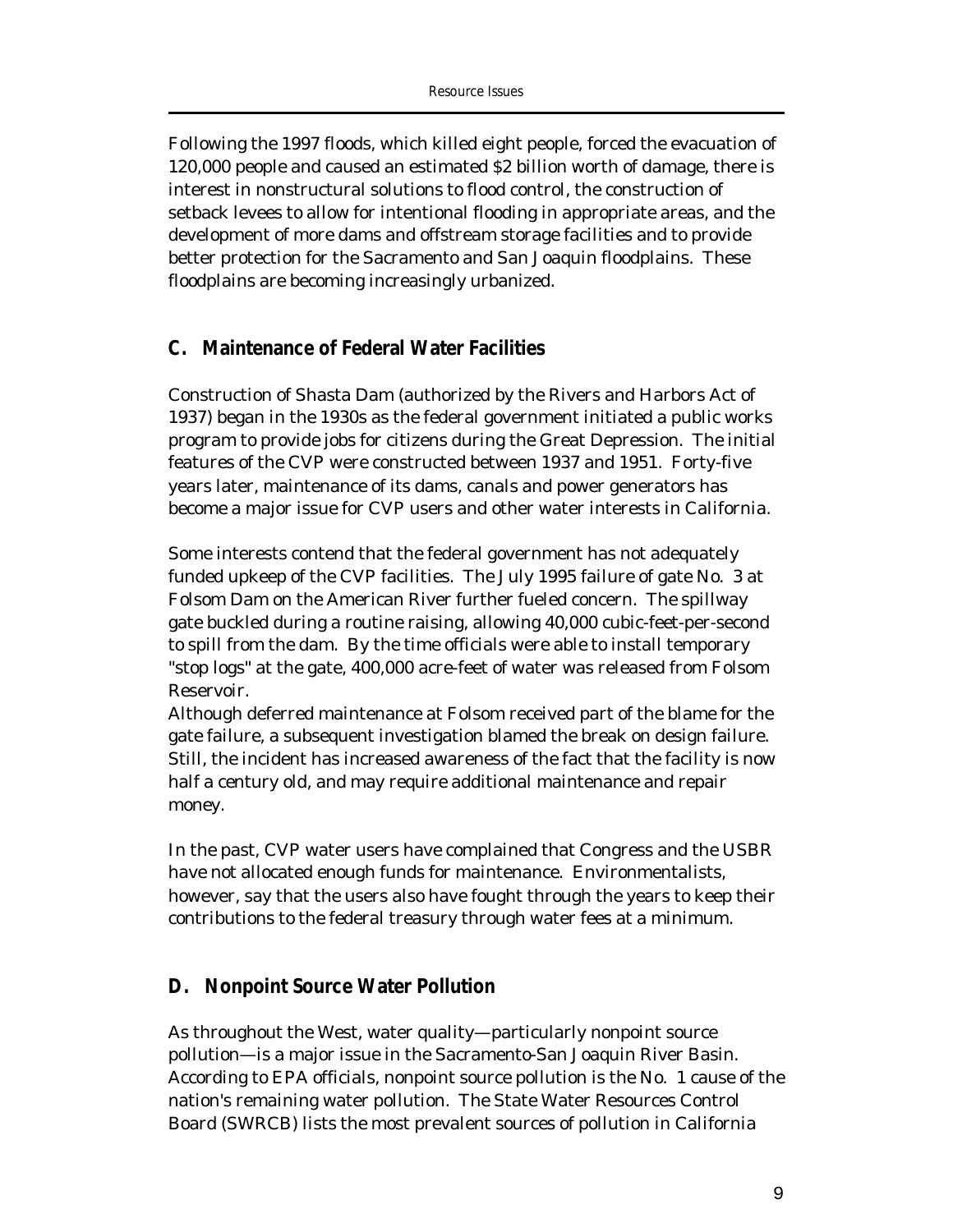Following the 1997 floods, which killed eight people, forced the evacuation of 120,000 people and caused an estimated $2 billion worth of damage, there is interest in nonstructural solutions to flood control, the construction of setback levees to allow for intentional flooding in appropriate areas, and the development of more dams and offstream storage facilities and to provide better protection for the Sacramento and San Joaquin floodplains. These floodplains are becoming increasingly urbanized.

## C. Maintenance of Federal Water Facilities

Construction of Shasta Dam (authorized by the Rivers and Harbors Act of 1937) began in the 1930s as the federal government initiated a public works program to provide jobs for citizens during the Great Depression. The initial features of the CVP were constructed between 1937 and 1951. Forty-five years later, maintenance of its dams, canals and power generators has become a major issue for CVP users and other water interests in California.

Some interests contend that the federal government has not adequately funded upkeep of the CVP facilities. The July 1995 failure of gate No. 3 at Folsom Dam on the American River further fueled concern. The spillway gate buckled during a routine raising, allowing 40,000 cubic-feet-per-second to spill from the dam. By the time officials were able to install temporary "stop logs" at the gate, 400,000 acre-feet of water was released from Folsom Reservoir.

Although deferred maintenance at Folsom received part of the blame for the gate failure, a subsequent investigation blamed the break on design failure. Still, the incident has increased awareness of the fact that the facility is now half a century old, and may require additional maintenance and repair money.

In the past, CVP water users have complained that Congress and the USBR have not allocated enough funds for maintenance. Environmentalists, however, say that the users also have fought through the years to keep their contributions to the federal treasury through water fees at a minimum.

## D. Nonpoint Source Water Pollution

As throughout the West, water quality—particularly nonpoint source pollution—is a major issue in the Sacramento-San Joaquin River Basin. According to EPA officials, nonpoint source pollution is the No. 1 cause of the nation's remaining water pollution. The State Water Resources Control Board (SWRCB) lists the most prevalent sources of pollution in California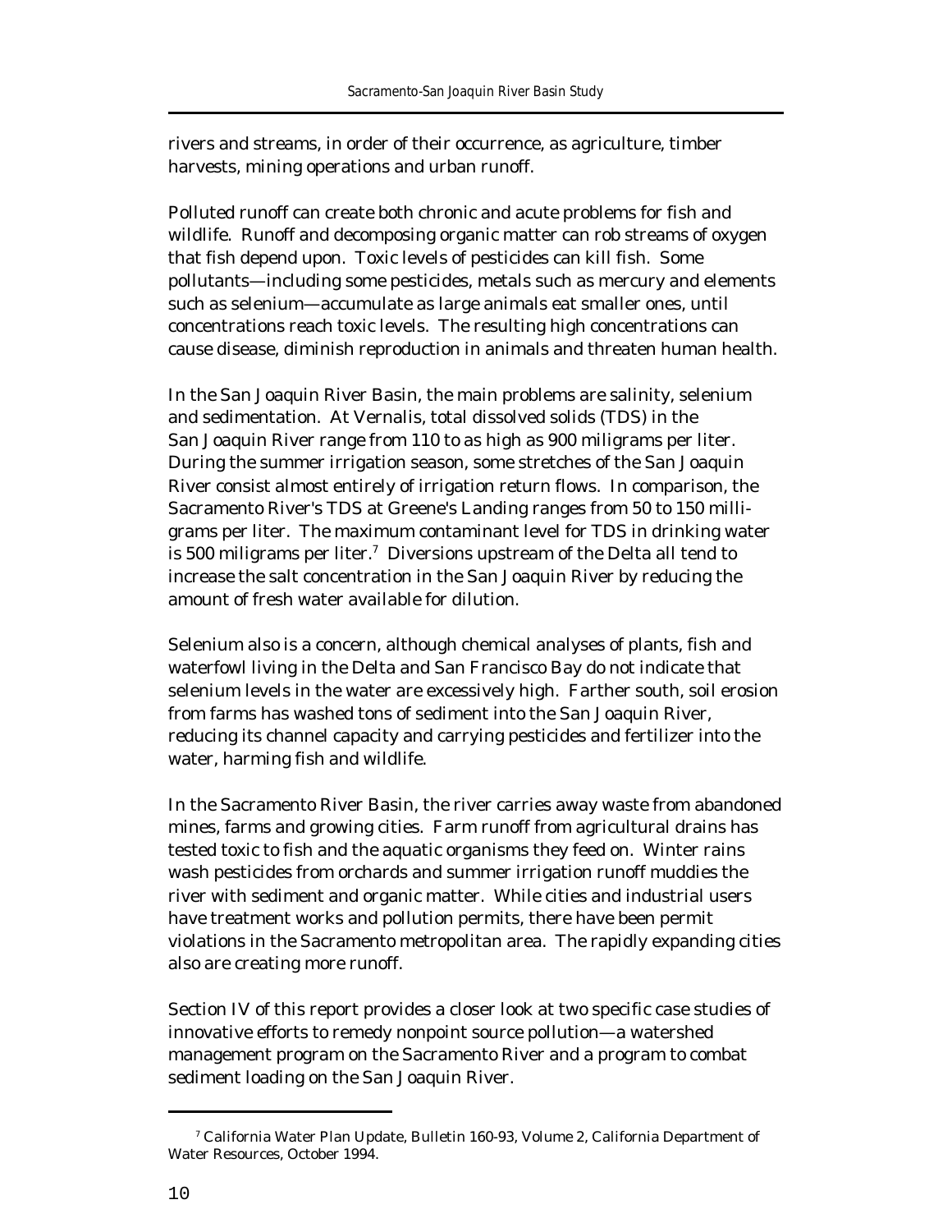rivers and streams, in order of their occurrence, as agriculture, timber harvests, mining operations and urban runoff.

Polluted runoff can create both chronic and acute problems for fish and wildlife. Runoff and decomposing organic matter can rob streams of oxygen that fish depend upon. Toxic levels of pesticides can kill fish. Some pollutants—including some pesticides, metals such as mercury and elements such as selenium—accumulate as large animals eat smaller ones, until concentrations reach toxic levels. The resulting high concentrations can cause disease, diminish reproduction in animals and threaten human health.

In the San Joaquin River Basin, the main problems are salinity, selenium and sedimentation. At Vernalis, total dissolved solids (TDS) in the San Joaquin River range from 110 to as high as 900 miligrams per liter. During the summer irrigation season, some stretches of the San Joaquin River consist almost entirely of irrigation return flows. In comparison, the Sacramento River's TDS at Greene's Landing ranges from 50 to 150 milligrams per liter. The maximum contaminant level for TDS in drinking water is 500 miligrams per liter.[7] Diversions upstream of the Delta all tend to increase the salt concentration in the San Joaquin River by reducing the amount of fresh water available for dilution.

Selenium also is a concern, although chemical analyses of plants, fish and waterfowl living in the Delta and San Francisco Bay do not indicate that selenium levels in the water are excessively high. Farther south, soil erosion from farms has washed tons of sediment into the San Joaquin River, reducing its channel capacity and carrying pesticides and fertilizer into the water, harming fish and wildlife.

In the Sacramento River Basin, the river carries away waste from abandoned mines, farms and growing cities. Farm runoff from agricultural drains has tested toxic to fish and the aquatic organisms they feed on. Winter rains wash pesticides from orchards and summer irrigation runoff muddies the river with sediment and organic matter. While cities and industrial users have treatment works and pollution permits, there have been permit violations in the Sacramento metropolitan area. The rapidly expanding cities also are creating more runoff.

Section IV of this report provides a closer look at two specific case studies of innovative efforts to remedy nonpoint source pollution—a watershed management program on the Sacramento River and a program to combat sediment loading on the San Joaquin River.

---

[7] California Water Plan Update, Bulletin 160-93, Volume 2, California Department of Water Resources, October 1994.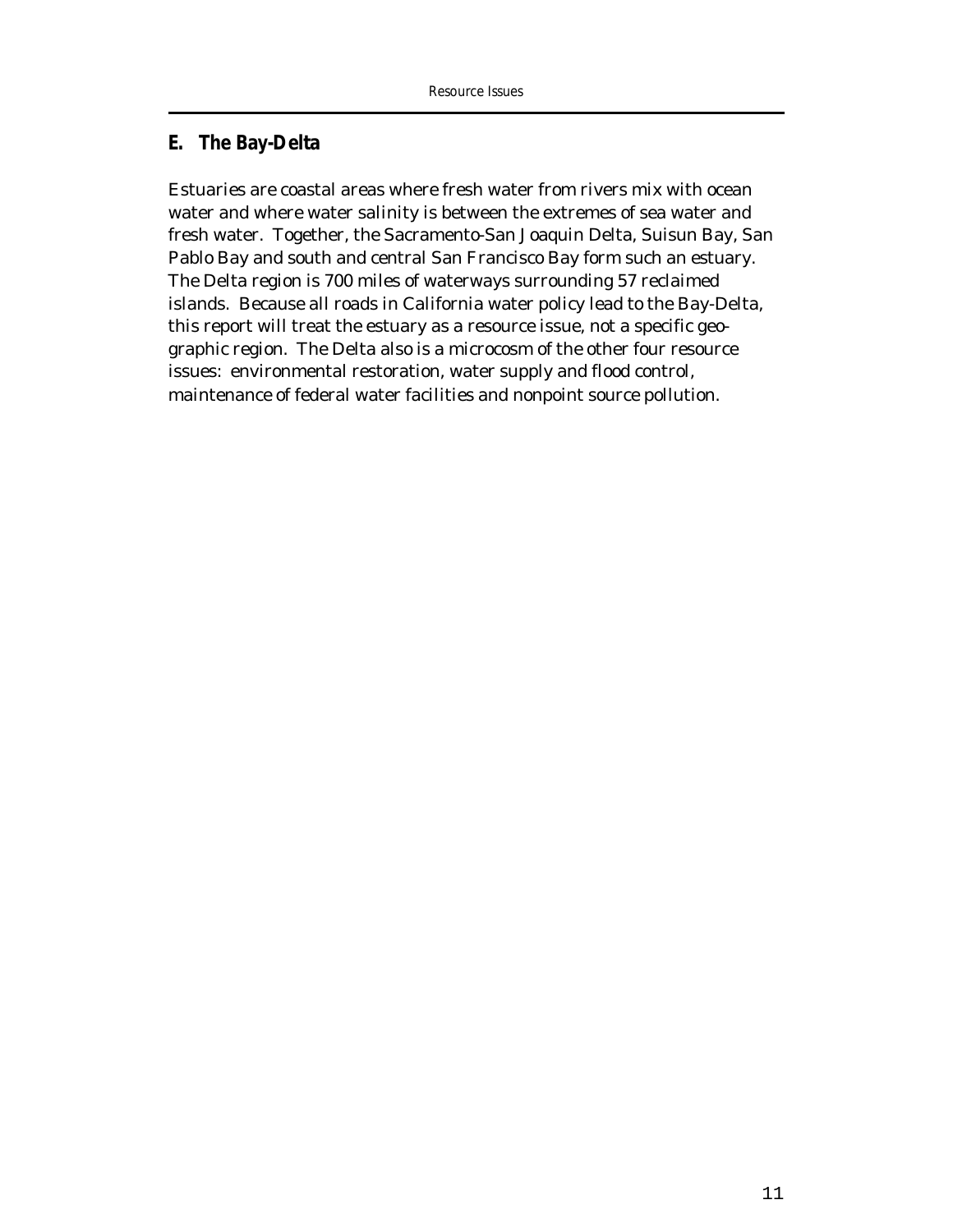## E. The Bay-Delta

Estuaries are coastal areas where fresh water from rivers mix with ocean water and where water salinity is between the extremes of sea water and fresh water. Together, the Sacramento-San Joaquin Delta, Suisun Bay, San Pablo Bay and south and central San Francisco Bay form such an estuary. The Delta region is 700 miles of waterways surrounding 57 reclaimed islands. Because all roads in California water policy lead to the Bay-Delta, this report will treat the estuary as a resource issue, not a specific geographic region. The Delta also is a microcosm of the other four resource issues: environmental restoration, water supply and flood control, maintenance of federal water facilities and nonpoint source pollution.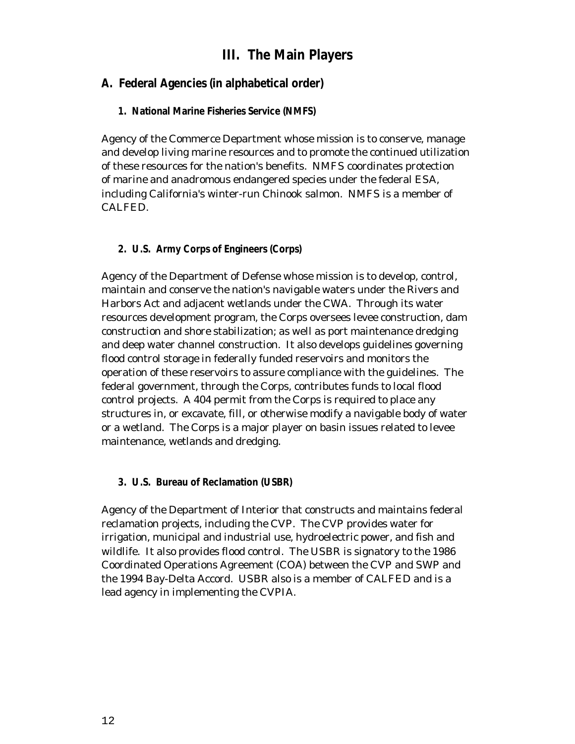# III. The Main Players

## A. Federal Agencies (in alphabetical order)

### 1. National Marine Fisheries Service (NMFS)

Agency of the Commerce Department whose mission is to conserve, manage and develop living marine resources and to promote the continued utilization of these resources for the nation's benefits. NMFS coordinates protection of marine and anadromous endangered species under the federal ESA, including California's winter-run Chinook salmon. NMFS is a member of CALFED.

### 2. U.S. Army Corps of Engineers (Corps)

Agency of the Department of Defense whose mission is to develop, control, maintain and conserve the nation's navigable waters under the Rivers and Harbors Act and adjacent wetlands under the CWA. Through its water resources development program, the Corps oversees levee construction, dam construction and shore stabilization; as well as port maintenance dredging and deep water channel construction. It also develops guidelines governing flood control storage in federally funded reservoirs and monitors the operation of these reservoirs to assure compliance with the guidelines. The federal government, through the Corps, contributes funds to local flood control projects. A 404 permit from the Corps is required to place any structures in, or excavate, fill, or otherwise modify a navigable body of water or a wetland. The Corps is a major player on basin issues related to levee maintenance, wetlands and dredging.

### 3. U.S. Bureau of Reclamation (USBR)

Agency of the Department of Interior that constructs and maintains federal reclamation projects, including the CVP. The CVP provides water for irrigation, municipal and industrial use, hydroelectric power, and fish and wildlife. It also provides flood control. The USBR is signatory to the 1986 Coordinated Operations Agreement (COA) between the CVP and SWP and the 1994 Bay-Delta Accord. USBR also is a member of CALFED and is a lead agency in implementing the CVPIA.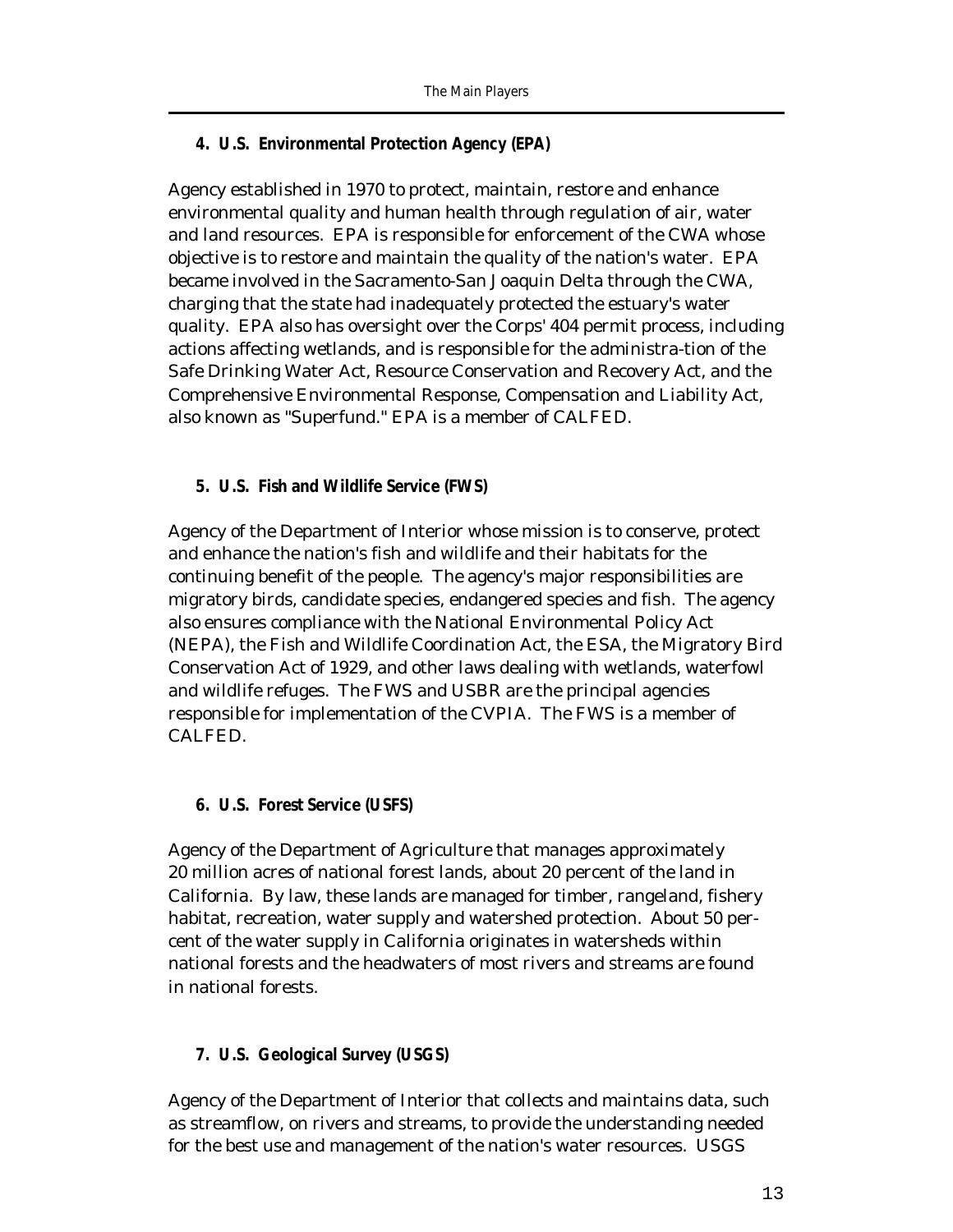#### 4. U.S. Environmental Protection Agency (EPA)

Agency established in 1970 to protect, maintain, restore and enhance environmental quality and human health through regulation of air, water and land resources. EPA is responsible for enforcement of the CWA whose objective is to restore and maintain the quality of the nation's water. EPA became involved in the Sacramento-San Joaquin Delta through the CWA, charging that the state had inadequately protected the estuary's water quality. EPA also has oversight over the Corps' 404 permit process, including actions affecting wetlands, and is responsible for the administra-tion of the Safe Drinking Water Act, Resource Conservation and Recovery Act, and the Comprehensive Environmental Response, Compensation and Liability Act, also known as "Superfund." EPA is a member of CALFED.

#### 5. U.S. Fish and Wildlife Service (FWS)

Agency of the Department of Interior whose mission is to conserve, protect and enhance the nation's fish and wildlife and their habitats for the continuing benefit of the people. The agency's major responsibilities are migratory birds, candidate species, endangered species and fish. The agency also ensures compliance with the National Environmental Policy Act (NEPA), the Fish and Wildlife Coordination Act, the ESA, the Migratory Bird Conservation Act of 1929, and other laws dealing with wetlands, waterfowl and wildlife refuges. The FWS and USBR are the principal agencies responsible for implementation of the CVPIA. The FWS is a member of CALFED.

#### 6. U.S. Forest Service (USFS)

Agency of the Department of Agriculture that manages approximately 20 million acres of national forest lands, about 20 percent of the land in California. By law, these lands are managed for timber, rangeland, fishery habitat, recreation, water supply and watershed protection. About 50 percent of the water supply in California originates in watersheds within national forests and the headwaters of most rivers and streams are found in national forests.

#### 7. U.S. Geological Survey (USGS)

Agency of the Department of Interior that collects and maintains data, such as streamflow, on rivers and streams, to provide the understanding needed for the best use and management of the nation's water resources. USGS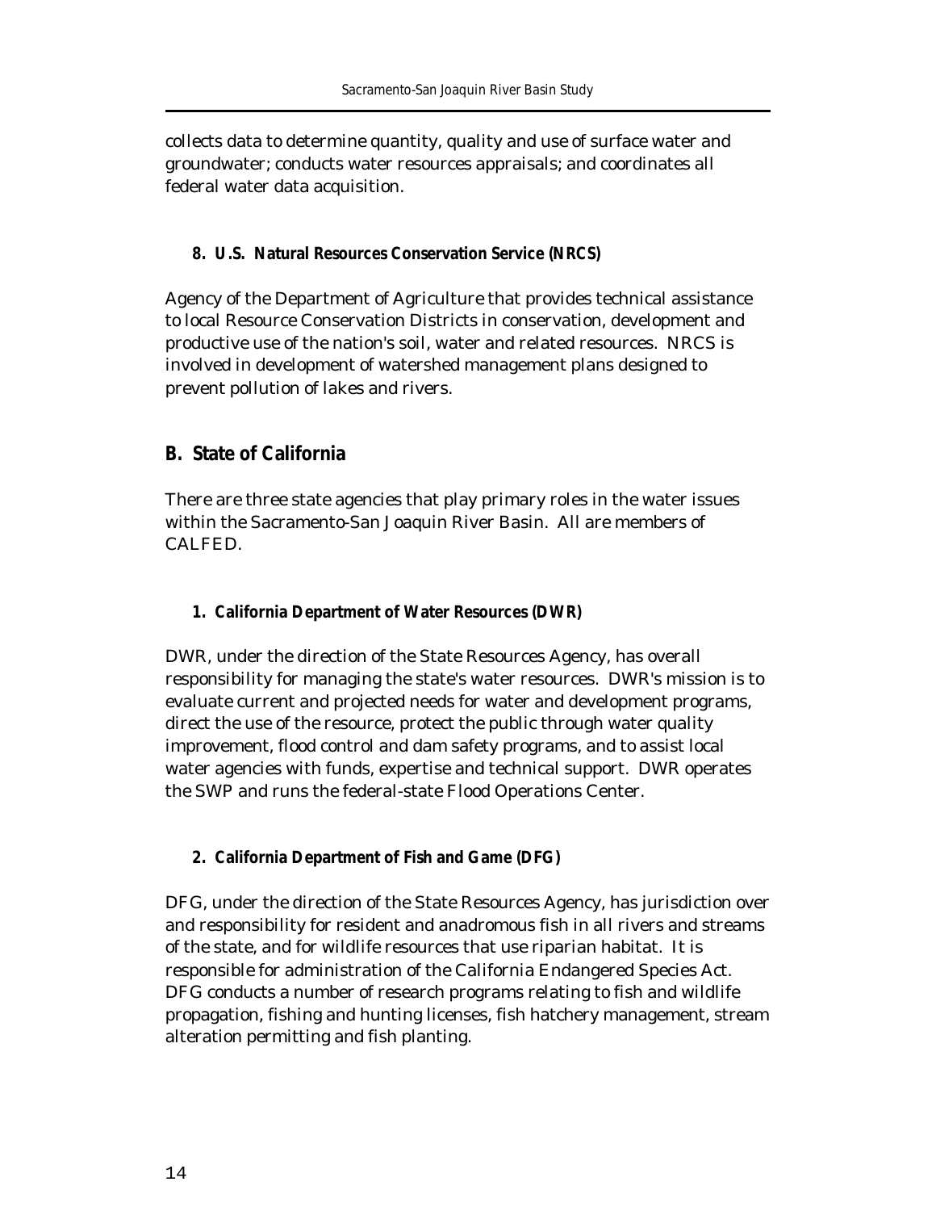collects data to determine quantity, quality and use of surface water and groundwater; conducts water resources appraisals; and coordinates all federal water data acquisition.

#### 8. U.S. Natural Resources Conservation Service (NRCS)

Agency of the Department of Agriculture that provides technical assistance to local Resource Conservation Districts in conservation, development and productive use of the nation's soil, water and related resources. NRCS is involved in development of watershed management plans designed to prevent pollution of lakes and rivers.

### B. State of California

There are three state agencies that play primary roles in the water issues within the Sacramento-San Joaquin River Basin. All are members of CALFED.

#### 1. California Department of Water Resources (DWR)

DWR, under the direction of the State Resources Agency, has overall responsibility for managing the state's water resources. DWR's mission is to evaluate current and projected needs for water and development programs, direct the use of the resource, protect the public through water quality improvement, flood control and dam safety programs, and to assist local water agencies with funds, expertise and technical support. DWR operates the SWP and runs the federal-state Flood Operations Center.

#### 2. California Department of Fish and Game (DFG)

DFG, under the direction of the State Resources Agency, has jurisdiction over and responsibility for resident and anadromous fish in all rivers and streams of the state, and for wildlife resources that use riparian habitat. It is responsible for administration of the California Endangered Species Act. DFG conducts a number of research programs relating to fish and wildlife propagation, fishing and hunting licenses, fish hatchery management, stream alteration permitting and fish planting.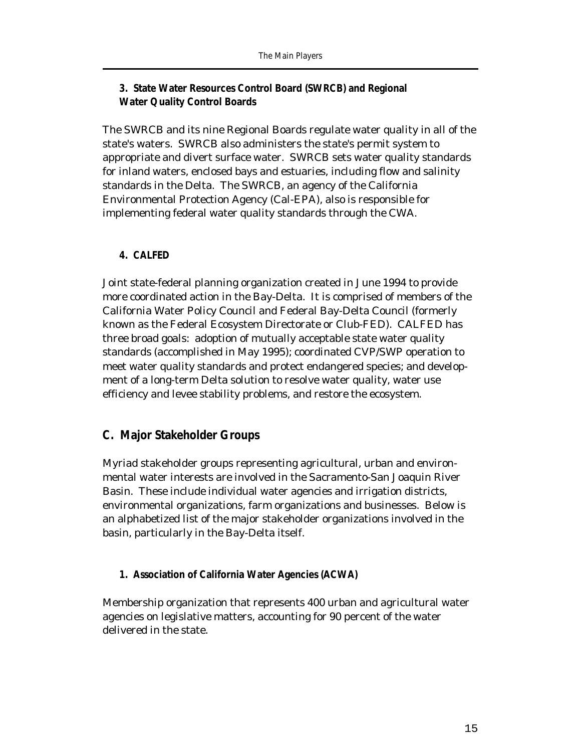#### 3. State Water Resources Control Board (SWRCB) and Regional Water Quality Control Boards

The SWRCB and its nine Regional Boards regulate water quality in all of the state's waters. SWRCB also administers the state's permit system to appropriate and divert surface water. SWRCB sets water quality standards for inland waters, enclosed bays and estuaries, including flow and salinity standards in the Delta. The SWRCB, an agency of the California Environmental Protection Agency (Cal-EPA), also is responsible for implementing federal water quality standards through the CWA.

#### 4. CALFED

Joint state-federal planning organization created in June 1994 to provide more coordinated action in the Bay-Delta. It is comprised of members of the California Water Policy Council and Federal Bay-Delta Council (formerly known as the Federal Ecosystem Directorate or Club-FED). CALFED has three broad goals: adoption of mutually acceptable state water quality standards (accomplished in May 1995); coordinated CVP/SWP operation to meet water quality standards and protect endangered species; and development of a long-term Delta solution to resolve water quality, water use efficiency and levee stability problems, and restore the ecosystem.

## C. Major Stakeholder Groups

Myriad stakeholder groups representing agricultural, urban and environmental water interests are involved in the Sacramento-San Joaquin River Basin. These include individual water agencies and irrigation districts, environmental organizations, farm organizations and businesses. Below is an alphabetized list of the major stakeholder organizations involved in the basin, particularly in the Bay-Delta itself.

#### 1. Association of California Water Agencies (ACWA)

Membership organization that represents 400 urban and agricultural water agencies on legislative matters, accounting for 90 percent of the water delivered in the state.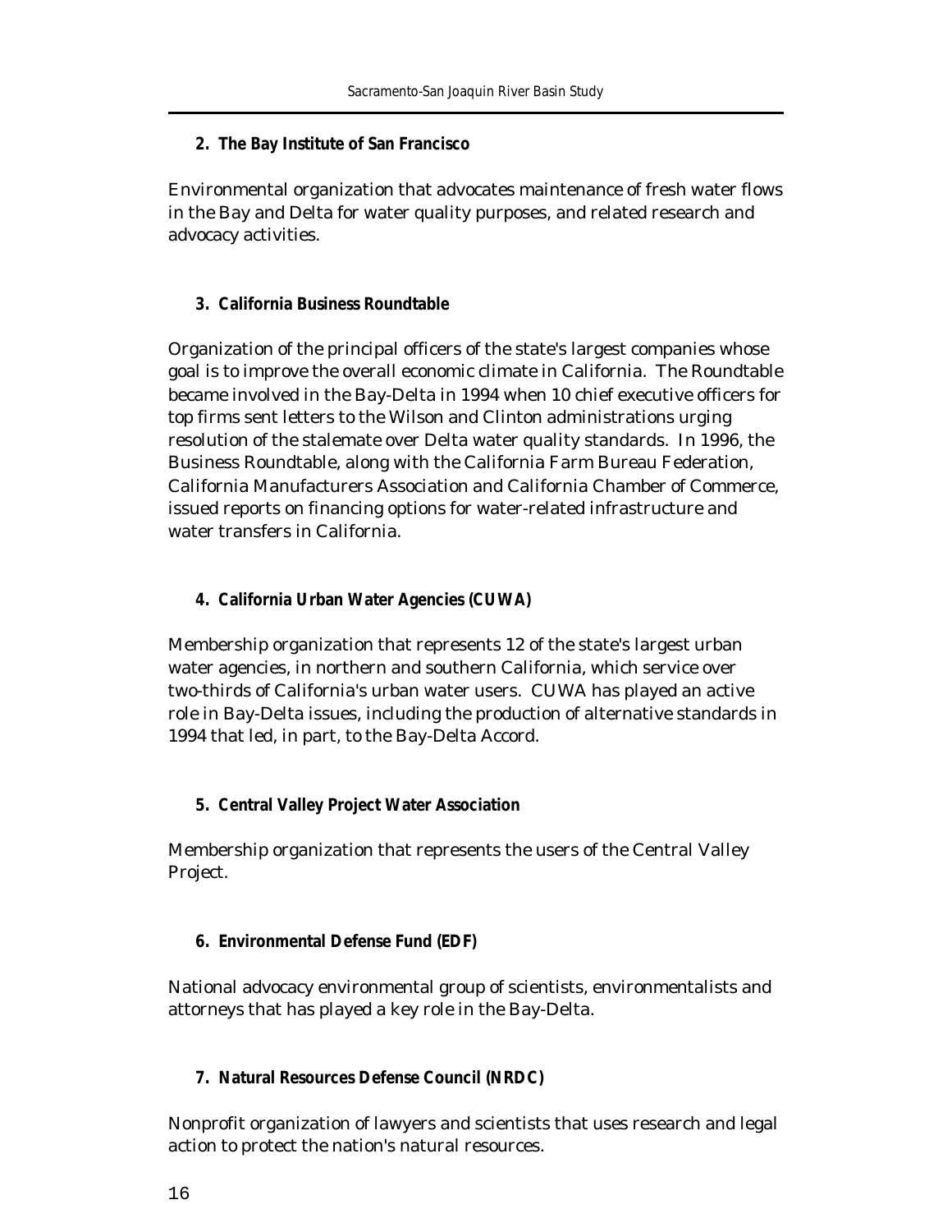**2. The Bay Institute of San Francisco**

Environmental organization that advocates maintenance of fresh water flows in the Bay and Delta for water quality purposes, and related research and advocacy activities.

**3. California Business Roundtable**

Organization of the principal officers of the state's largest companies whose goal is to improve the overall economic climate in California. The Roundtable became involved in the Bay-Delta in 1994 when 10 chief executive officers for top firms sent letters to the Wilson and Clinton administrations urging resolution of the stalemate over Delta water quality standards. In 1996, the Business Roundtable, along with the California Farm Bureau Federation, California Manufacturers Association and California Chamber of Commerce, issued reports on financing options for water-related infrastructure and water transfers in California.

**4. California Urban Water Agencies (CUWA)**

Membership organization that represents 12 of the state's largest urban water agencies, in northern and southern California, which service over two-thirds of California's urban water users. CUWA has played an active role in Bay-Delta issues, including the production of alternative standards in 1994 that led, in part, to the Bay-Delta Accord.

**5. Central Valley Project Water Association**

Membership organization that represents the users of the Central Valley Project.

**6. Environmental Defense Fund (EDF)**

National advocacy environmental group of scientists, environmentalists and attorneys that has played a key role in the Bay-Delta.

**7. Natural Resources Defense Council (NRDC)**

Nonprofit organization of lawyers and scientists that uses research and legal action to protect the nation's natural resources.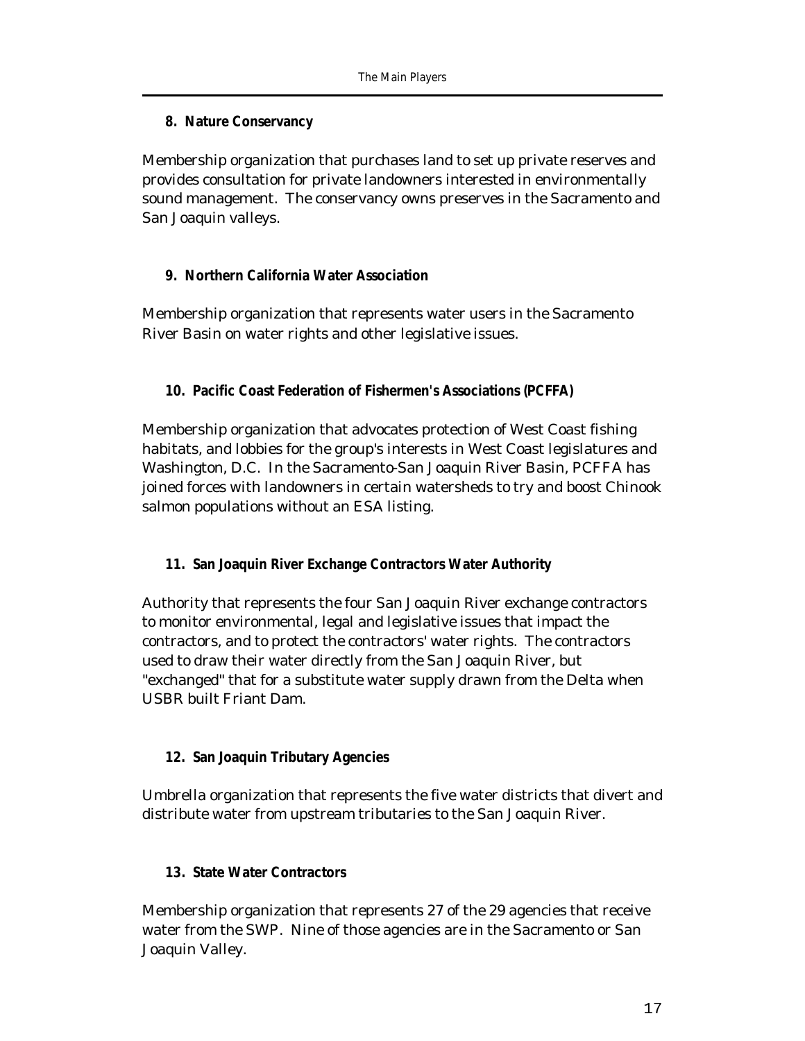### 8. Nature Conservancy

Membership organization that purchases land to set up private reserves and provides consultation for private landowners interested in environmentally sound management. The conservancy owns preserves in the Sacramento and San Joaquin valleys.

### 9. Northern California Water Association

Membership organization that represents water users in the Sacramento River Basin on water rights and other legislative issues.

### 10. Pacific Coast Federation of Fishermen's Associations (PCFFA)

Membership organization that advocates protection of West Coast fishing habitats, and lobbies for the group's interests in West Coast legislatures and Washington, D.C. In the Sacramento-San Joaquin River Basin, PCFFA has joined forces with landowners in certain watersheds to try and boost Chinook salmon populations without an ESA listing.

### 11. San Joaquin River Exchange Contractors Water Authority

Authority that represents the four San Joaquin River exchange contractors to monitor environmental, legal and legislative issues that impact the contractors, and to protect the contractors' water rights. The contractors used to draw their water directly from the San Joaquin River, but "exchanged" that for a substitute water supply drawn from the Delta when USBR built Friant Dam.

### 12. San Joaquin Tributary Agencies

Umbrella organization that represents the five water districts that divert and distribute water from upstream tributaries to the San Joaquin River.

### 13. State Water Contractors

Membership organization that represents 27 of the 29 agencies that receive water from the SWP. Nine of those agencies are in the Sacramento or San Joaquin Valley.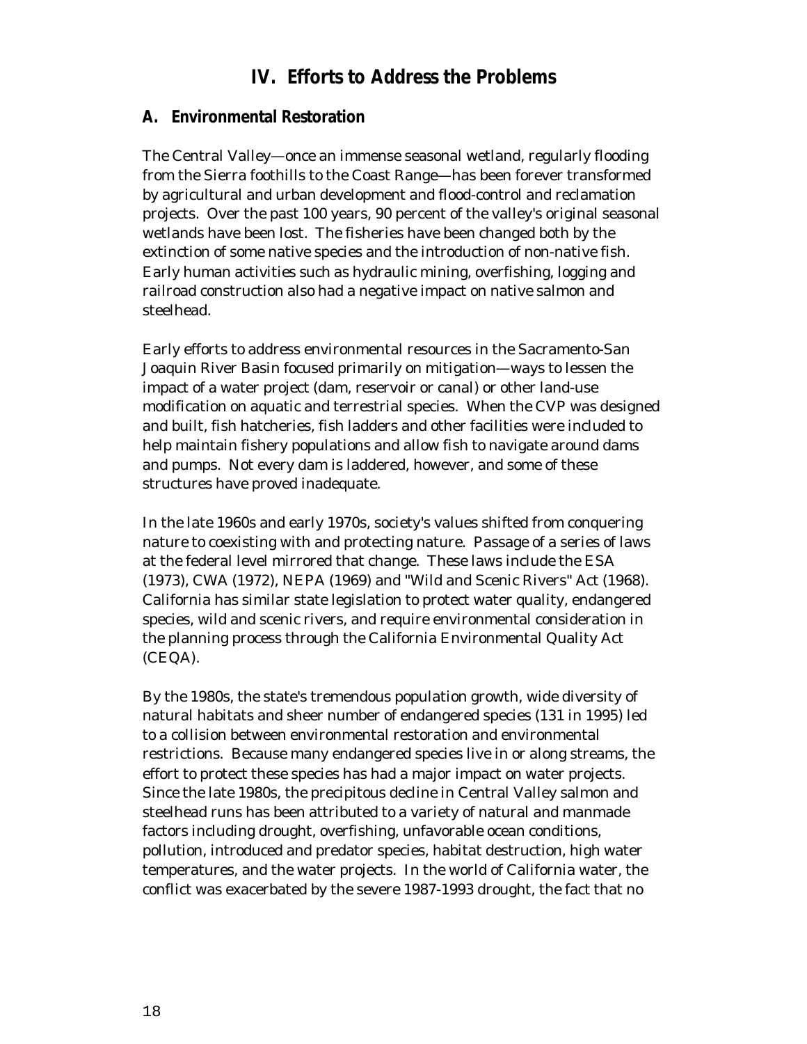# IV. Efforts to Address the Problems

## A. Environmental Restoration

The Central Valley—once an immense seasonal wetland, regularly flooding from the Sierra foothills to the Coast Range—has been forever transformed by agricultural and urban development and flood-control and reclamation projects. Over the past 100 years, 90 percent of the valley's original seasonal wetlands have been lost. The fisheries have been changed both by the extinction of some native species and the introduction of non-native fish. Early human activities such as hydraulic mining, overfishing, logging and railroad construction also had a negative impact on native salmon and steelhead.

Early efforts to address environmental resources in the Sacramento-San Joaquin River Basin focused primarily on mitigation—ways to lessen the impact of a water project (dam, reservoir or canal) or other land-use modification on aquatic and terrestrial species. When the CVP was designed and built, fish hatcheries, fish ladders and other facilities were included to help maintain fishery populations and allow fish to navigate around dams and pumps. Not every dam is laddered, however, and some of these structures have proved inadequate.

In the late 1960s and early 1970s, society's values shifted from conquering nature to coexisting with and protecting nature. Passage of a series of laws at the federal level mirrored that change. These laws include the ESA (1973), CWA (1972), NEPA (1969) and "Wild and Scenic Rivers" Act (1968). California has similar state legislation to protect water quality, endangered species, wild and scenic rivers, and require environmental consideration in the planning process through the California Environmental Quality Act (CEQA).

By the 1980s, the state's tremendous population growth, wide diversity of natural habitats and sheer number of endangered species (131 in 1995) led to a collision between environmental restoration and environmental restrictions. Because many endangered species live in or along streams, the effort to protect these species has had a major impact on water projects. Since the late 1980s, the precipitous decline in Central Valley salmon and steelhead runs has been attributed to a variety of natural and manmade factors including drought, overfishing, unfavorable ocean conditions, pollution, introduced and predator species, habitat destruction, high water temperatures, and the water projects. In the world of California water, the conflict was exacerbated by the severe 1987-1993 drought, the fact that no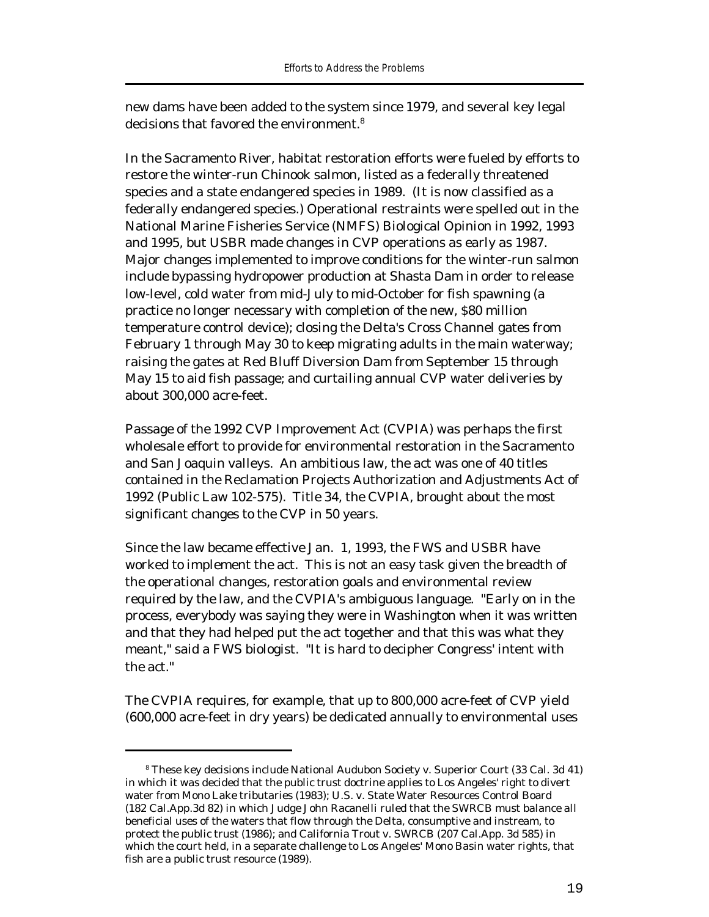new dams have been added to the system since 1979, and several key legal decisions that favored the environment.[8]

In the Sacramento River, habitat restoration efforts were fueled by efforts to restore the winter-run Chinook salmon, listed as a federally threatened species and a state endangered species in 1989. (It is now classified as a federally endangered species.) Operational restraints were spelled out in the National Marine Fisheries Service (NMFS) Biological Opinion in 1992, 1993 and 1995, but USBR made changes in CVP operations as early as 1987. Major changes implemented to improve conditions for the winter-run salmon include bypassing hydropower production at Shasta Dam in order to release low-level, cold water from mid-July to mid-October for fish spawning (a practice no longer necessary with completion of the new, $80 million temperature control device); closing the Delta's Cross Channel gates from February 1 through May 30 to keep migrating adults in the main waterway; raising the gates at Red Bluff Diversion Dam from September 15 through May 15 to aid fish passage; and curtailing annual CVP water deliveries by about 300,000 acre-feet.

Passage of the 1992 CVP Improvement Act (CVPIA) was perhaps the first wholesale effort to provide for environmental restoration in the Sacramento and San Joaquin valleys. An ambitious law, the act was one of 40 titles contained in the Reclamation Projects Authorization and Adjustments Act of 1992 (Public Law 102-575). Title 34, the CVPIA, brought about the most significant changes to the CVP in 50 years.

Since the law became effective Jan. 1, 1993, the FWS and USBR have worked to implement the act. This is not an easy task given the breadth of the operational changes, restoration goals and environmental review required by the law, and the CVPIA's ambiguous language. "Early on in the process, everybody was saying they were in Washington when it was written and that they had helped put the act together and that this was what they meant," said a FWS biologist. "It is hard to decipher Congress' intent with the act."

The CVPIA requires, for example, that up to 800,000 acre-feet of CVP yield (600,000 acre-feet in dry years) be dedicated annually to environmental uses

---

[8] These key decisions include National Audubon Society v. Superior Court (33 Cal. 3d 41) in which it was decided that the public trust doctrine applies to Los Angeles' right to divert water from Mono Lake tributaries (1983); U.S. v. State Water Resources Control Board (182 Cal.App.3d 82) in which Judge John Racanelli ruled that the SWRCB must balance all beneficial uses of the waters that flow through the Delta, consumptive and instream, to protect the public trust (1986); and California Trout v. SWRCB (207 Cal.App. 3d 585) in which the court held, in a separate challenge to Los Angeles' Mono Basin water rights, that fish are a public trust resource (1989).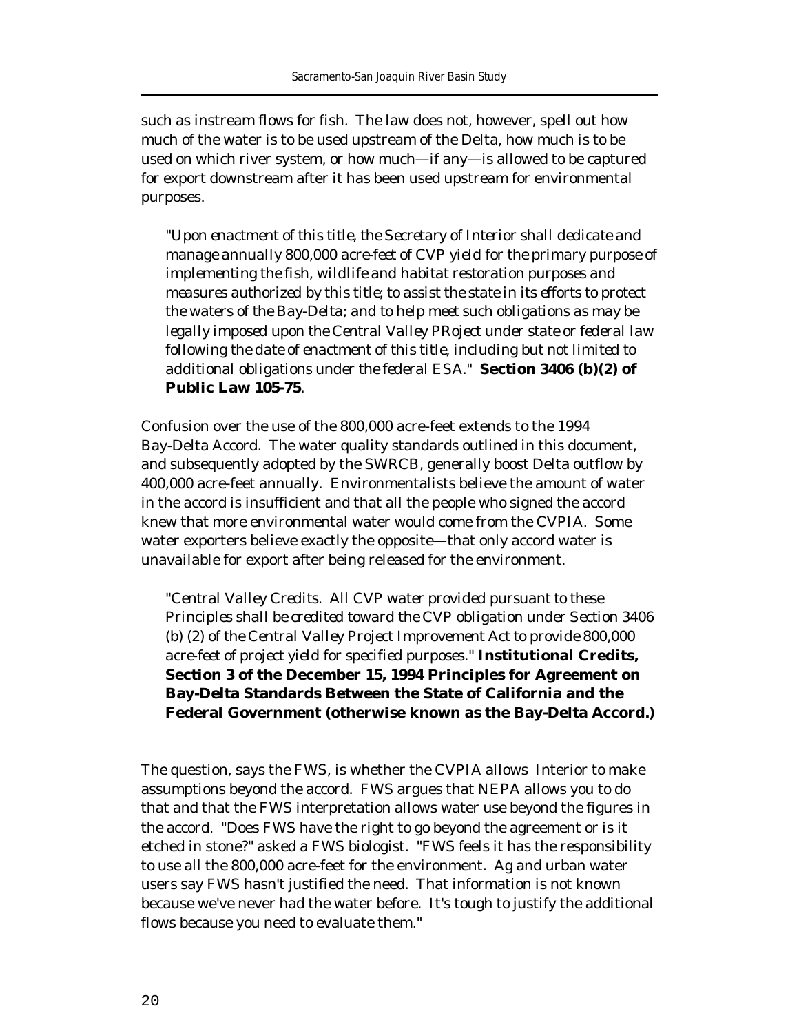such as instream flows for fish. The law does not, however, spell out how much of the water is to be used upstream of the Delta, how much is to be used on which river system, or how much—if any—is allowed to be captured for export downstream after it has been used upstream for environmental purposes.

> *"Upon enactment of this title, the Secretary of Interior shall dedicate and manage annually 800,000 acre-feet of CVP yield for the primary purpose of implementing the fish, wildlife and habitat restoration purposes and measures authorized by this title; to assist the state in its efforts to protect the waters of the Bay-Delta; and to help meet such obligations as may be legally imposed upon the Central Valley PRoject under state or federal law following the date of enactment of this title, including but not limited to additional obligations under the federal ESA."* **Section 3406 (b)(2) of Public Law 105-75**.

Confusion over the use of the 800,000 acre-feet extends to the 1994 Bay-Delta Accord. The water quality standards outlined in this document, and subsequently adopted by the SWRCB, generally boost Delta outflow by 400,000 acre-feet annually. Environmentalists believe the amount of water in the accord is insufficient and that all the people who signed the accord knew that more environmental water would come from the CVPIA. Some water exporters believe exactly the opposite—that only accord water is unavailable for export after being released for the environment.

> *"Central Valley Credits. All CVP water provided pursuant to these Principles shall be credited toward the CVP obligation under Section 3406 (b) (2) of the Central Valley Project Improvement Act to provide 800,000 acre-feet of project yield for specified purposes."* **Institutional Credits, Section 3 of the December 15, 1994 Principles for Agreement on Bay-Delta Standards Between the State of California and the Federal Government (otherwise known as the Bay-Delta Accord.)**

The question, says the FWS, is whether the CVPIA allows Interior to make assumptions beyond the accord. FWS argues that NEPA allows you to do that and that the FWS interpretation allows water use beyond the figures in the accord. "Does FWS have the right to go beyond the agreement or is it etched in stone?" asked a FWS biologist. "FWS feels it has the responsibility to use all the 800,000 acre-feet for the environment. Ag and urban water users say FWS hasn't justified the need. That information is not known because we've never had the water before. It's tough to justify the additional flows because you need to evaluate them."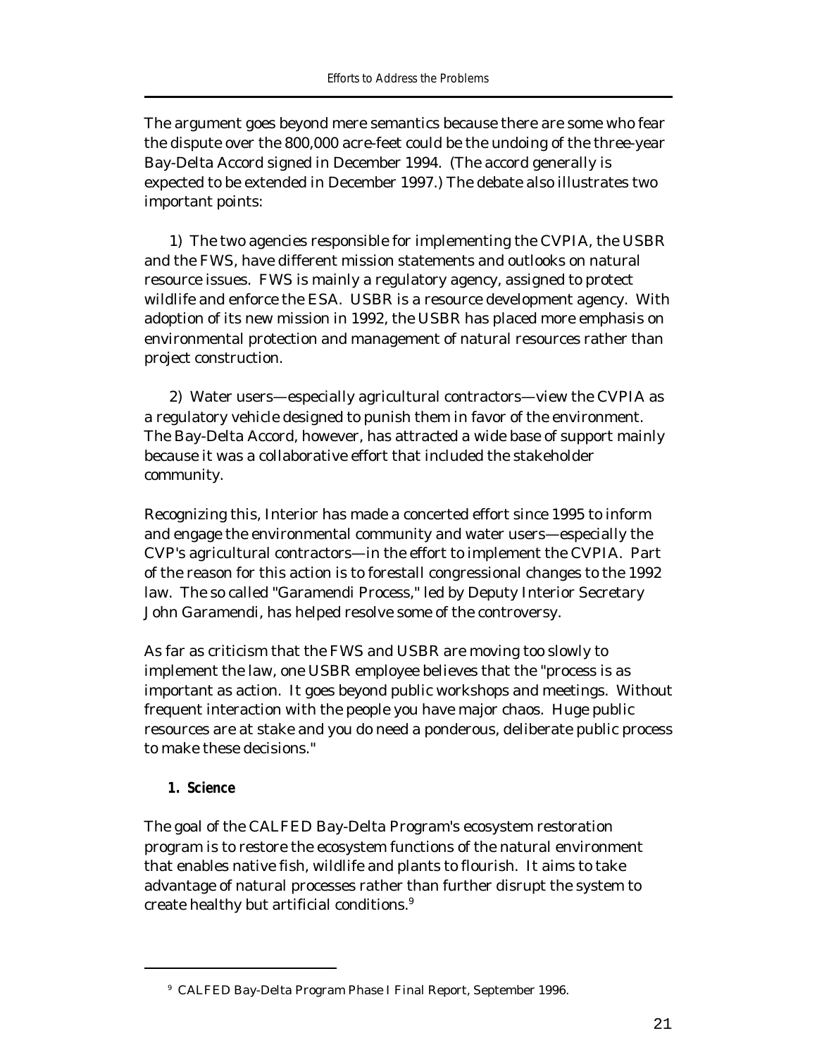The argument goes beyond mere semantics because there are some who fear the dispute over the 800,000 acre-feet could be the undoing of the three-year Bay-Delta Accord signed in December 1994. (The accord generally is expected to be extended in December 1997.) The debate also illustrates two important points:

1) The two agencies responsible for implementing the CVPIA, the USBR and the FWS, have different mission statements and outlooks on natural resource issues. FWS is mainly a regulatory agency, assigned to protect wildlife and enforce the ESA. USBR is a resource development agency. With adoption of its new mission in 1992, the USBR has placed more emphasis on environmental protection and management of natural resources rather than project construction.

2) Water users—especially agricultural contractors—view the CVPIA as a regulatory vehicle designed to punish them in favor of the environment. The Bay-Delta Accord, however, has attracted a wide base of support mainly because it was a collaborative effort that included the stakeholder community.

Recognizing this, Interior has made a concerted effort since 1995 to inform and engage the environmental community and water users—especially the CVP's agricultural contractors—in the effort to implement the CVPIA. Part of the reason for this action is to forestall congressional changes to the 1992 law. The so called "Garamendi Process," led by Deputy Interior Secretary John Garamendi, has helped resolve some of the controversy.

As far as criticism that the FWS and USBR are moving too slowly to implement the law, one USBR employee believes that the "process is as important as action. It goes beyond public workshops and meetings. Without frequent interaction with the people you have major chaos. Huge public resources are at stake and you do need a ponderous, deliberate public process to make these decisions."

### 1. Science

The goal of the CALFED Bay-Delta Program's ecosystem restoration program is to restore the ecosystem functions of the natural environment that enables native fish, wildlife and plants to flourish. It aims to take advantage of natural processes rather than further disrupt the system to create healthy but artificial conditions.[9]

---

[9] CALFED Bay-Delta Program Phase I Final Report, September 1996.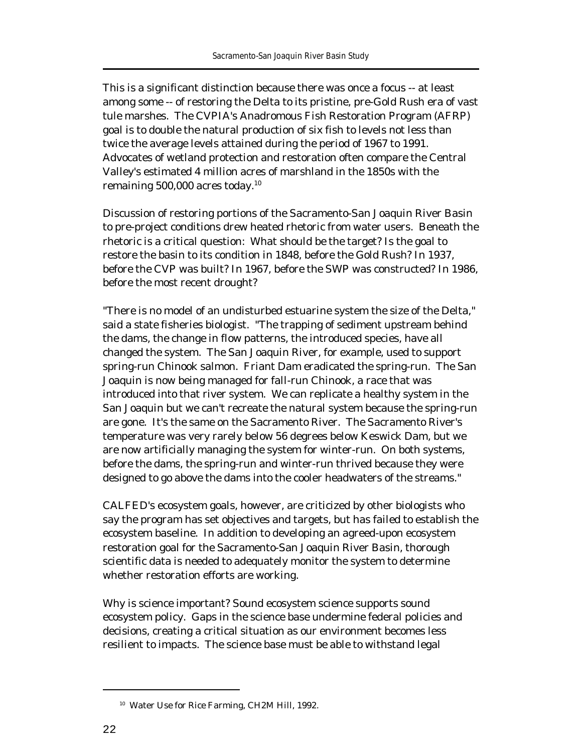This is a significant distinction because there was once a focus -- at least among some -- of restoring the Delta to its pristine, pre-Gold Rush era of vast tule marshes. The CVPIA's Anadromous Fish Restoration Program (AFRP) goal is to double the natural production of six fish to levels not less than twice the average levels attained during the period of 1967 to 1991. Advocates of wetland protection and restoration often compare the Central Valley's estimated 4 million acres of marshland in the 1850s with the remaining 500,000 acres today.[10]

Discussion of restoring portions of the Sacramento-San Joaquin River Basin to pre-project conditions drew heated rhetoric from water users. Beneath the rhetoric is a critical question: What should be the target? Is the goal to restore the basin to its condition in 1848, before the Gold Rush? In 1937, before the CVP was built? In 1967, before the SWP was constructed? In 1986, before the most recent drought?

"There is no model of an undisturbed estuarine system the size of the Delta," said a state fisheries biologist. "The trapping of sediment upstream behind the dams, the change in flow patterns, the introduced species, have all changed the system. The San Joaquin River, for example, used to support spring-run Chinook salmon. Friant Dam eradicated the spring-run. The San Joaquin is now being managed for fall-run Chinook, a race that was introduced into that river system. We can replicate a healthy system in the San Joaquin but we can't recreate the natural system because the spring-run are gone. It's the same on the Sacramento River. The Sacramento River's temperature was very rarely below 56 degrees below Keswick Dam, but we are now artificially managing the system for winter-run. On both systems, before the dams, the spring-run and winter-run thrived because they were designed to go above the dams into the cooler headwaters of the streams."

CALFED's ecosystem goals, however, are criticized by other biologists who say the program has set objectives and targets, but has failed to establish the ecosystem baseline. In addition to developing an agreed-upon ecosystem restoration goal for the Sacramento-San Joaquin River Basin, thorough scientific data is needed to adequately monitor the system to determine whether restoration efforts are working.

Why is science important? Sound ecosystem science supports sound ecosystem policy. Gaps in the science base undermine federal policies and decisions, creating a critical situation as our environment becomes less resilient to impacts. The science base must be able to withstand legal

---

[10] Water Use for Rice Farming, CH2M Hill, 1992.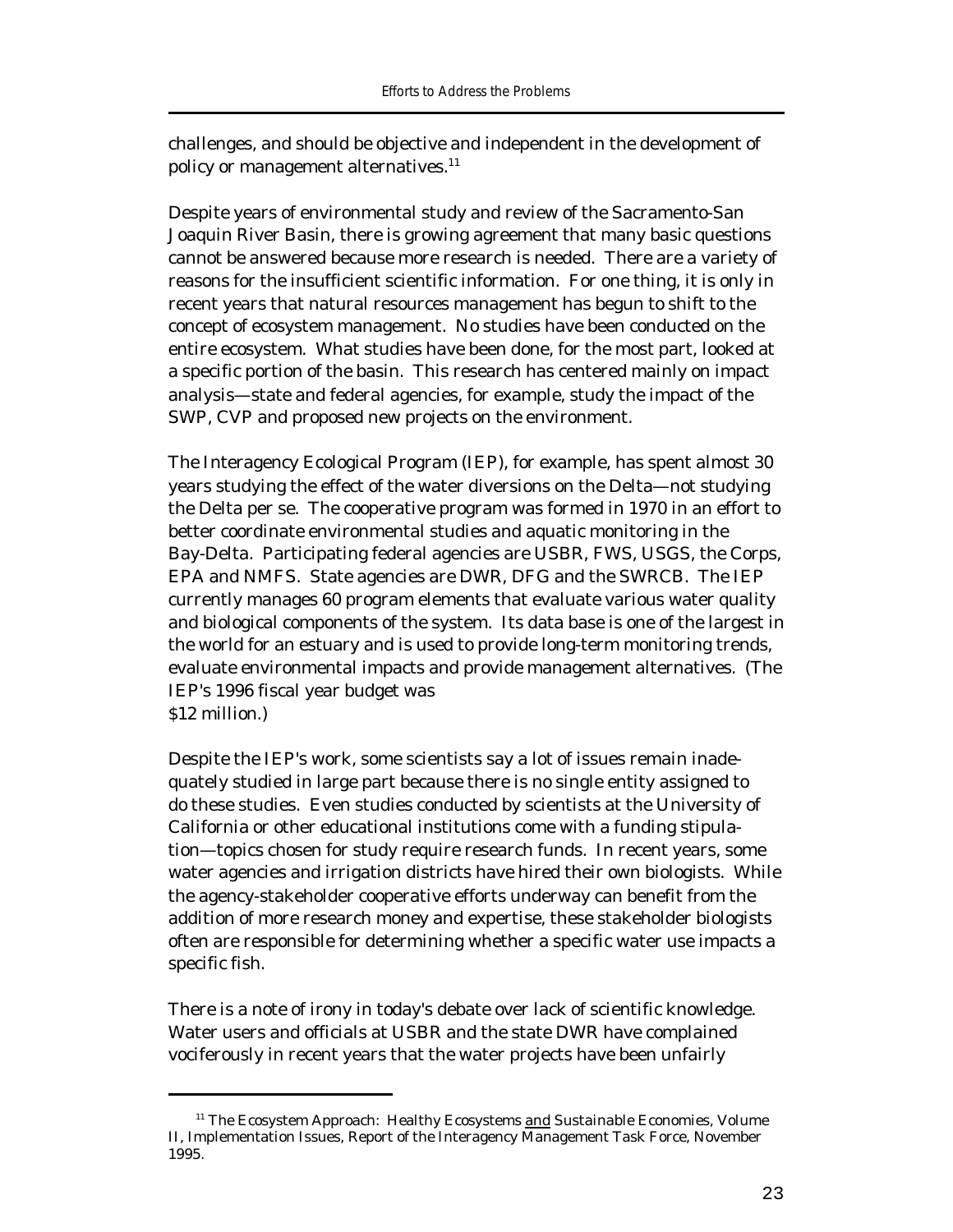challenges, and should be objective and independent in the development of policy or management alternatives.[11]

Despite years of environmental study and review of the Sacramento-San Joaquin River Basin, there is growing agreement that many basic questions cannot be answered because more research is needed. There are a variety of reasons for the insufficient scientific information. For one thing, it is only in recent years that natural resources management has begun to shift to the concept of ecosystem management. No studies have been conducted on the entire ecosystem. What studies have been done, for the most part, looked at a specific portion of the basin. This research has centered mainly on impact analysis—state and federal agencies, for example, study the impact of the SWP, CVP and proposed new projects on the environment.

The Interagency Ecological Program (IEP), for example, has spent almost 30 years studying the effect of the water diversions on the Delta—not studying the Delta per se. The cooperative program was formed in 1970 in an effort to better coordinate environmental studies and aquatic monitoring in the Bay-Delta. Participating federal agencies are USBR, FWS, USGS, the Corps, EPA and NMFS. State agencies are DWR, DFG and the SWRCB. The IEP currently manages 60 program elements that evaluate various water quality and biological components of the system. Its data base is one of the largest in the world for an estuary and is used to provide long-term monitoring trends, evaluate environmental impacts and provide management alternatives. (The IEP's 1996 fiscal year budget was $12 million.)

Despite the IEP's work, some scientists say a lot of issues remain inadequately studied in large part because there is no single entity assigned to do these studies. Even studies conducted by scientists at the University of California or other educational institutions come with a funding stipulation—topics chosen for study require research funds. In recent years, some water agencies and irrigation districts have hired their own biologists. While the agency-stakeholder cooperative efforts underway can benefit from the addition of more research money and expertise, these stakeholder biologists often are responsible for determining whether a specific water use impacts a specific fish.

There is a note of irony in today's debate over lack of scientific knowledge. Water users and officials at USBR and the state DWR have complained vociferously in recent years that the water projects have been unfairly

[11] The Ecosystem Approach: Healthy Ecosystems and Sustainable Economies, Volume II, Implementation Issues, Report of the Interagency Management Task Force, November 1995.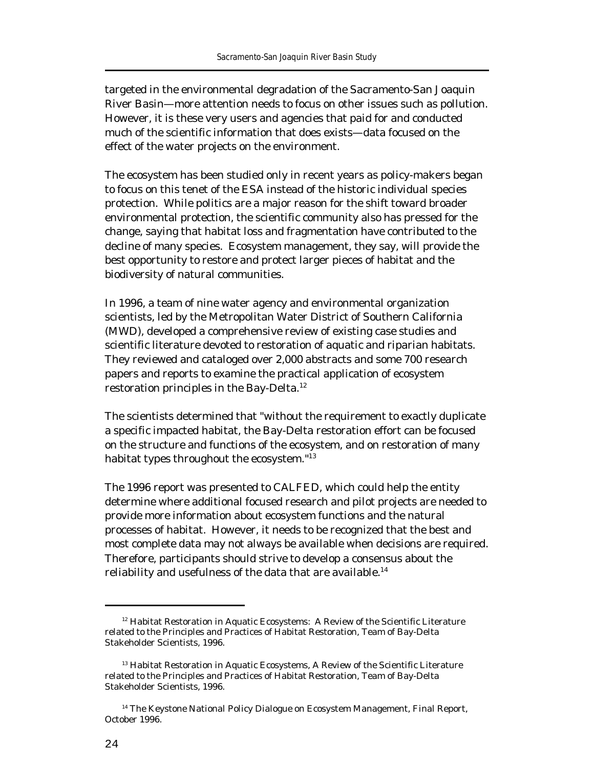targeted in the environmental degradation of the Sacramento-San Joaquin River Basin—more attention needs to focus on other issues such as pollution. However, it is these very users and agencies that paid for and conducted much of the scientific information that does exists—data focused on the effect of the water projects on the environment.

The ecosystem has been studied only in recent years as policy-makers began to focus on this tenet of the ESA instead of the historic individual species protection. While politics are a major reason for the shift toward broader environmental protection, the scientific community also has pressed for the change, saying that habitat loss and fragmentation have contributed to the decline of many species. Ecosystem management, they say, will provide the best opportunity to restore and protect larger pieces of habitat and the biodiversity of natural communities.

In 1996, a team of nine water agency and environmental organization scientists, led by the Metropolitan Water District of Southern California (MWD), developed a comprehensive review of existing case studies and scientific literature devoted to restoration of aquatic and riparian habitats. They reviewed and cataloged over 2,000 abstracts and some 700 research papers and reports to examine the practical application of ecosystem restoration principles in the Bay-Delta.[12]

The scientists determined that "without the requirement to exactly duplicate a specific impacted habitat, the Bay-Delta restoration effort can be focused on the structure and functions of the ecosystem, and on restoration of many habitat types throughout the ecosystem."[13]

The 1996 report was presented to CALFED, which could help the entity determine where additional focused research and pilot projects are needed to provide more information about ecosystem functions and the natural processes of habitat. However, it needs to be recognized that the best and most complete data may not always be available when decisions are required. Therefore, participants should strive to develop a consensus about the reliability and usefulness of the data that are available.[14]

---

[12] Habitat Restoration in Aquatic Ecosystems: A Review of the Scientific Literature related to the Principles and Practices of Habitat Restoration, Team of Bay-Delta Stakeholder Scientists, 1996.

[13] Habitat Restoration in Aquatic Ecosystems, A Review of the Scientific Literature related to the Principles and Practices of Habitat Restoration, Team of Bay-Delta Stakeholder Scientists, 1996.

[14] The Keystone National Policy Dialogue on Ecosystem Management, Final Report, October 1996.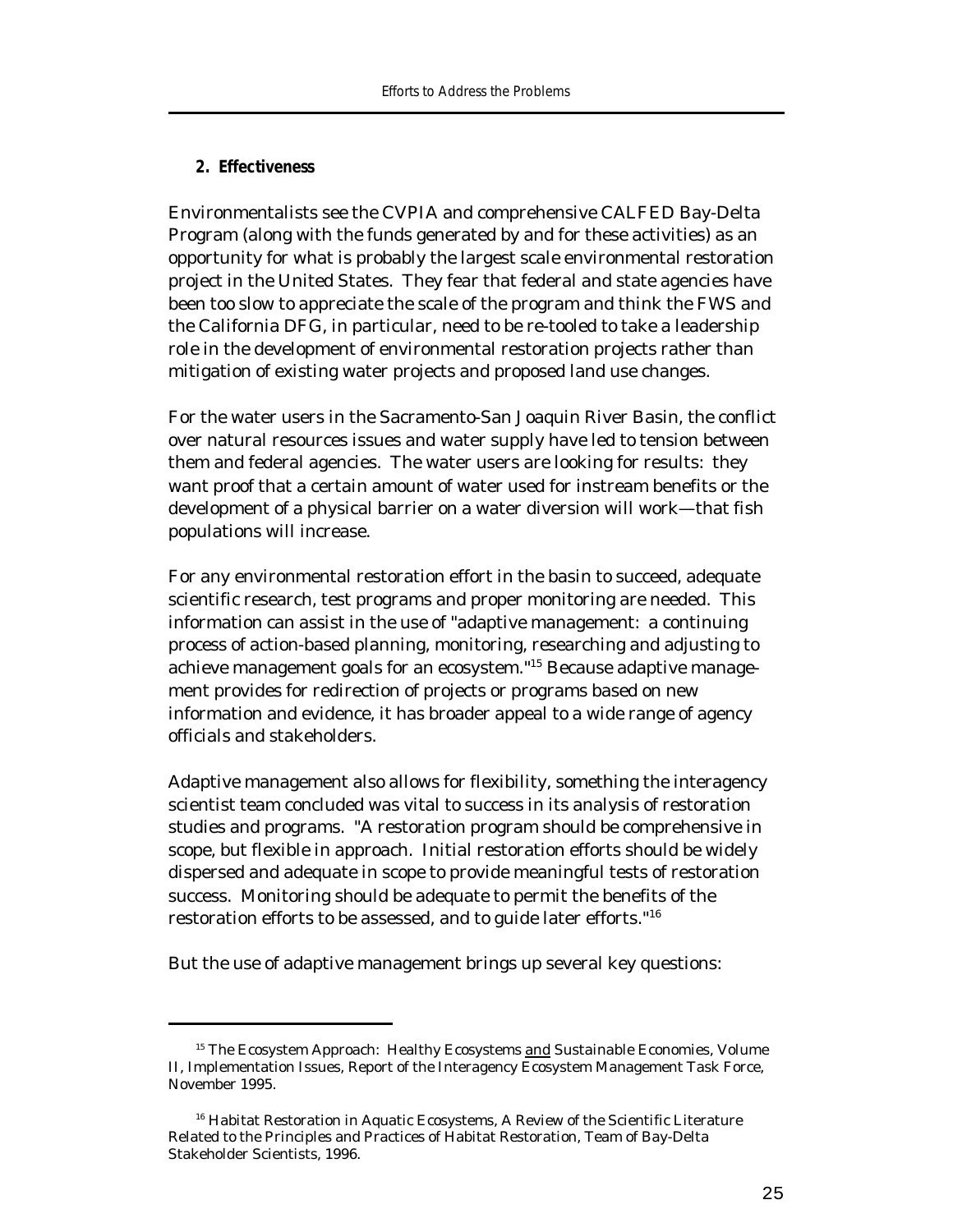### 2. Effectiveness

Environmentalists see the CVPIA and comprehensive CALFED Bay-Delta Program (along with the funds generated by and for these activities) as an opportunity for what is probably the largest scale environmental restoration project in the United States. They fear that federal and state agencies have been too slow to appreciate the scale of the program and think the FWS and the California DFG, in particular, need to be re-tooled to take a leadership role in the development of environmental restoration projects rather than mitigation of existing water projects and proposed land use changes.

For the water users in the Sacramento-San Joaquin River Basin, the conflict over natural resources issues and water supply have led to tension between them and federal agencies. The water users are looking for results: they want proof that a certain amount of water used for instream benefits or the development of a physical barrier on a water diversion will work—that fish populations will increase.

For any environmental restoration effort in the basin to succeed, adequate scientific research, test programs and proper monitoring are needed. This information can assist in the use of "adaptive management: a continuing process of action-based planning, monitoring, researching and adjusting to achieve management goals for an ecosystem."[15] Because adaptive management provides for redirection of projects or programs based on new information and evidence, it has broader appeal to a wide range of agency officials and stakeholders.

Adaptive management also allows for flexibility, something the interagency scientist team concluded was vital to success in its analysis of restoration studies and programs. "A restoration program should be comprehensive in scope, but flexible in approach. Initial restoration efforts should be widely dispersed and adequate in scope to provide meaningful tests of restoration success. Monitoring should be adequate to permit the benefits of the restoration efforts to be assessed, and to guide later efforts."[16]

But the use of adaptive management brings up several key questions:

---

[15] The Ecosystem Approach: Healthy Ecosystems and Sustainable Economies, Volume II, Implementation Issues, Report of the Interagency Ecosystem Management Task Force, November 1995.

[16] Habitat Restoration in Aquatic Ecosystems, A Review of the Scientific Literature Related to the Principles and Practices of Habitat Restoration, Team of Bay-Delta Stakeholder Scientists, 1996.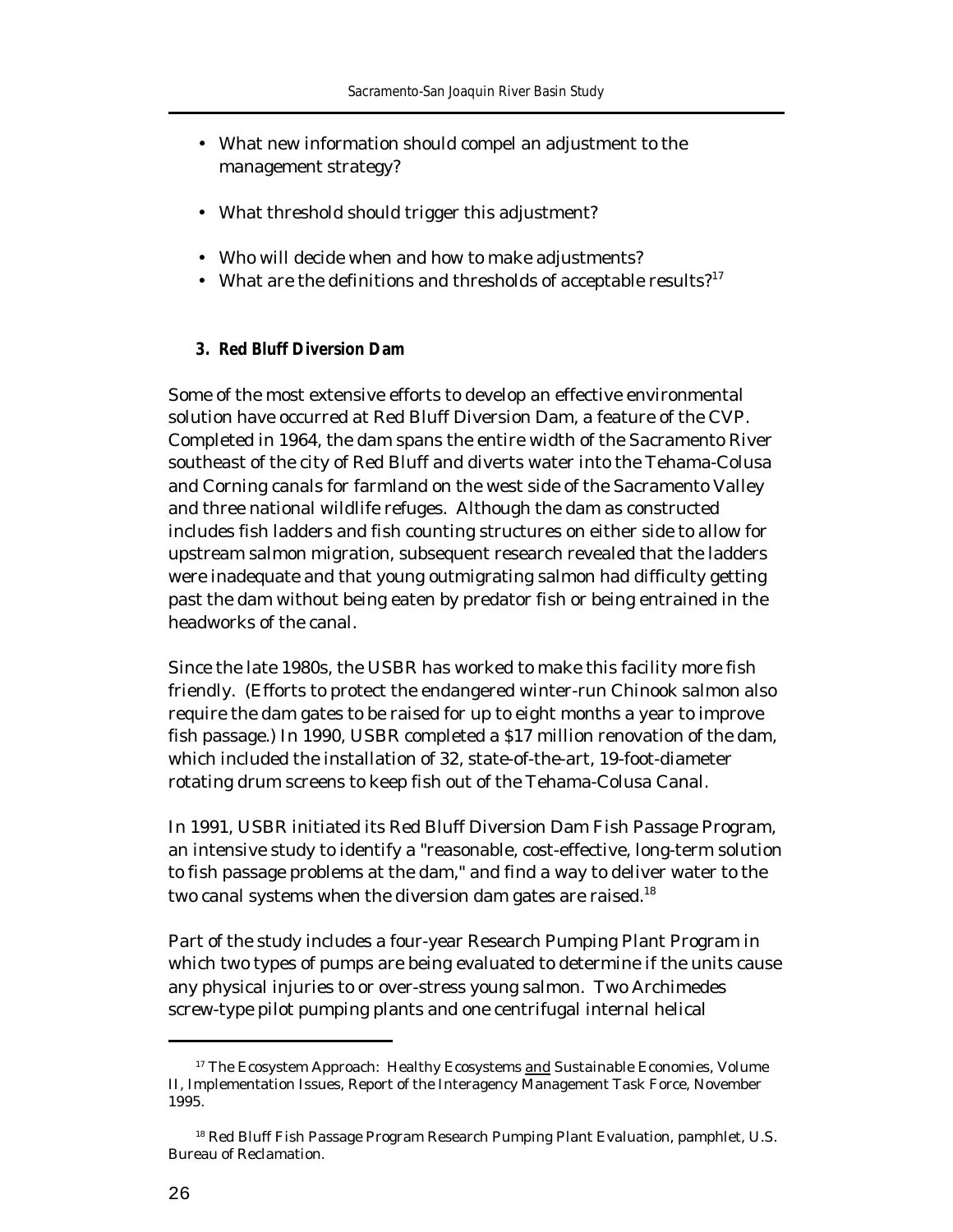- What new information should compel an adjustment to the management strategy?

- What threshold should trigger this adjustment?

- Who will decide when and how to make adjustments?
- What are the definitions and thresholds of acceptable results?[17]

### 3. Red Bluff Diversion Dam

Some of the most extensive efforts to develop an effective environmental solution have occurred at Red Bluff Diversion Dam, a feature of the CVP. Completed in 1964, the dam spans the entire width of the Sacramento River southeast of the city of Red Bluff and diverts water into the Tehama-Colusa and Corning canals for farmland on the west side of the Sacramento Valley and three national wildlife refuges. Although the dam as constructed includes fish ladders and fish counting structures on either side to allow for upstream salmon migration, subsequent research revealed that the ladders were inadequate and that young outmigrating salmon had difficulty getting past the dam without being eaten by predator fish or being entrained in the headworks of the canal.

Since the late 1980s, the USBR has worked to make this facility more fish friendly. (Efforts to protect the endangered winter-run Chinook salmon also require the dam gates to be raised for up to eight months a year to improve fish passage.) In 1990, USBR completed a $17 million renovation of the dam, which included the installation of 32, state-of-the-art, 19-foot-diameter rotating drum screens to keep fish out of the Tehama-Colusa Canal.

In 1991, USBR initiated its Red Bluff Diversion Dam Fish Passage Program, an intensive study to identify a "reasonable, cost-effective, long-term solution to fish passage problems at the dam," and find a way to deliver water to the two canal systems when the diversion dam gates are raised.[18]

Part of the study includes a four-year Research Pumping Plant Program in which two types of pumps are being evaluated to determine if the units cause any physical injuries to or over-stress young salmon. Two Archimedes screw-type pilot pumping plants and one centrifugal internal helical

---

[17] The Ecosystem Approach: Healthy Ecosystems and Sustainable Economies, Volume II, Implementation Issues, Report of the Interagency Management Task Force, November 1995.

[18] Red Bluff Fish Passage Program Research Pumping Plant Evaluation, pamphlet, U.S. Bureau of Reclamation.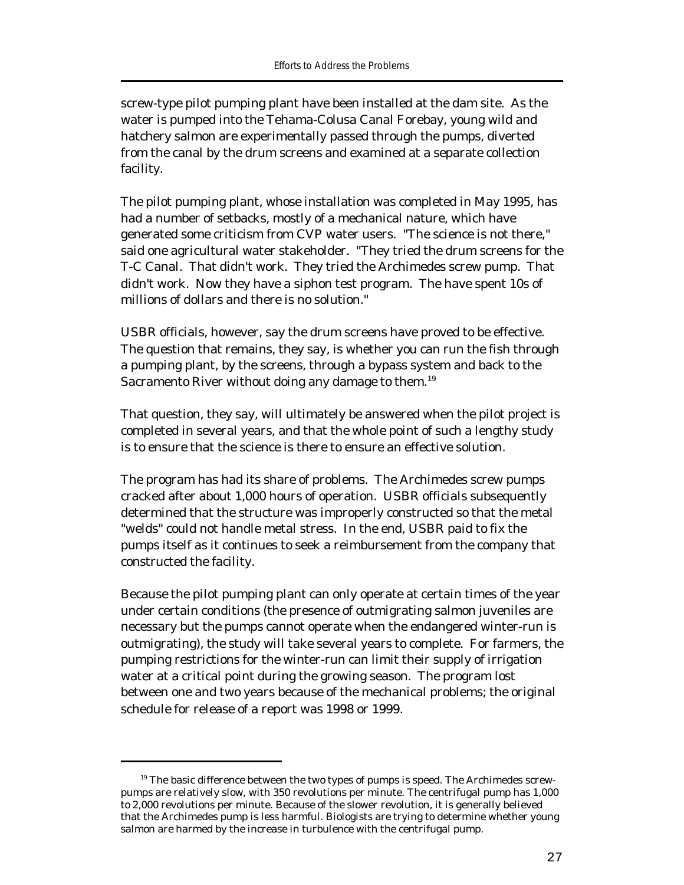screw-type pilot pumping plant have been installed at the dam site. As the water is pumped into the Tehama-Colusa Canal Forebay, young wild and hatchery salmon are experimentally passed through the pumps, diverted from the canal by the drum screens and examined at a separate collection facility.

The pilot pumping plant, whose installation was completed in May 1995, has had a number of setbacks, mostly of a mechanical nature, which have generated some criticism from CVP water users. "The science is not there," said one agricultural water stakeholder. "They tried the drum screens for the T-C Canal. That didn't work. They tried the Archimedes screw pump. That didn't work. Now they have a siphon test program. The have spent 10s of millions of dollars and there is no solution."

USBR officials, however, say the drum screens have proved to be effective. The question that remains, they say, is whether you can run the fish through a pumping plant, by the screens, through a bypass system and back to the Sacramento River without doing any damage to them.[19]

That question, they say, will ultimately be answered when the pilot project is completed in several years, and that the whole point of such a lengthy study is to ensure that the science is there to ensure an effective solution.

The program has had its share of problems. The Archimedes screw pumps cracked after about 1,000 hours of operation. USBR officials subsequently determined that the structure was improperly constructed so that the metal "welds" could not handle metal stress. In the end, USBR paid to fix the pumps itself as it continues to seek a reimbursement from the company that constructed the facility.

Because the pilot pumping plant can only operate at certain times of the year under certain conditions (the presence of outmigrating salmon juveniles are necessary but the pumps cannot operate when the endangered winter-run is outmigrating), the study will take several years to complete. For farmers, the pumping restrictions for the winter-run can limit their supply of irrigation water at a critical point during the growing season. The program lost between one and two years because of the mechanical problems; the original schedule for release of a report was 1998 or 1999.

---

[19] The basic difference between the two types of pumps is speed. The Archimedes screw-pumps are relatively slow, with 350 revolutions per minute. The centrifugal pump has 1,000 to 2,000 revolutions per minute. Because of the slower revolution, it is generally believed that the Archimedes pump is less harmful. Biologists are trying to determine whether young salmon are harmed by the increase in turbulence with the centrifugal pump.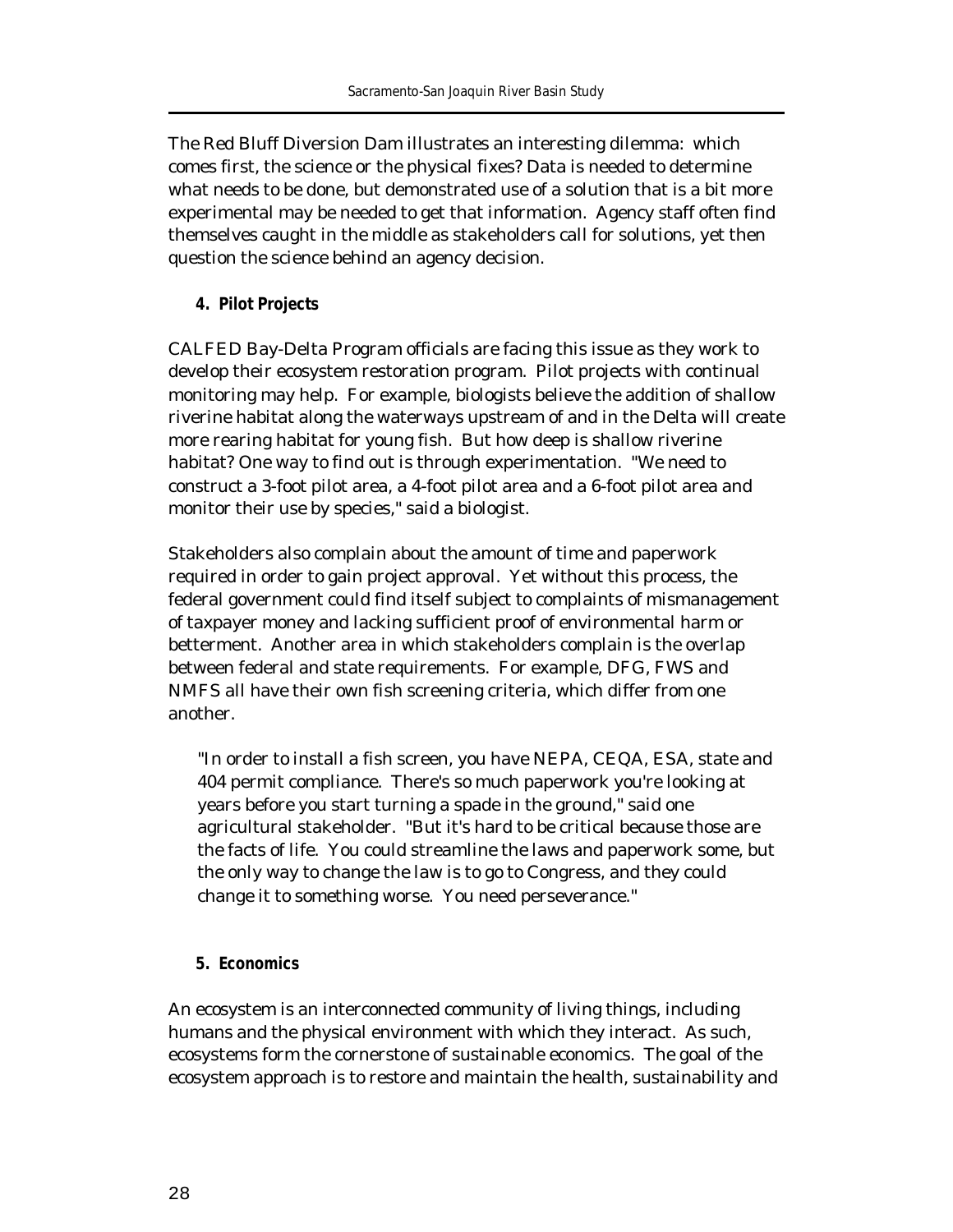The Red Bluff Diversion Dam illustrates an interesting dilemma: which comes first, the science or the physical fixes? Data is needed to determine what needs to be done, but demonstrated use of a solution that is a bit more experimental may be needed to get that information. Agency staff often find themselves caught in the middle as stakeholders call for solutions, yet then question the science behind an agency decision.

### 4. Pilot Projects

CALFED Bay-Delta Program officials are facing this issue as they work to develop their ecosystem restoration program. Pilot projects with continual monitoring may help. For example, biologists believe the addition of shallow riverine habitat along the waterways upstream of and in the Delta will create more rearing habitat for young fish. But how deep is shallow riverine habitat? One way to find out is through experimentation. "We need to construct a 3-foot pilot area, a 4-foot pilot area and a 6-foot pilot area and monitor their use by species," said a biologist.

Stakeholders also complain about the amount of time and paperwork required in order to gain project approval. Yet without this process, the federal government could find itself subject to complaints of mismanagement of taxpayer money and lacking sufficient proof of environmental harm or betterment. Another area in which stakeholders complain is the overlap between federal and state requirements. For example, DFG, FWS and NMFS all have their own fish screening criteria, which differ from one another.

> "In order to install a fish screen, you have NEPA, CEQA, ESA, state and 404 permit compliance. There's so much paperwork you're looking at years before you start turning a spade in the ground," said one agricultural stakeholder. "But it's hard to be critical because those are the facts of life. You could streamline the laws and paperwork some, but the only way to change the law is to go to Congress, and they could change it to something worse. You need perseverance."

### 5. Economics

An ecosystem is an interconnected community of living things, including humans and the physical environment with which they interact. As such, ecosystems form the cornerstone of sustainable economics. The goal of the ecosystem approach is to restore and maintain the health, sustainability and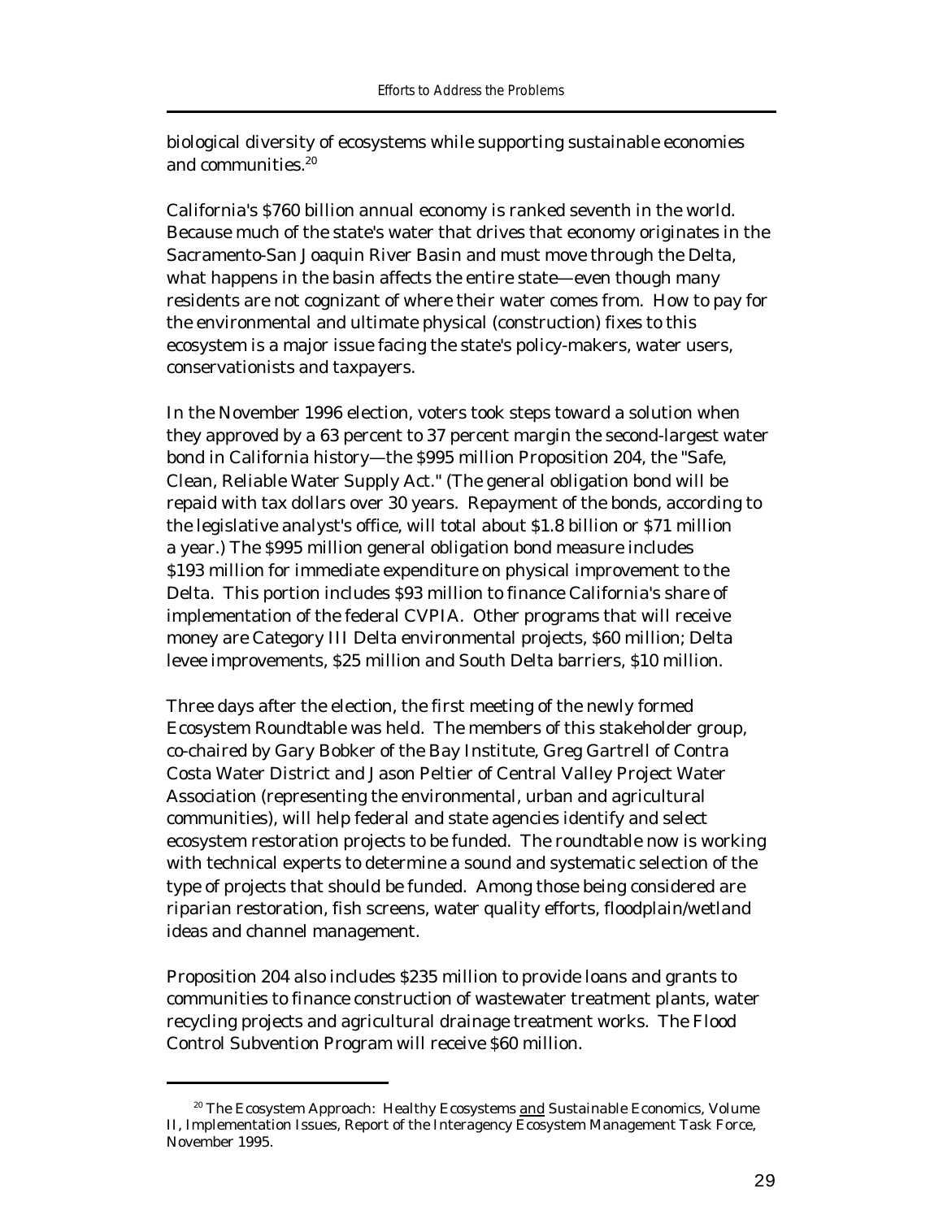biological diversity of ecosystems while supporting sustainable economies and communities.[20]

California's $760 billion annual economy is ranked seventh in the world. Because much of the state's water that drives that economy originates in the Sacramento-San Joaquin River Basin and must move through the Delta, what happens in the basin affects the entire state—even though many residents are not cognizant of where their water comes from. How to pay for the environmental and ultimate physical (construction) fixes to this ecosystem is a major issue facing the state's policy-makers, water users, conservationists and taxpayers.

In the November 1996 election, voters took steps toward a solution when they approved by a 63 percent to 37 percent margin the second-largest water bond in California history—the $995 million Proposition 204, the "Safe, Clean, Reliable Water Supply Act." (The general obligation bond will be repaid with tax dollars over 30 years. Repayment of the bonds, according to the legislative analyst's office, will total about $1.8 billion or $71 million a year.) The $995 million general obligation bond measure includes $193 million for immediate expenditure on physical improvement to the Delta. This portion includes $93 million to finance California's share of implementation of the federal CVPIA. Other programs that will receive money are Category III Delta environmental projects, $60 million; Delta levee improvements, $25 million and South Delta barriers, $10 million.

Three days after the election, the first meeting of the newly formed Ecosystem Roundtable was held. The members of this stakeholder group, co-chaired by Gary Bobker of the Bay Institute, Greg Gartrell of Contra Costa Water District and Jason Peltier of Central Valley Project Water Association (representing the environmental, urban and agricultural communities), will help federal and state agencies identify and select ecosystem restoration projects to be funded. The roundtable now is working with technical experts to determine a sound and systematic selection of the type of projects that should be funded. Among those being considered are riparian restoration, fish screens, water quality efforts, floodplain/wetland ideas and channel management.

Proposition 204 also includes $235 million to provide loans and grants to communities to finance construction of wastewater treatment plants, water recycling projects and agricultural drainage treatment works. The Flood Control Subvention Program will receive $60 million.

---

[20] The Ecosystem Approach: Healthy Ecosystems and Sustainable Economics, Volume II, Implementation Issues, Report of the Interagency Ecosystem Management Task Force, November 1995.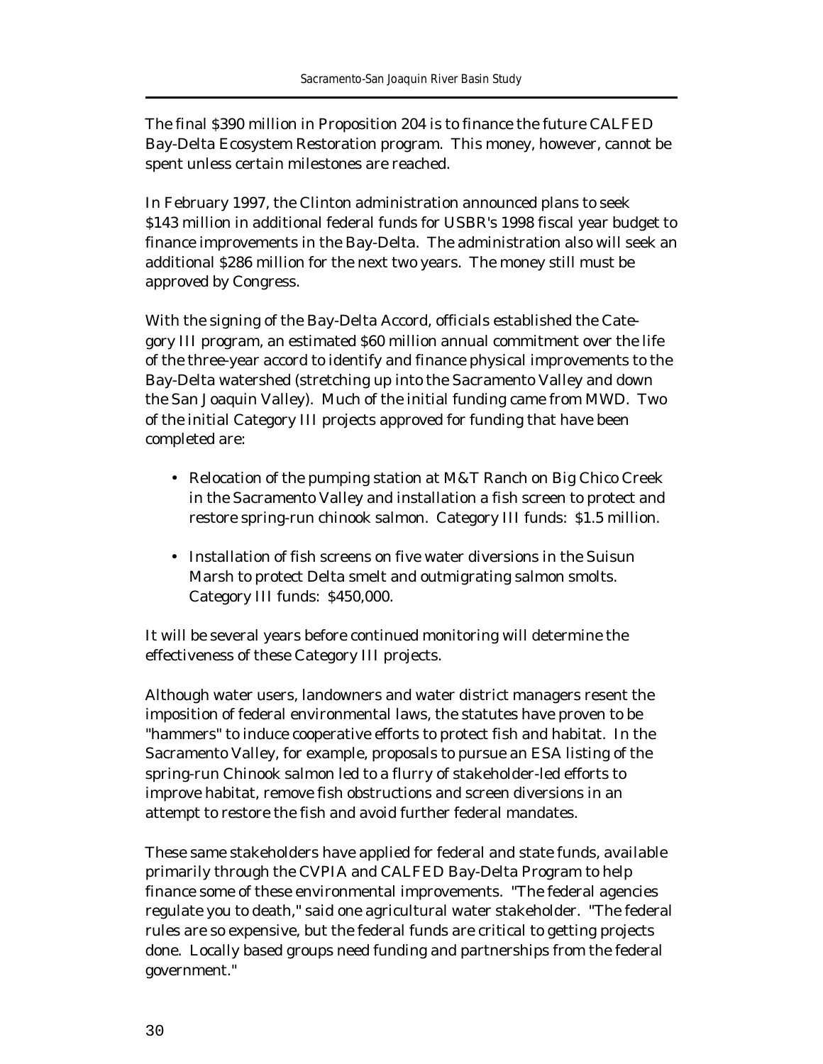The final $390 million in Proposition 204 is to finance the future CALFED Bay-Delta Ecosystem Restoration program. This money, however, cannot be spent unless certain milestones are reached.

In February 1997, the Clinton administration announced plans to seek $143 million in additional federal funds for USBR's 1998 fiscal year budget to finance improvements in the Bay-Delta. The administration also will seek an additional $286 million for the next two years. The money still must be approved by Congress.

With the signing of the Bay-Delta Accord, officials established the Category III program, an estimated $60 million annual commitment over the life of the three-year accord to identify and finance physical improvements to the Bay-Delta watershed (stretching up into the Sacramento Valley and down the San Joaquin Valley). Much of the initial funding came from MWD. Two of the initial Category III projects approved for funding that have been completed are:

- Relocation of the pumping station at M&T Ranch on Big Chico Creek in the Sacramento Valley and installation a fish screen to protect and restore spring-run chinook salmon. Category III funds: $1.5 million.

- Installation of fish screens on five water diversions in the Suisun Marsh to protect Delta smelt and outmigrating salmon smolts. Category III funds: $450,000.

It will be several years before continued monitoring will determine the effectiveness of these Category III projects.

Although water users, landowners and water district managers resent the imposition of federal environmental laws, the statutes have proven to be "hammers" to induce cooperative efforts to protect fish and habitat. In the Sacramento Valley, for example, proposals to pursue an ESA listing of the spring-run Chinook salmon led to a flurry of stakeholder-led efforts to improve habitat, remove fish obstructions and screen diversions in an attempt to restore the fish and avoid further federal mandates.

These same stakeholders have applied for federal and state funds, available primarily through the CVPIA and CALFED Bay-Delta Program to help finance some of these environmental improvements. "The federal agencies regulate you to death," said one agricultural water stakeholder. "The federal rules are so expensive, but the federal funds are critical to getting projects done. Locally based groups need funding and partnerships from the federal government."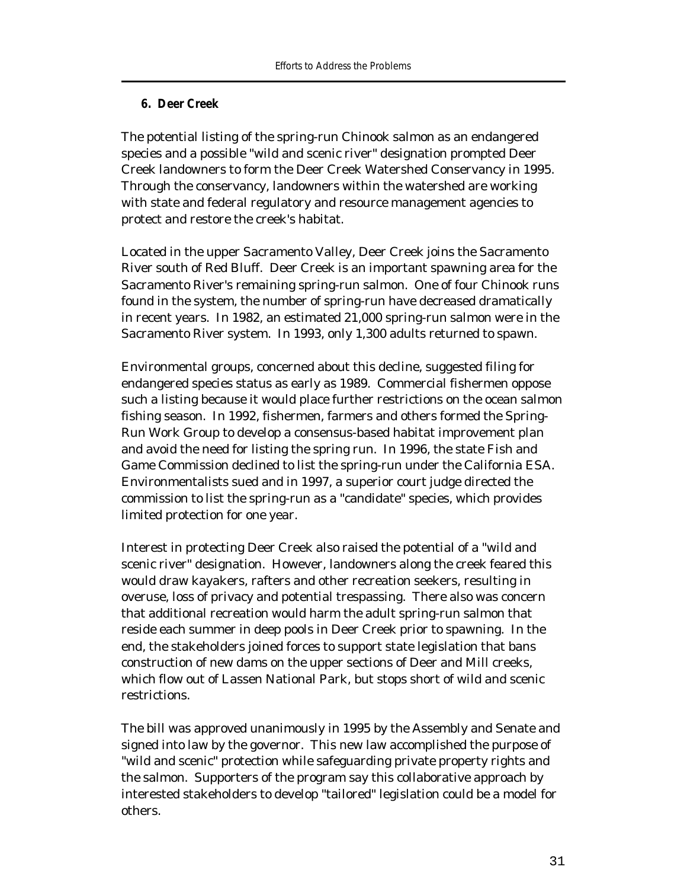### 6. Deer Creek

The potential listing of the spring-run Chinook salmon as an endangered species and a possible "wild and scenic river" designation prompted Deer Creek landowners to form the Deer Creek Watershed Conservancy in 1995. Through the conservancy, landowners within the watershed are working with state and federal regulatory and resource management agencies to protect and restore the creek's habitat.

Located in the upper Sacramento Valley, Deer Creek joins the Sacramento River south of Red Bluff. Deer Creek is an important spawning area for the Sacramento River's remaining spring-run salmon. One of four Chinook runs found in the system, the number of spring-run have decreased dramatically in recent years. In 1982, an estimated 21,000 spring-run salmon were in the Sacramento River system. In 1993, only 1,300 adults returned to spawn.

Environmental groups, concerned about this decline, suggested filing for endangered species status as early as 1989. Commercial fishermen oppose such a listing because it would place further restrictions on the ocean salmon fishing season. In 1992, fishermen, farmers and others formed the Spring-Run Work Group to develop a consensus-based habitat improvement plan and avoid the need for listing the spring run. In 1996, the state Fish and Game Commission declined to list the spring-run under the California ESA. Environmentalists sued and in 1997, a superior court judge directed the commission to list the spring-run as a "candidate" species, which provides limited protection for one year.

Interest in protecting Deer Creek also raised the potential of a "wild and scenic river" designation. However, landowners along the creek feared this would draw kayakers, rafters and other recreation seekers, resulting in overuse, loss of privacy and potential trespassing. There also was concern that additional recreation would harm the adult spring-run salmon that reside each summer in deep pools in Deer Creek prior to spawning. In the end, the stakeholders joined forces to support state legislation that bans construction of new dams on the upper sections of Deer and Mill creeks, which flow out of Lassen National Park, but stops short of wild and scenic restrictions.

The bill was approved unanimously in 1995 by the Assembly and Senate and signed into law by the governor. This new law accomplished the purpose of "wild and scenic" protection while safeguarding private property rights and the salmon. Supporters of the program say this collaborative approach by interested stakeholders to develop "tailored" legislation could be a model for others.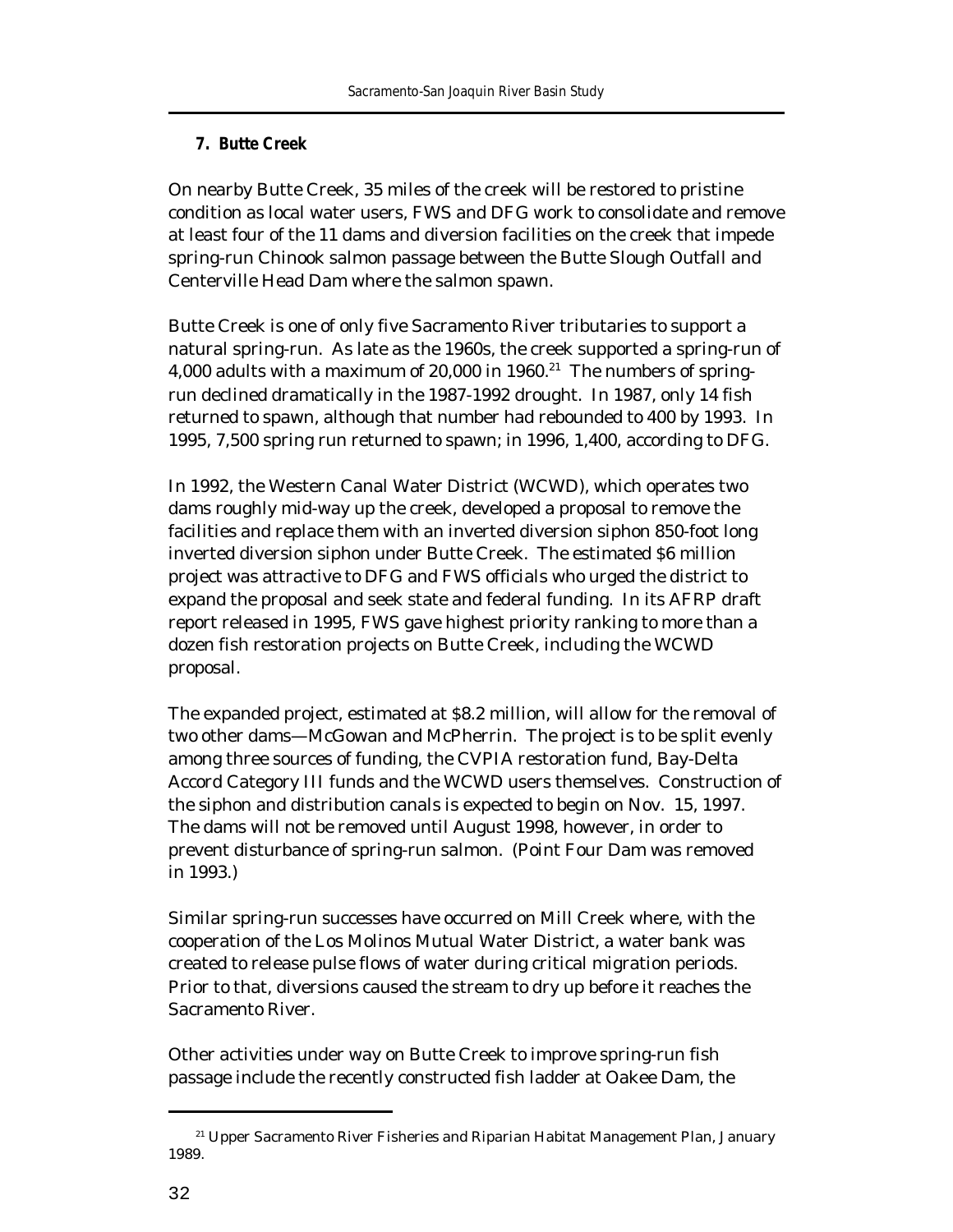### 7. Butte Creek

On nearby Butte Creek, 35 miles of the creek will be restored to pristine condition as local water users, FWS and DFG work to consolidate and remove at least four of the 11 dams and diversion facilities on the creek that impede spring-run Chinook salmon passage between the Butte Slough Outfall and Centerville Head Dam where the salmon spawn.

Butte Creek is one of only five Sacramento River tributaries to support a natural spring-run. As late as the 1960s, the creek supported a spring-run of 4,000 adults with a maximum of 20,000 in 1960.[21] The numbers of spring-run declined dramatically in the 1987-1992 drought. In 1987, only 14 fish returned to spawn, although that number had rebounded to 400 by 1993. In 1995, 7,500 spring run returned to spawn; in 1996, 1,400, according to DFG.

In 1992, the Western Canal Water District (WCWD), which operates two dams roughly mid-way up the creek, developed a proposal to remove the facilities and replace them with an inverted diversion siphon 850-foot long inverted diversion siphon under Butte Creek. The estimated $6 million project was attractive to DFG and FWS officials who urged the district to expand the proposal and seek state and federal funding. In its AFRP draft report released in 1995, FWS gave highest priority ranking to more than a dozen fish restoration projects on Butte Creek, including the WCWD proposal.

The expanded project, estimated at $8.2 million, will allow for the removal of two other dams—McGowan and McPherrin. The project is to be split evenly among three sources of funding, the CVPIA restoration fund, Bay-Delta Accord Category III funds and the WCWD users themselves. Construction of the siphon and distribution canals is expected to begin on Nov. 15, 1997. The dams will not be removed until August 1998, however, in order to prevent disturbance of spring-run salmon. (Point Four Dam was removed in 1993.)

Similar spring-run successes have occurred on Mill Creek where, with the cooperation of the Los Molinos Mutual Water District, a water bank was created to release pulse flows of water during critical migration periods. Prior to that, diversions caused the stream to dry up before it reaches the Sacramento River.

Other activities under way on Butte Creek to improve spring-run fish passage include the recently constructed fish ladder at Oakee Dam, the

---

[21] Upper Sacramento River Fisheries and Riparian Habitat Management Plan, January 1989.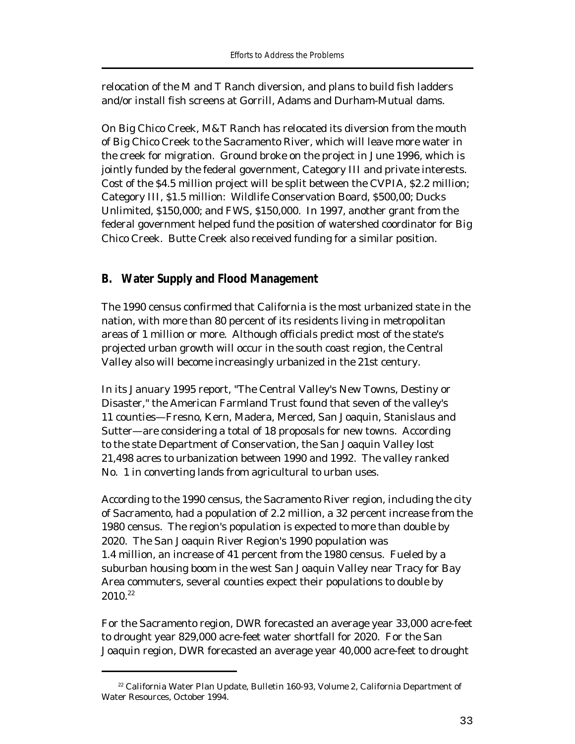relocation of the M and T Ranch diversion, and plans to build fish ladders and/or install fish screens at Gorrill, Adams and Durham-Mutual dams.

On Big Chico Creek, M&T Ranch has relocated its diversion from the mouth of Big Chico Creek to the Sacramento River, which will leave more water in the creek for migration. Ground broke on the project in June 1996, which is jointly funded by the federal government, Category III and private interests. Cost of the $4.5 million project will be split between the CVPIA, $2.2 million; Category III, $1.5 million: Wildlife Conservation Board, $500,00; Ducks Unlimited, $150,000; and FWS, $150,000. In 1997, another grant from the federal government helped fund the position of watershed coordinator for Big Chico Creek. Butte Creek also received funding for a similar position.

## B. Water Supply and Flood Management

The 1990 census confirmed that California is the most urbanized state in the nation, with more than 80 percent of its residents living in metropolitan areas of 1 million or more. Although officials predict most of the state's projected urban growth will occur in the south coast region, the Central Valley also will become increasingly urbanized in the 21st century.

In its January 1995 report, "The Central Valley's New Towns, Destiny or Disaster," the American Farmland Trust found that seven of the valley's 11 counties—Fresno, Kern, Madera, Merced, San Joaquin, Stanislaus and Sutter—are considering a total of 18 proposals for new towns. According to the state Department of Conservation, the San Joaquin Valley lost 21,498 acres to urbanization between 1990 and 1992. The valley ranked No. 1 in converting lands from agricultural to urban uses.

According to the 1990 census, the Sacramento River region, including the city of Sacramento, had a population of 2.2 million, a 32 percent increase from the 1980 census. The region's population is expected to more than double by 2020. The San Joaquin River Region's 1990 population was 1.4 million, an increase of 41 percent from the 1980 census. Fueled by a suburban housing boom in the west San Joaquin Valley near Tracy for Bay Area commuters, several counties expect their populations to double by 2010.[22]

For the Sacramento region, DWR forecasted an average year 33,000 acre-feet to drought year 829,000 acre-feet water shortfall for 2020. For the San Joaquin region, DWR forecasted an average year 40,000 acre-feet to drought

[22] California Water Plan Update, Bulletin 160-93, Volume 2, California Department of Water Resources, October 1994.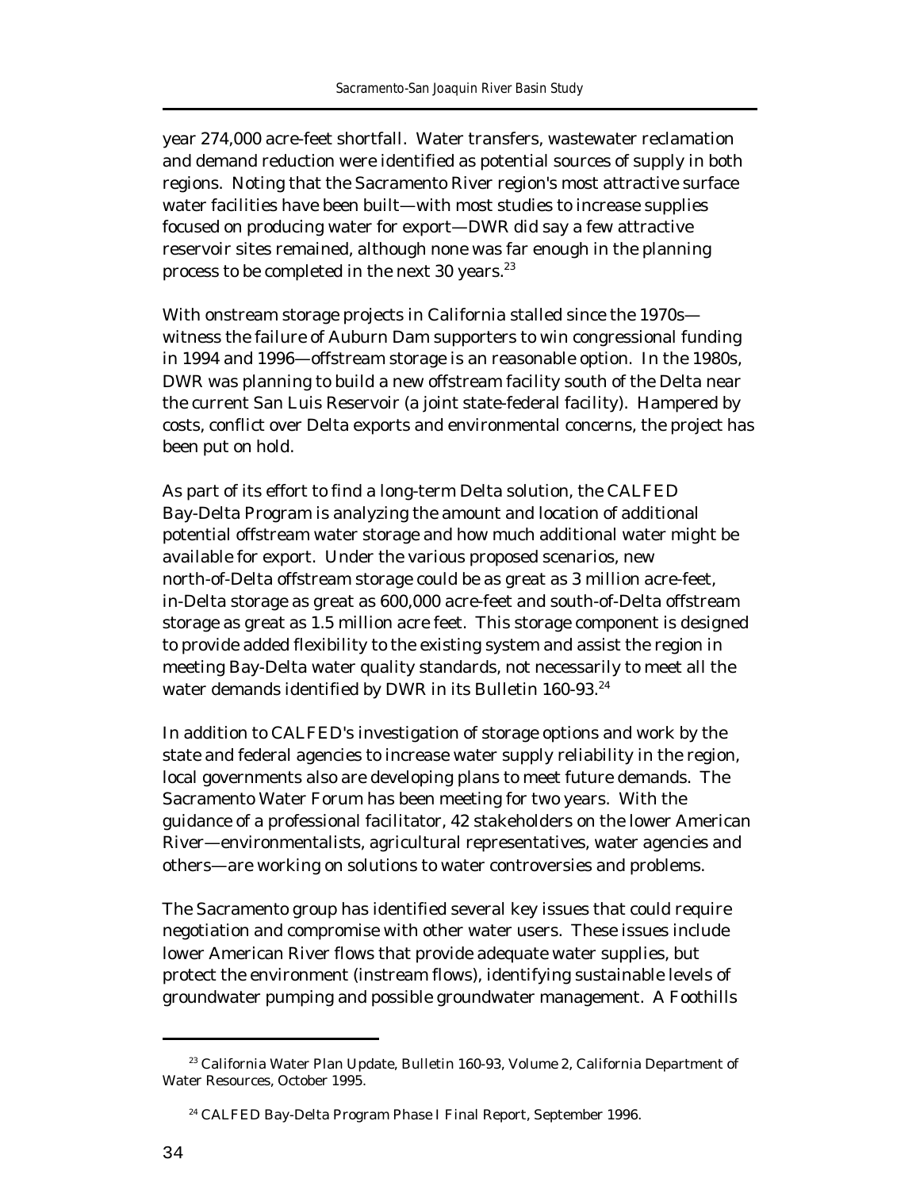year 274,000 acre-feet shortfall. Water transfers, wastewater reclamation and demand reduction were identified as potential sources of supply in both regions. Noting that the Sacramento River region's most attractive surface water facilities have been built—with most studies to increase supplies focused on producing water for export—DWR did say a few attractive reservoir sites remained, although none was far enough in the planning process to be completed in the next 30 years.[23]

With onstream storage projects in California stalled since the 1970s—witness the failure of Auburn Dam supporters to win congressional funding in 1994 and 1996—offstream storage is an reasonable option. In the 1980s, DWR was planning to build a new offstream facility south of the Delta near the current San Luis Reservoir (a joint state-federal facility). Hampered by costs, conflict over Delta exports and environmental concerns, the project has been put on hold.

As part of its effort to find a long-term Delta solution, the CALFED Bay-Delta Program is analyzing the amount and location of additional potential offstream water storage and how much additional water might be available for export. Under the various proposed scenarios, new north-of-Delta offstream storage could be as great as 3 million acre-feet, in-Delta storage as great as 600,000 acre-feet and south-of-Delta offstream storage as great as 1.5 million acre feet. This storage component is designed to provide added flexibility to the existing system and assist the region in meeting Bay-Delta water quality standards, not necessarily to meet all the water demands identified by DWR in its Bulletin 160-93.[24]

In addition to CALFED's investigation of storage options and work by the state and federal agencies to increase water supply reliability in the region, local governments also are developing plans to meet future demands. The Sacramento Water Forum has been meeting for two years. With the guidance of a professional facilitator, 42 stakeholders on the lower American River—environmentalists, agricultural representatives, water agencies and others—are working on solutions to water controversies and problems.

The Sacramento group has identified several key issues that could require negotiation and compromise with other water users. These issues include lower American River flows that provide adequate water supplies, but protect the environment (instream flows), identifying sustainable levels of groundwater pumping and possible groundwater management. A Foothills

[23] California Water Plan Update, Bulletin 160-93, Volume 2, California Department of Water Resources, October 1995.

[24] CALFED Bay-Delta Program Phase I Final Report, September 1996.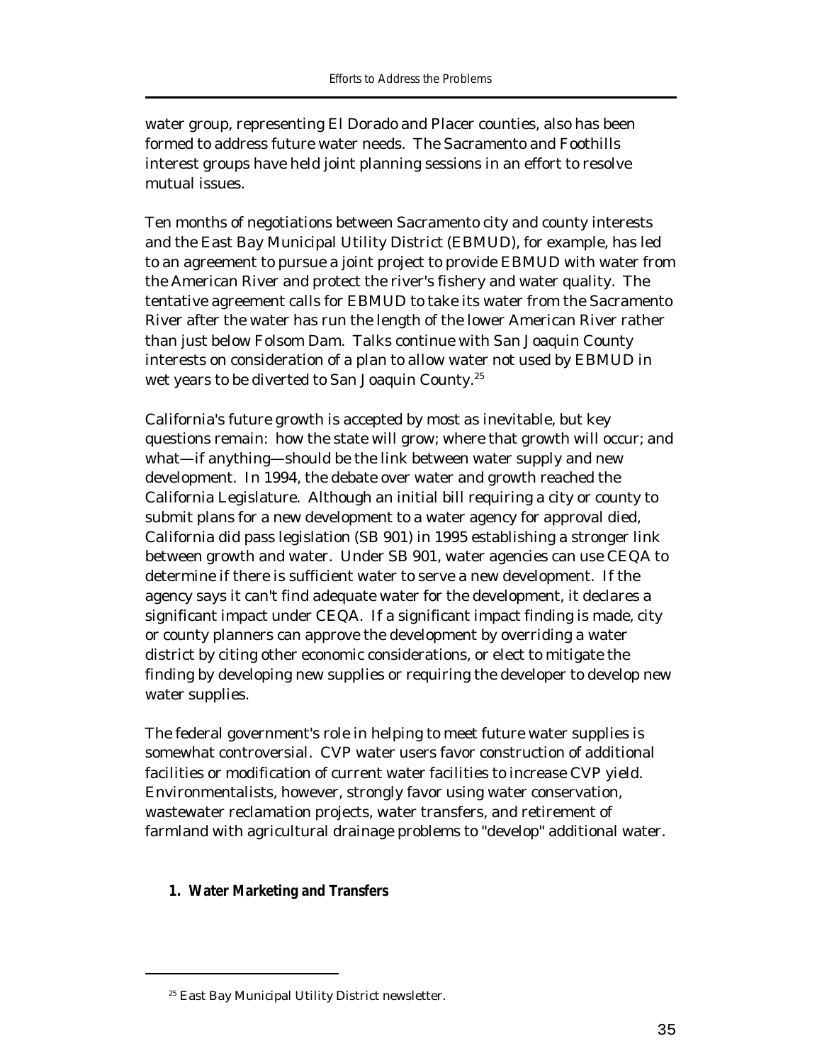water group, representing El Dorado and Placer counties, also has been formed to address future water needs. The Sacramento and Foothills interest groups have held joint planning sessions in an effort to resolve mutual issues.

Ten months of negotiations between Sacramento city and county interests and the East Bay Municipal Utility District (EBMUD), for example, has led to an agreement to pursue a joint project to provide EBMUD with water from the American River and protect the river's fishery and water quality. The tentative agreement calls for EBMUD to take its water from the Sacramento River after the water has run the length of the lower American River rather than just below Folsom Dam. Talks continue with San Joaquin County interests on consideration of a plan to allow water not used by EBMUD in wet years to be diverted to San Joaquin County.[25]

California's future growth is accepted by most as inevitable, but key questions remain: how the state will grow; where that growth will occur; and what—if anything—should be the link between water supply and new development. In 1994, the debate over water and growth reached the California Legislature. Although an initial bill requiring a city or county to submit plans for a new development to a water agency for approval died, California did pass legislation (SB 901) in 1995 establishing a stronger link between growth and water. Under SB 901, water agencies can use CEQA to determine if there is sufficient water to serve a new development. If the agency says it can't find adequate water for the development, it declares a significant impact under CEQA. If a significant impact finding is made, city or county planners can approve the development by overriding a water district by citing other economic considerations, or elect to mitigate the finding by developing new supplies or requiring the developer to develop new water supplies.

The federal government's role in helping to meet future water supplies is somewhat controversial. CVP water users favor construction of additional facilities or modification of current water facilities to increase CVP yield. Environmentalists, however, strongly favor using water conservation, wastewater reclamation projects, water transfers, and retirement of farmland with agricultural drainage problems to "develop" additional water.

### 1. Water Marketing and Transfers

[25] East Bay Municipal Utility District newsletter.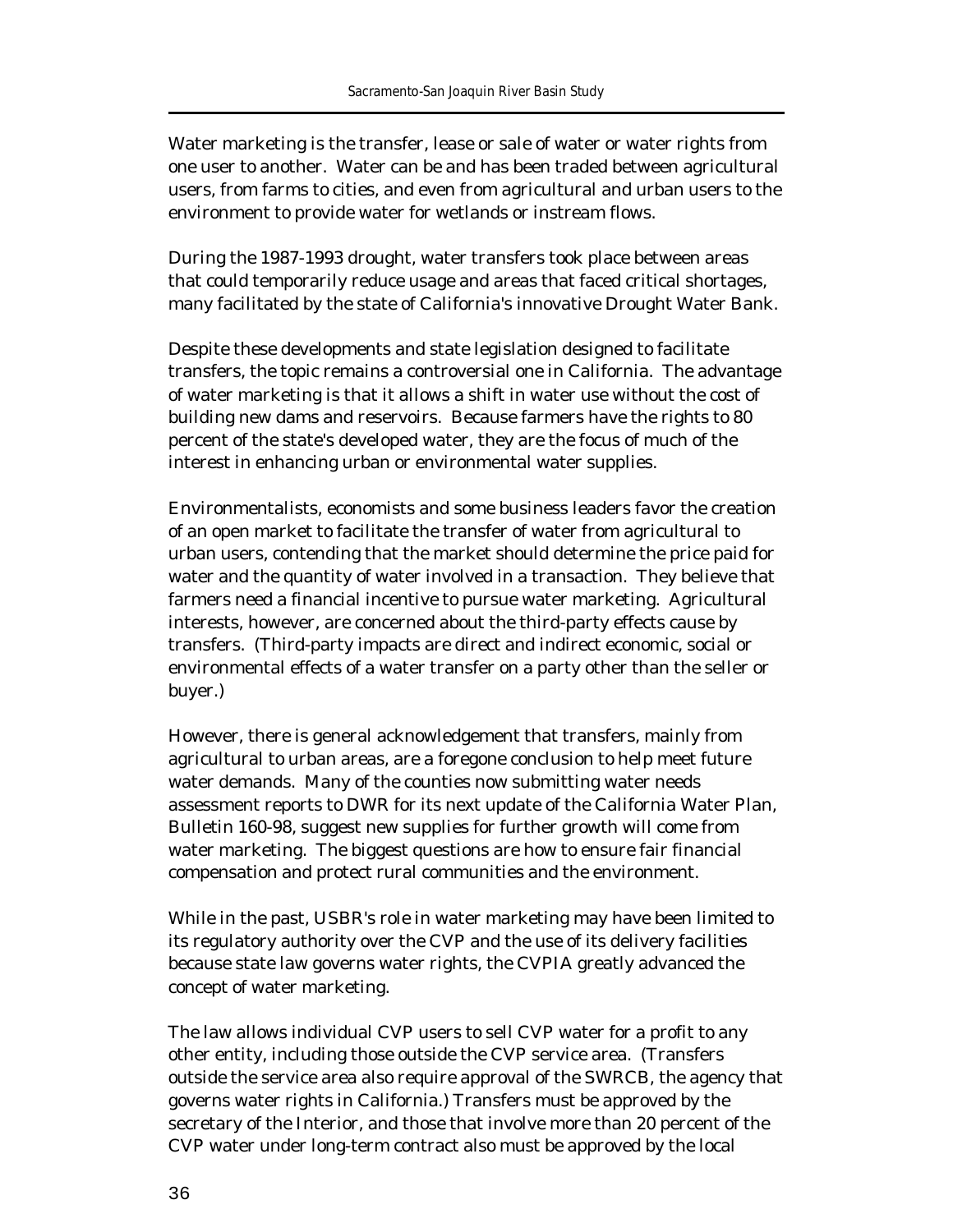Water marketing is the transfer, lease or sale of water or water rights from one user to another. Water can be and has been traded between agricultural users, from farms to cities, and even from agricultural and urban users to the environment to provide water for wetlands or instream flows.

During the 1987-1993 drought, water transfers took place between areas that could temporarily reduce usage and areas that faced critical shortages, many facilitated by the state of California's innovative Drought Water Bank.

Despite these developments and state legislation designed to facilitate transfers, the topic remains a controversial one in California. The advantage of water marketing is that it allows a shift in water use without the cost of building new dams and reservoirs. Because farmers have the rights to 80 percent of the state's developed water, they are the focus of much of the interest in enhancing urban or environmental water supplies.

Environmentalists, economists and some business leaders favor the creation of an open market to facilitate the transfer of water from agricultural to urban users, contending that the market should determine the price paid for water and the quantity of water involved in a transaction. They believe that farmers need a financial incentive to pursue water marketing. Agricultural interests, however, are concerned about the third-party effects cause by transfers. (Third-party impacts are direct and indirect economic, social or environmental effects of a water transfer on a party other than the seller or buyer.)

However, there is general acknowledgement that transfers, mainly from agricultural to urban areas, are a foregone conclusion to help meet future water demands. Many of the counties now submitting water needs assessment reports to DWR for its next update of the California Water Plan, Bulletin 160-98, suggest new supplies for further growth will come from water marketing. The biggest questions are how to ensure fair financial compensation and protect rural communities and the environment.

While in the past, USBR's role in water marketing may have been limited to its regulatory authority over the CVP and the use of its delivery facilities because state law governs water rights, the CVPIA greatly advanced the concept of water marketing.

The law allows individual CVP users to sell CVP water for a profit to any other entity, including those outside the CVP service area. (Transfers outside the service area also require approval of the SWRCB, the agency that governs water rights in California.) Transfers must be approved by the secretary of the Interior, and those that involve more than 20 percent of the CVP water under long-term contract also must be approved by the local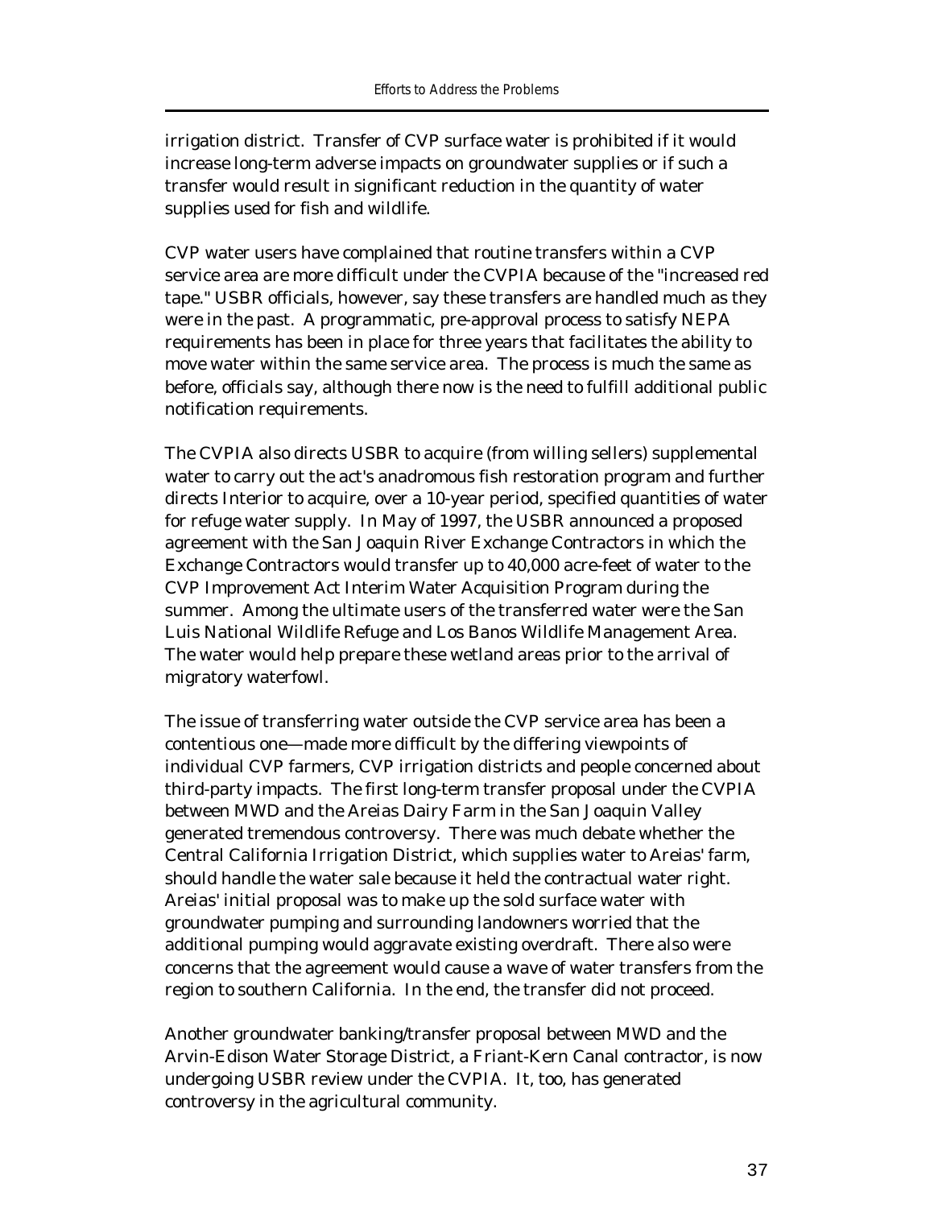irrigation district. Transfer of CVP surface water is prohibited if it would increase long-term adverse impacts on groundwater supplies or if such a transfer would result in significant reduction in the quantity of water supplies used for fish and wildlife.

CVP water users have complained that routine transfers within a CVP service area are more difficult under the CVPIA because of the "increased red tape." USBR officials, however, say these transfers are handled much as they were in the past. A programmatic, pre-approval process to satisfy NEPA requirements has been in place for three years that facilitates the ability to move water within the same service area. The process is much the same as before, officials say, although there now is the need to fulfill additional public notification requirements.

The CVPIA also directs USBR to acquire (from willing sellers) supplemental water to carry out the act's anadromous fish restoration program and further directs Interior to acquire, over a 10-year period, specified quantities of water for refuge water supply. In May of 1997, the USBR announced a proposed agreement with the San Joaquin River Exchange Contractors in which the Exchange Contractors would transfer up to 40,000 acre-feet of water to the CVP Improvement Act Interim Water Acquisition Program during the summer. Among the ultimate users of the transferred water were the San Luis National Wildlife Refuge and Los Banos Wildlife Management Area. The water would help prepare these wetland areas prior to the arrival of migratory waterfowl.

The issue of transferring water outside the CVP service area has been a contentious one—made more difficult by the differing viewpoints of individual CVP farmers, CVP irrigation districts and people concerned about third-party impacts. The first long-term transfer proposal under the CVPIA between MWD and the Areias Dairy Farm in the San Joaquin Valley generated tremendous controversy. There was much debate whether the Central California Irrigation District, which supplies water to Areias' farm, should handle the water sale because it held the contractual water right. Areias' initial proposal was to make up the sold surface water with groundwater pumping and surrounding landowners worried that the additional pumping would aggravate existing overdraft. There also were concerns that the agreement would cause a wave of water transfers from the region to southern California. In the end, the transfer did not proceed.

Another groundwater banking/transfer proposal between MWD and the Arvin-Edison Water Storage District, a Friant-Kern Canal contractor, is now undergoing USBR review under the CVPIA. It, too, has generated controversy in the agricultural community.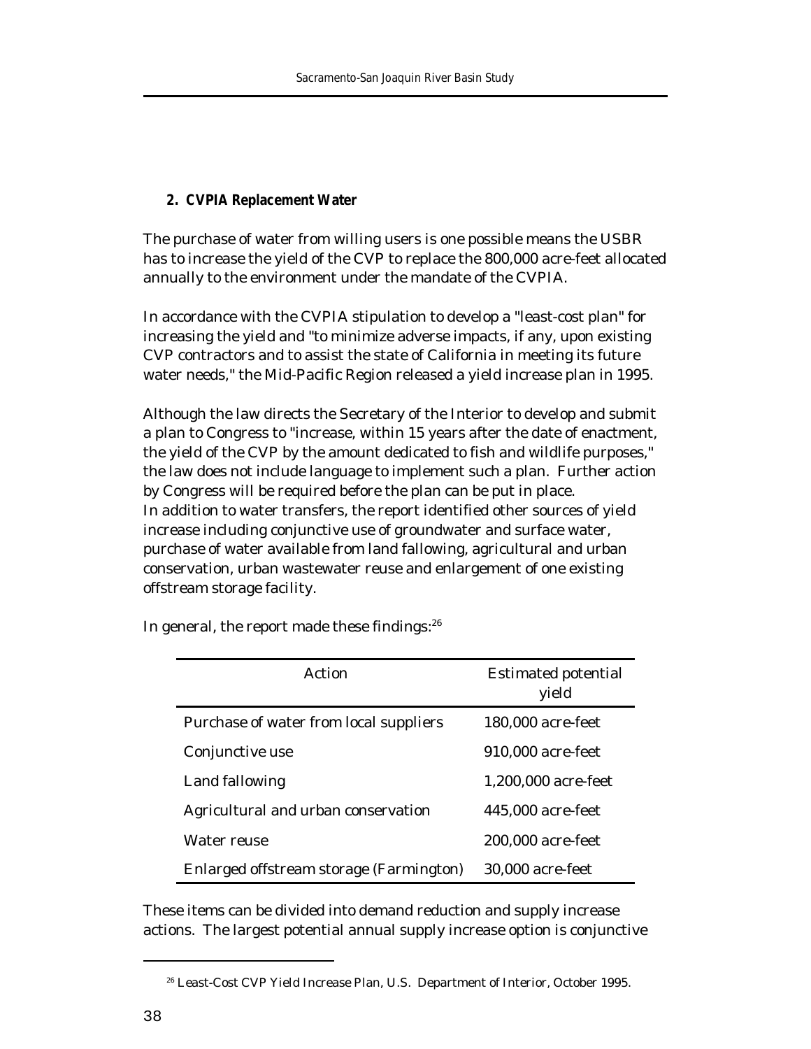### 2. CVPIA Replacement Water

The purchase of water from willing users is one possible means the USBR has to increase the yield of the CVP to replace the 800,000 acre-feet allocated annually to the environment under the mandate of the CVPIA.

In accordance with the CVPIA stipulation to develop a "least-cost plan" for increasing the yield and "to minimize adverse impacts, if any, upon existing CVP contractors and to assist the state of California in meeting its future water needs," the Mid-Pacific Region released a yield increase plan in 1995.

Although the law directs the Secretary of the Interior to develop and submit a plan to Congress to "increase, within 15 years after the date of enactment, the yield of the CVP by the amount dedicated to fish and wildlife purposes," the law does not include language to implement such a plan. Further action by Congress will be required before the plan can be put in place. In addition to water transfers, the report identified other sources of yield increase including conjunctive use of groundwater and surface water, purchase of water available from land fallowing, agricultural and urban conservation, urban wastewater reuse and enlargement of one existing offstream storage facility.

In general, the report made these findings:[26]

| Action | Estimated potential yield |
|---|---|
| Purchase of water from local suppliers | 180,000 acre-feet |
| Conjunctive use | 910,000 acre-feet |
| Land fallowing | 1,200,000 acre-feet |
| Agricultural and urban conservation | 445,000 acre-feet |
| Water reuse | 200,000 acre-feet |
| Enlarged offstream storage (Farmington) | 30,000 acre-feet |

These items can be divided into demand reduction and supply increase actions. The largest potential annual supply increase option is conjunctive

[26] Least-Cost CVP Yield Increase Plan, U.S. Department of Interior, October 1995.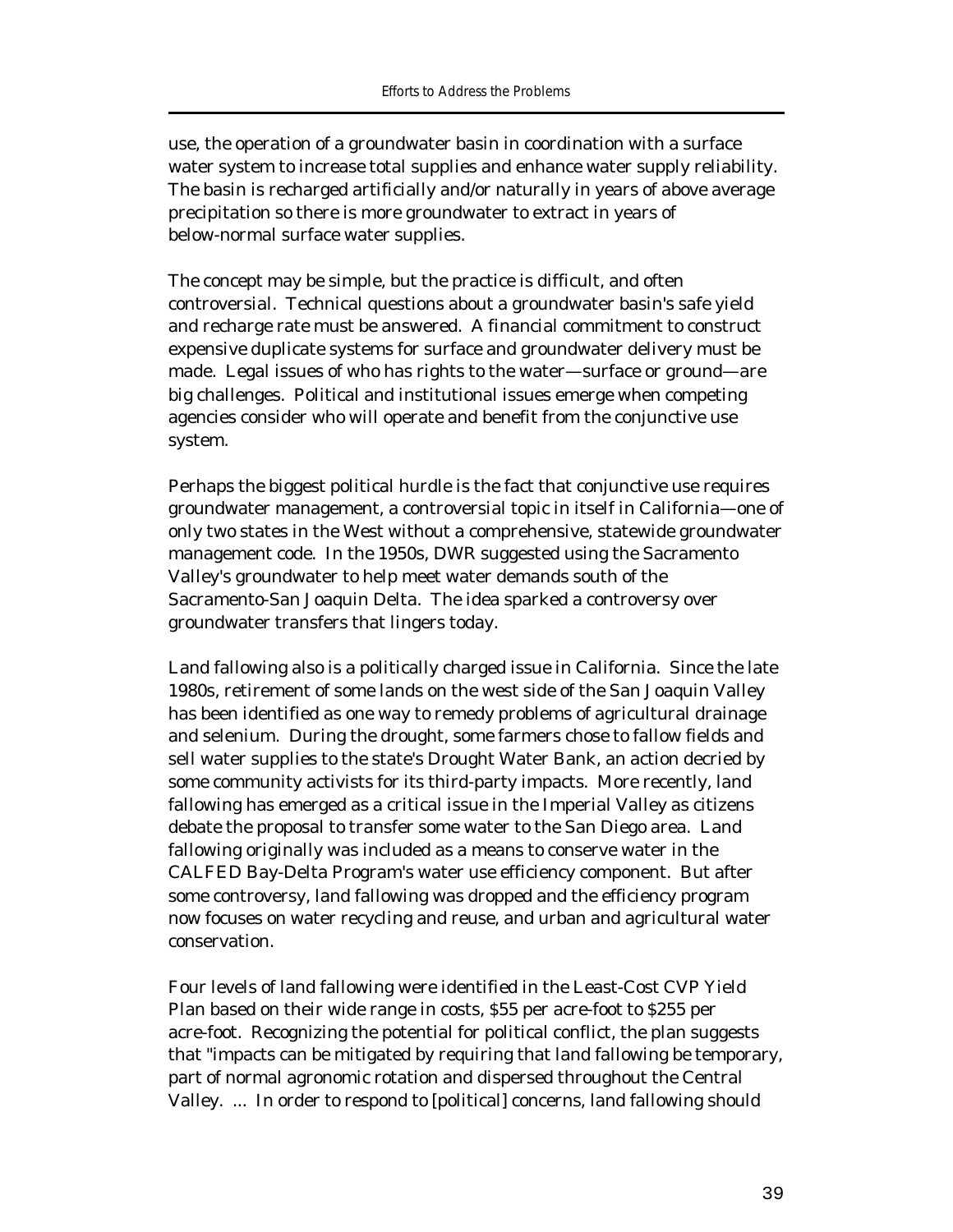use, the operation of a groundwater basin in coordination with a surface water system to increase total supplies and enhance water supply reliability. The basin is recharged artificially and/or naturally in years of above average precipitation so there is more groundwater to extract in years of below-normal surface water supplies.

The concept may be simple, but the practice is difficult, and often controversial. Technical questions about a groundwater basin's safe yield and recharge rate must be answered. A financial commitment to construct expensive duplicate systems for surface and groundwater delivery must be made. Legal issues of who has rights to the water—surface or ground—are big challenges. Political and institutional issues emerge when competing agencies consider who will operate and benefit from the conjunctive use system.

Perhaps the biggest political hurdle is the fact that conjunctive use requires groundwater management, a controversial topic in itself in California—one of only two states in the West without a comprehensive, statewide groundwater management code. In the 1950s, DWR suggested using the Sacramento Valley's groundwater to help meet water demands south of the Sacramento-San Joaquin Delta. The idea sparked a controversy over groundwater transfers that lingers today.

Land fallowing also is a politically charged issue in California. Since the late 1980s, retirement of some lands on the west side of the San Joaquin Valley has been identified as one way to remedy problems of agricultural drainage and selenium. During the drought, some farmers chose to fallow fields and sell water supplies to the state's Drought Water Bank, an action decried by some community activists for its third-party impacts. More recently, land fallowing has emerged as a critical issue in the Imperial Valley as citizens debate the proposal to transfer some water to the San Diego area. Land fallowing originally was included as a means to conserve water in the CALFED Bay-Delta Program's water use efficiency component. But after some controversy, land fallowing was dropped and the efficiency program now focuses on water recycling and reuse, and urban and agricultural water conservation.

Four levels of land fallowing were identified in the Least-Cost CVP Yield Plan based on their wide range in costs, $55 per acre-foot to $255 per acre-foot. Recognizing the potential for political conflict, the plan suggests that "impacts can be mitigated by requiring that land fallowing be temporary, part of normal agronomic rotation and dispersed throughout the Central Valley. ... In order to respond to [political] concerns, land fallowing should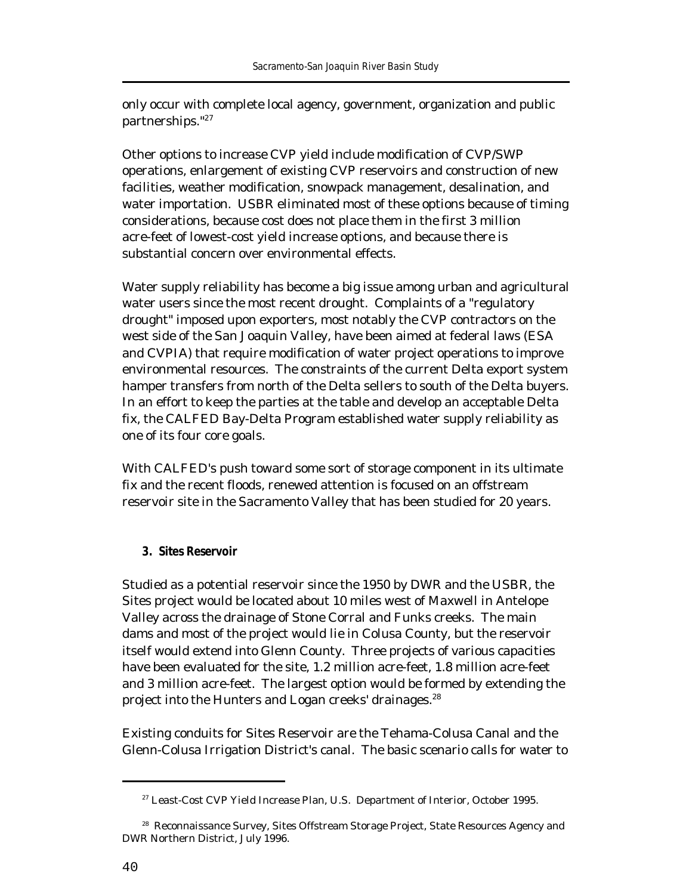only occur with complete local agency, government, organization and public partnerships."[27]

Other options to increase CVP yield include modification of CVP/SWP operations, enlargement of existing CVP reservoirs and construction of new facilities, weather modification, snowpack management, desalination, and water importation. USBR eliminated most of these options because of timing considerations, because cost does not place them in the first 3 million acre-feet of lowest-cost yield increase options, and because there is substantial concern over environmental effects.

Water supply reliability has become a big issue among urban and agricultural water users since the most recent drought. Complaints of a "regulatory drought" imposed upon exporters, most notably the CVP contractors on the west side of the San Joaquin Valley, have been aimed at federal laws (ESA and CVPIA) that require modification of water project operations to improve environmental resources. The constraints of the current Delta export system hamper transfers from north of the Delta sellers to south of the Delta buyers. In an effort to keep the parties at the table and develop an acceptable Delta fix, the CALFED Bay-Delta Program established water supply reliability as one of its four core goals.

With CALFED's push toward some sort of storage component in its ultimate fix and the recent floods, renewed attention is focused on an offstream reservoir site in the Sacramento Valley that has been studied for 20 years.

### 3. Sites Reservoir

Studied as a potential reservoir since the 1950 by DWR and the USBR, the Sites project would be located about 10 miles west of Maxwell in Antelope Valley across the drainage of Stone Corral and Funks creeks. The main dams and most of the project would lie in Colusa County, but the reservoir itself would extend into Glenn County. Three projects of various capacities have been evaluated for the site, 1.2 million acre-feet, 1.8 million acre-feet and 3 million acre-feet. The largest option would be formed by extending the project into the Hunters and Logan creeks' drainages.[28]

Existing conduits for Sites Reservoir are the Tehama-Colusa Canal and the Glenn-Colusa Irrigation District's canal. The basic scenario calls for water to

---

[27] Least-Cost CVP Yield Increase Plan, U.S. Department of Interior, October 1995.

[28] Reconnaissance Survey, Sites Offstream Storage Project, State Resources Agency and DWR Northern District, July 1996.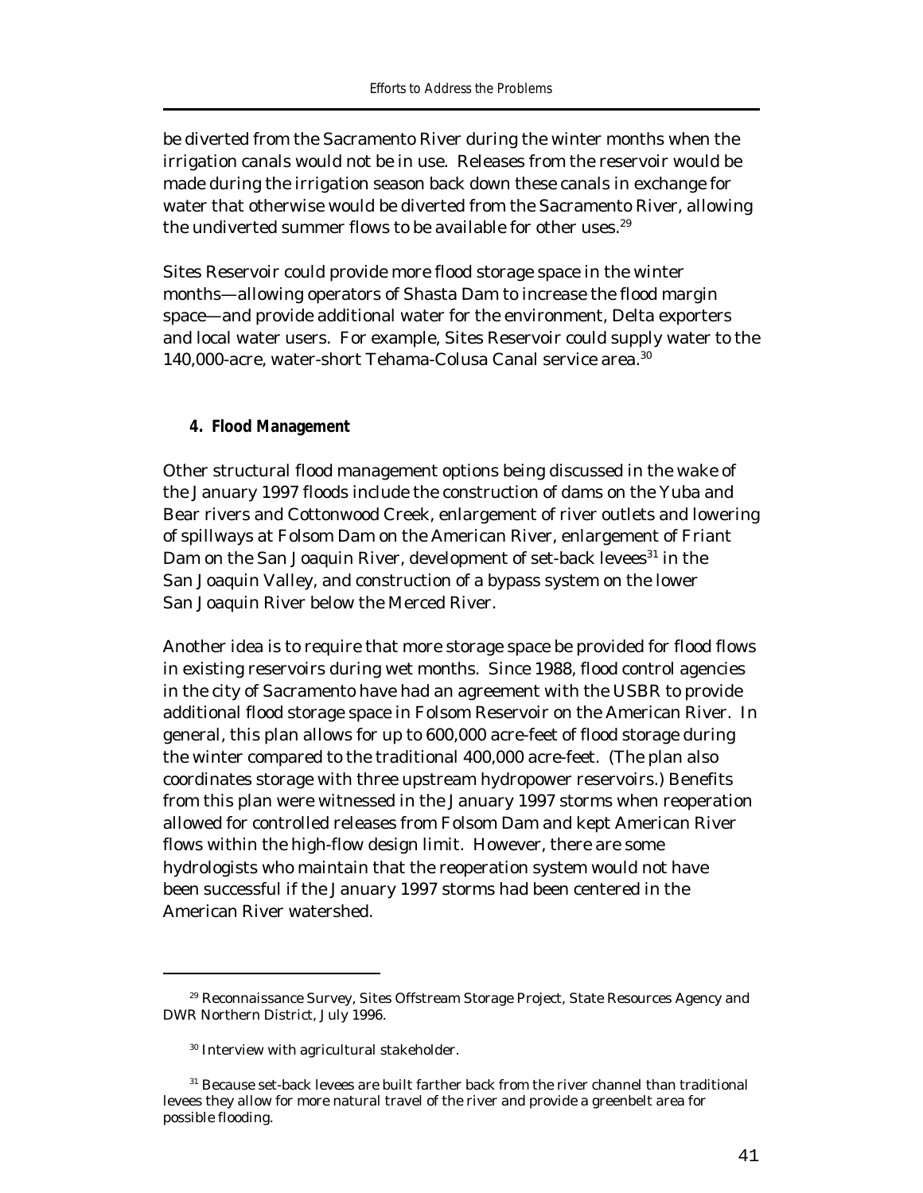be diverted from the Sacramento River during the winter months when the irrigation canals would not be in use. Releases from the reservoir would be made during the irrigation season back down these canals in exchange for water that otherwise would be diverted from the Sacramento River, allowing the undiverted summer flows to be available for other uses.[29]

Sites Reservoir could provide more flood storage space in the winter months—allowing operators of Shasta Dam to increase the flood margin space—and provide additional water for the environment, Delta exporters and local water users. For example, Sites Reservoir could supply water to the 140,000-acre, water-short Tehama-Colusa Canal service area.[30]

#### 4. Flood Management

Other structural flood management options being discussed in the wake of the January 1997 floods include the construction of dams on the Yuba and Bear rivers and Cottonwood Creek, enlargement of river outlets and lowering of spillways at Folsom Dam on the American River, enlargement of Friant Dam on the San Joaquin River, development of set-back levees[31] in the San Joaquin Valley, and construction of a bypass system on the lower San Joaquin River below the Merced River.

Another idea is to require that more storage space be provided for flood flows in existing reservoirs during wet months. Since 1988, flood control agencies in the city of Sacramento have had an agreement with the USBR to provide additional flood storage space in Folsom Reservoir on the American River. In general, this plan allows for up to 600,000 acre-feet of flood storage during the winter compared to the traditional 400,000 acre-feet. (The plan also coordinates storage with three upstream hydropower reservoirs.) Benefits from this plan were witnessed in the January 1997 storms when reoperation allowed for controlled releases from Folsom Dam and kept American River flows within the high-flow design limit. However, there are some hydrologists who maintain that the reoperation system would not have been successful if the January 1997 storms had been centered in the American River watershed.

---

[29] Reconnaissance Survey, Sites Offstream Storage Project, State Resources Agency and DWR Northern District, July 1996.

[30] Interview with agricultural stakeholder.

[31] Because set-back levees are built farther back from the river channel than traditional levees they allow for more natural travel of the river and provide a greenbelt area for possible flooding.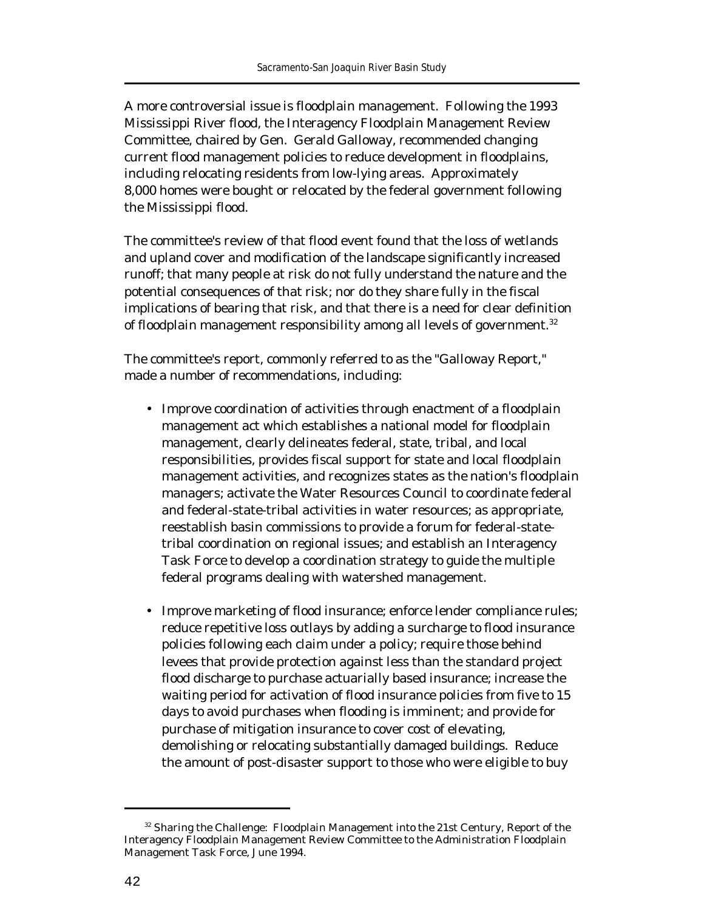A more controversial issue is floodplain management. Following the 1993 Mississippi River flood, the Interagency Floodplain Management Review Committee, chaired by Gen. Gerald Galloway, recommended changing current flood management policies to reduce development in floodplains, including relocating residents from low-lying areas. Approximately 8,000 homes were bought or relocated by the federal government following the Mississippi flood.

The committee's review of that flood event found that the loss of wetlands and upland cover and modification of the landscape significantly increased runoff; that many people at risk do not fully understand the nature and the potential consequences of that risk; nor do they share fully in the fiscal implications of bearing that risk, and that there is a need for clear definition of floodplain management responsibility among all levels of government.[32]

The committee's report, commonly referred to as the "Galloway Report," made a number of recommendations, including:

- Improve coordination of activities through enactment of a floodplain management act which establishes a national model for floodplain management, clearly delineates federal, state, tribal, and local responsibilities, provides fiscal support for state and local floodplain management activities, and recognizes states as the nation's floodplain managers; activate the Water Resources Council to coordinate federal and federal-state-tribal activities in water resources; as appropriate, reestablish basin commissions to provide a forum for federal-state-tribal coordination on regional issues; and establish an Interagency Task Force to develop a coordination strategy to guide the multiple federal programs dealing with watershed management.

- Improve marketing of flood insurance; enforce lender compliance rules; reduce repetitive loss outlays by adding a surcharge to flood insurance policies following each claim under a policy; require those behind levees that provide protection against less than the standard project flood discharge to purchase actuarially based insurance; increase the waiting period for activation of flood insurance policies from five to 15 days to avoid purchases when flooding is imminent; and provide for purchase of mitigation insurance to cover cost of elevating, demolishing or relocating substantially damaged buildings. Reduce the amount of post-disaster support to those who were eligible to buy

[32] Sharing the Challenge: Floodplain Management into the 21st Century, Report of the Interagency Floodplain Management Review Committee to the Administration Floodplain Management Task Force, June 1994.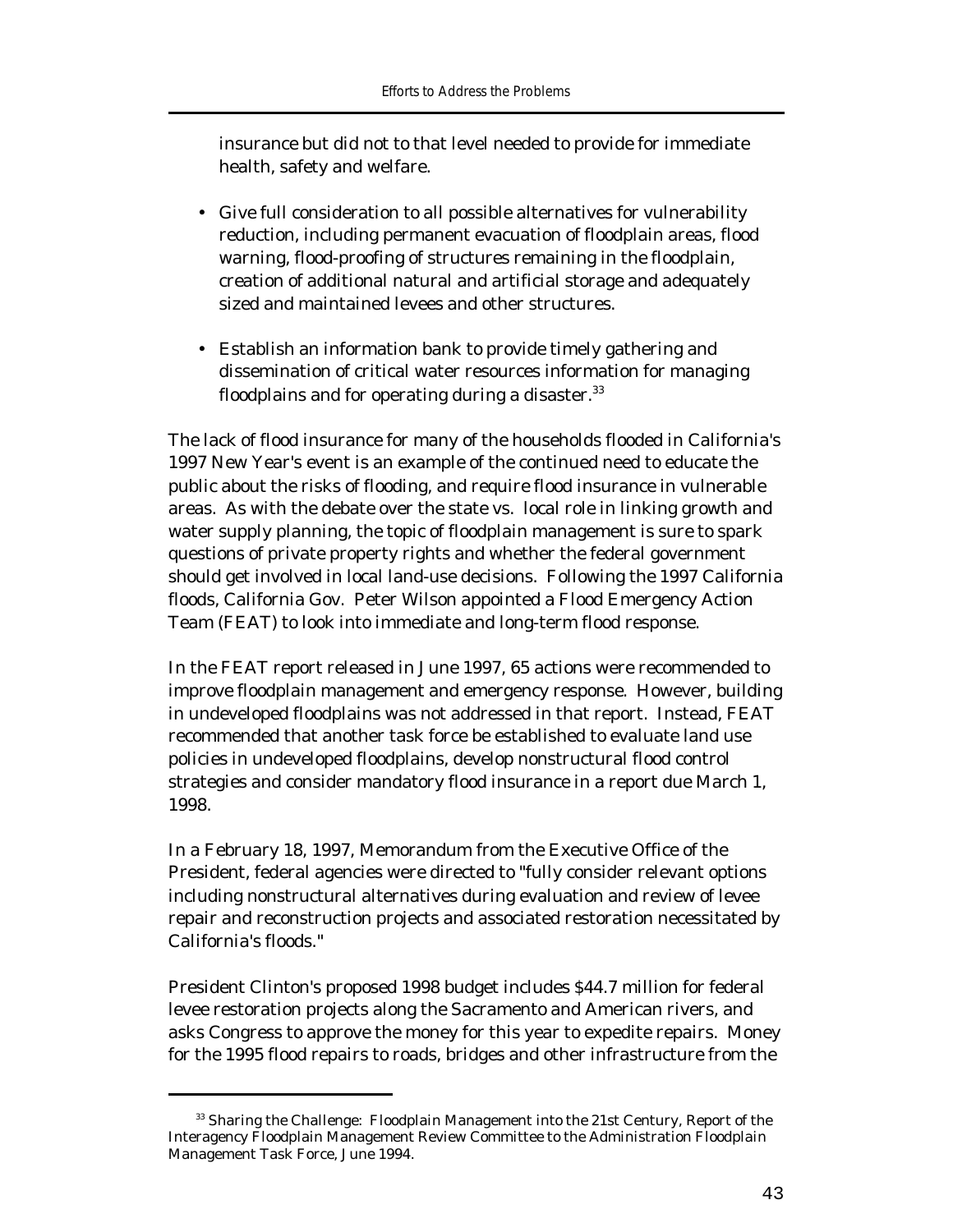insurance but did not to that level needed to provide for immediate health, safety and welfare.

- Give full consideration to all possible alternatives for vulnerability reduction, including permanent evacuation of floodplain areas, flood warning, flood-proofing of structures remaining in the floodplain, creation of additional natural and artificial storage and adequately sized and maintained levees and other structures.
- Establish an information bank to provide timely gathering and dissemination of critical water resources information for managing floodplains and for operating during a disaster.[33]

The lack of flood insurance for many of the households flooded in California's 1997 New Year's event is an example of the continued need to educate the public about the risks of flooding, and require flood insurance in vulnerable areas. As with the debate over the state vs. local role in linking growth and water supply planning, the topic of floodplain management is sure to spark questions of private property rights and whether the federal government should get involved in local land-use decisions. Following the 1997 California floods, California Gov. Peter Wilson appointed a Flood Emergency Action Team (FEAT) to look into immediate and long-term flood response.

In the FEAT report released in June 1997, 65 actions were recommended to improve floodplain management and emergency response. However, building in undeveloped floodplains was not addressed in that report. Instead, FEAT recommended that another task force be established to evaluate land use policies in undeveloped floodplains, develop nonstructural flood control strategies and consider mandatory flood insurance in a report due March 1, 1998.

In a February 18, 1997, Memorandum from the Executive Office of the President, federal agencies were directed to "fully consider relevant options including nonstructural alternatives during evaluation and review of levee repair and reconstruction projects and associated restoration necessitated by California's floods."

President Clinton's proposed 1998 budget includes $44.7 million for federal levee restoration projects along the Sacramento and American rivers, and asks Congress to approve the money for this year to expedite repairs. Money for the 1995 flood repairs to roads, bridges and other infrastructure from the

[33] Sharing the Challenge: Floodplain Management into the 21st Century, Report of the Interagency Floodplain Management Review Committee to the Administration Floodplain Management Task Force, June 1994.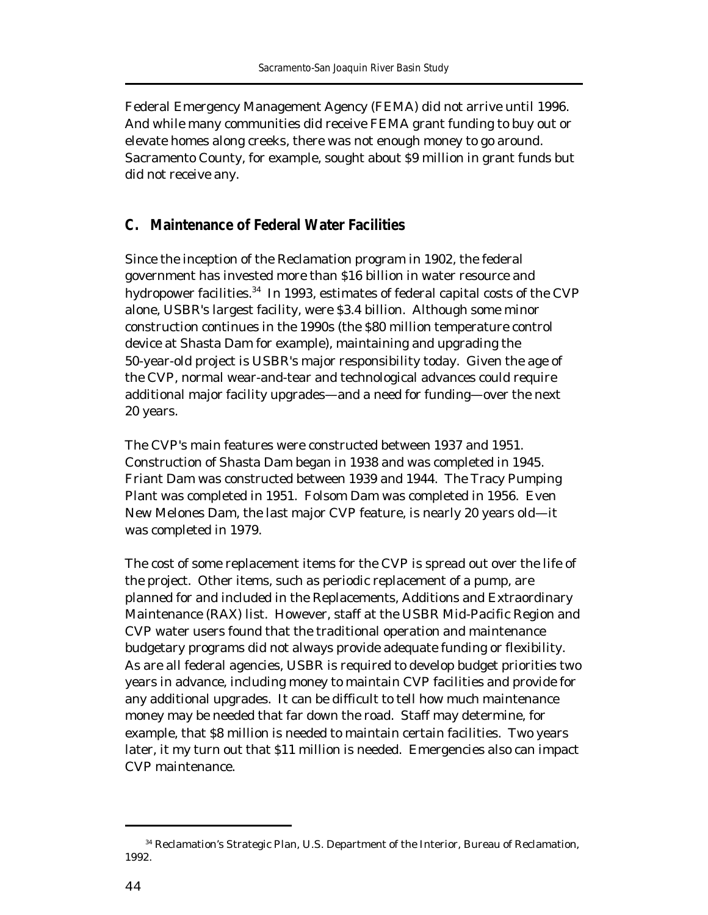Federal Emergency Management Agency (FEMA) did not arrive until 1996. And while many communities did receive FEMA grant funding to buy out or elevate homes along creeks, there was not enough money to go around. Sacramento County, for example, sought about $9 million in grant funds but did not receive any.

## C. Maintenance of Federal Water Facilities

Since the inception of the Reclamation program in 1902, the federal government has invested more than $16 billion in water resource and hydropower facilities.[34] In 1993, estimates of federal capital costs of the CVP alone, USBR's largest facility, were $3.4 billion. Although some minor construction continues in the 1990s (the $80 million temperature control device at Shasta Dam for example), maintaining and upgrading the 50-year-old project is USBR's major responsibility today. Given the age of the CVP, normal wear-and-tear and technological advances could require additional major facility upgrades—and a need for funding—over the next 20 years.

The CVP's main features were constructed between 1937 and 1951. Construction of Shasta Dam began in 1938 and was completed in 1945. Friant Dam was constructed between 1939 and 1944. The Tracy Pumping Plant was completed in 1951. Folsom Dam was completed in 1956. Even New Melones Dam, the last major CVP feature, is nearly 20 years old—it was completed in 1979.

The cost of some replacement items for the CVP is spread out over the life of the project. Other items, such as periodic replacement of a pump, are planned for and included in the Replacements, Additions and Extraordinary Maintenance (RAX) list. However, staff at the USBR Mid-Pacific Region and CVP water users found that the traditional operation and maintenance budgetary programs did not always provide adequate funding or flexibility. As are all federal agencies, USBR is required to develop budget priorities two years in advance, including money to maintain CVP facilities and provide for any additional upgrades. It can be difficult to tell how much maintenance money may be needed that far down the road. Staff may determine, for example, that $8 million is needed to maintain certain facilities. Two years later, it my turn out that $11 million is needed. Emergencies also can impact CVP maintenance.

---

[34] Reclamation's Strategic Plan, U.S. Department of the Interior, Bureau of Reclamation, 1992.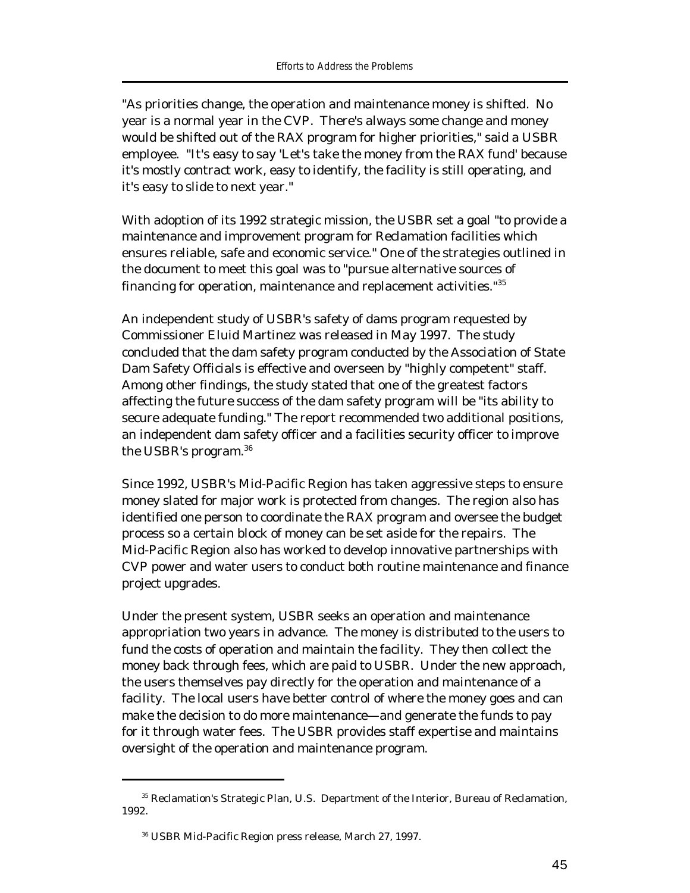"As priorities change, the operation and maintenance money is shifted. No year is a normal year in the CVP. There's always some change and money would be shifted out of the RAX program for higher priorities," said a USBR employee. "It's easy to say 'Let's take the money from the RAX fund' because it's mostly contract work, easy to identify, the facility is still operating, and it's easy to slide to next year."

With adoption of its 1992 strategic mission, the USBR set a goal "to provide a maintenance and improvement program for Reclamation facilities which ensures reliable, safe and economic service." One of the strategies outlined in the document to meet this goal was to "pursue alternative sources of financing for operation, maintenance and replacement activities."[35]

An independent study of USBR's safety of dams program requested by Commissioner Eluid Martinez was released in May 1997. The study concluded that the dam safety program conducted by the Association of State Dam Safety Officials is effective and overseen by "highly competent" staff. Among other findings, the study stated that one of the greatest factors affecting the future success of the dam safety program will be "its ability to secure adequate funding." The report recommended two additional positions, an independent dam safety officer and a facilities security officer to improve the USBR's program.[36]

Since 1992, USBR's Mid-Pacific Region has taken aggressive steps to ensure money slated for major work is protected from changes. The region also has identified one person to coordinate the RAX program and oversee the budget process so a certain block of money can be set aside for the repairs. The Mid-Pacific Region also has worked to develop innovative partnerships with CVP power and water users to conduct both routine maintenance and finance project upgrades.

Under the present system, USBR seeks an operation and maintenance appropriation two years in advance. The money is distributed to the users to fund the costs of operation and maintain the facility. They then collect the money back through fees, which are paid to USBR. Under the new approach, the users themselves pay directly for the operation and maintenance of a facility. The local users have better control of where the money goes and can make the decision to do more maintenance—and generate the funds to pay for it through water fees. The USBR provides staff expertise and maintains oversight of the operation and maintenance program.

---

[35] Reclamation's Strategic Plan, U.S. Department of the Interior, Bureau of Reclamation, 1992.

[36] USBR Mid-Pacific Region press release, March 27, 1997.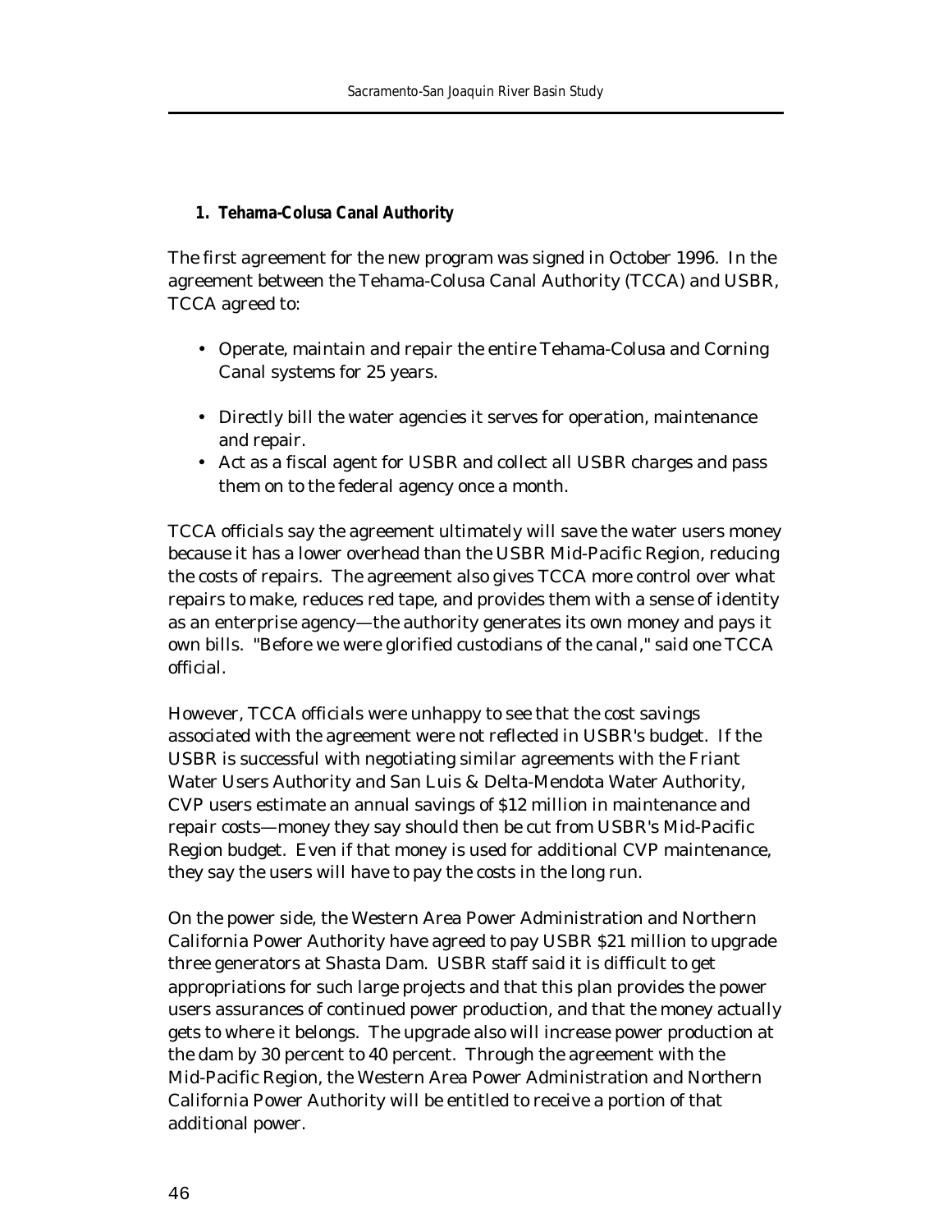1. **Tehama-Colusa Canal Authority**

The first agreement for the new program was signed in October 1996. In the agreement between the Tehama-Colusa Canal Authority (TCCA) and USBR, TCCA agreed to:

- Operate, maintain and repair the entire Tehama-Colusa and Corning Canal systems for 25 years.
- Directly bill the water agencies it serves for operation, maintenance and repair.
- Act as a fiscal agent for USBR and collect all USBR charges and pass them on to the federal agency once a month.

TCCA officials say the agreement ultimately will save the water users money because it has a lower overhead than the USBR Mid-Pacific Region, reducing the costs of repairs. The agreement also gives TCCA more control over what repairs to make, reduces red tape, and provides them with a sense of identity as an enterprise agency—the authority generates its own money and pays it own bills. "Before we were glorified custodians of the canal," said one TCCA official.

However, TCCA officials were unhappy to see that the cost savings associated with the agreement were not reflected in USBR's budget. If the USBR is successful with negotiating similar agreements with the Friant Water Users Authority and San Luis & Delta-Mendota Water Authority, CVP users estimate an annual savings of $12 million in maintenance and repair costs—money they say should then be cut from USBR's Mid-Pacific Region budget. Even if that money is used for additional CVP maintenance, they say the users will have to pay the costs in the long run.

On the power side, the Western Area Power Administration and Northern California Power Authority have agreed to pay USBR $21 million to upgrade three generators at Shasta Dam. USBR staff said it is difficult to get appropriations for such large projects and that this plan provides the power users assurances of continued power production, and that the money actually gets to where it belongs. The upgrade also will increase power production at the dam by 30 percent to 40 percent. Through the agreement with the Mid-Pacific Region, the Western Area Power Administration and Northern California Power Authority will be entitled to receive a portion of that additional power.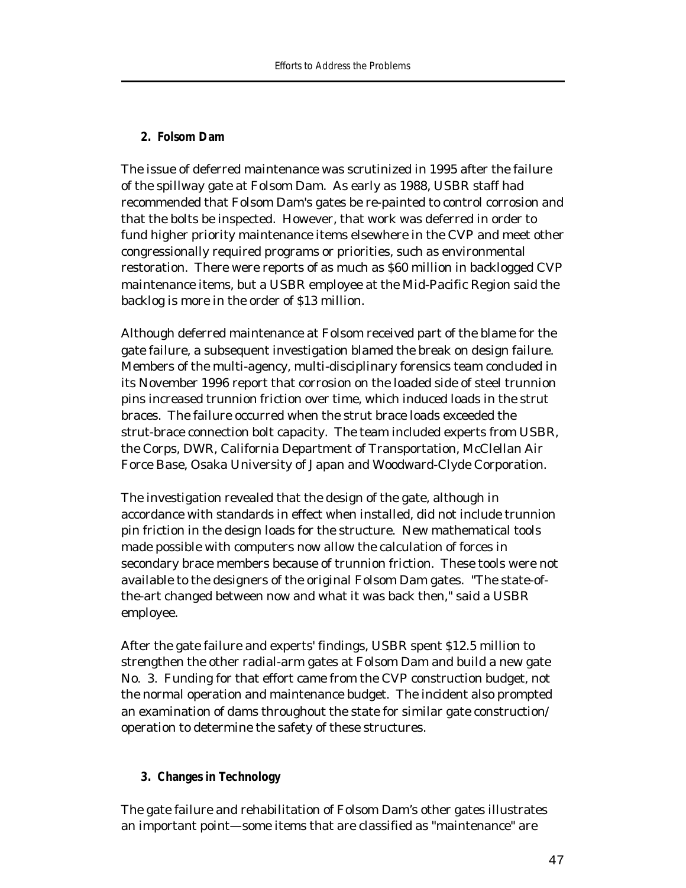### 2. Folsom Dam

The issue of deferred maintenance was scrutinized in 1995 after the failure of the spillway gate at Folsom Dam. As early as 1988, USBR staff had recommended that Folsom Dam's gates be re-painted to control corrosion and that the bolts be inspected. However, that work was deferred in order to fund higher priority maintenance items elsewhere in the CVP and meet other congressionally required programs or priorities, such as environmental restoration. There were reports of as much as $60 million in backlogged CVP maintenance items, but a USBR employee at the Mid-Pacific Region said the backlog is more in the order of $13 million.

Although deferred maintenance at Folsom received part of the blame for the gate failure, a subsequent investigation blamed the break on design failure. Members of the multi-agency, multi-disciplinary forensics team concluded in its November 1996 report that corrosion on the loaded side of steel trunnion pins increased trunnion friction over time, which induced loads in the strut braces. The failure occurred when the strut brace loads exceeded the strut-brace connection bolt capacity. The team included experts from USBR, the Corps, DWR, California Department of Transportation, McClellan Air Force Base, Osaka University of Japan and Woodward-Clyde Corporation.

The investigation revealed that the design of the gate, although in accordance with standards in effect when installed, did not include trunnion pin friction in the design loads for the structure. New mathematical tools made possible with computers now allow the calculation of forces in secondary brace members because of trunnion friction. These tools were not available to the designers of the original Folsom Dam gates. "The state-of-the-art changed between now and what it was back then," said a USBR employee.

After the gate failure and experts' findings, USBR spent $12.5 million to strengthen the other radial-arm gates at Folsom Dam and build a new gate No. 3. Funding for that effort came from the CVP construction budget, not the normal operation and maintenance budget. The incident also prompted an examination of dams throughout the state for similar gate construction/operation to determine the safety of these structures.

### 3. Changes in Technology

The gate failure and rehabilitation of Folsom Dam's other gates illustrates an important point—some items that are classified as "maintenance" are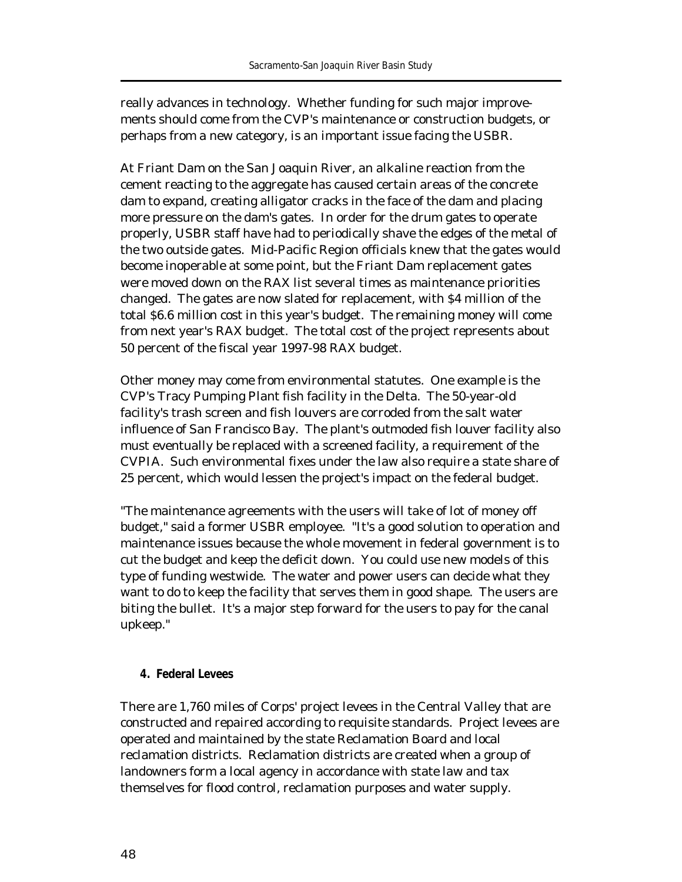really advances in technology. Whether funding for such major improvements should come from the CVP's maintenance or construction budgets, or perhaps from a new category, is an important issue facing the USBR.

At Friant Dam on the San Joaquin River, an alkaline reaction from the cement reacting to the aggregate has caused certain areas of the concrete dam to expand, creating alligator cracks in the face of the dam and placing more pressure on the dam's gates. In order for the drum gates to operate properly, USBR staff have had to periodically shave the edges of the metal of the two outside gates. Mid-Pacific Region officials knew that the gates would become inoperable at some point, but the Friant Dam replacement gates were moved down on the RAX list several times as maintenance priorities changed. The gates are now slated for replacement, with $4 million of the total $6.6 million cost in this year's budget. The remaining money will come from next year's RAX budget. The total cost of the project represents about 50 percent of the fiscal year 1997-98 RAX budget.

Other money may come from environmental statutes. One example is the CVP's Tracy Pumping Plant fish facility in the Delta. The 50-year-old facility's trash screen and fish louvers are corroded from the salt water influence of San Francisco Bay. The plant's outmoded fish louver facility also must eventually be replaced with a screened facility, a requirement of the CVPIA. Such environmental fixes under the law also require a state share of 25 percent, which would lessen the project's impact on the federal budget.

"The maintenance agreements with the users will take of lot of money off budget," said a former USBR employee. "It's a good solution to operation and maintenance issues because the whole movement in federal government is to cut the budget and keep the deficit down. You could use new models of this type of funding westwide. The water and power users can decide what they want to do to keep the facility that serves them in good shape. The users are biting the bullet. It's a major step forward for the users to pay for the canal upkeep."

#### 4. Federal Levees

There are 1,760 miles of Corps' project levees in the Central Valley that are constructed and repaired according to requisite standards. Project levees are operated and maintained by the state Reclamation Board and local reclamation districts. Reclamation districts are created when a group of landowners form a local agency in accordance with state law and tax themselves for flood control, reclamation purposes and water supply.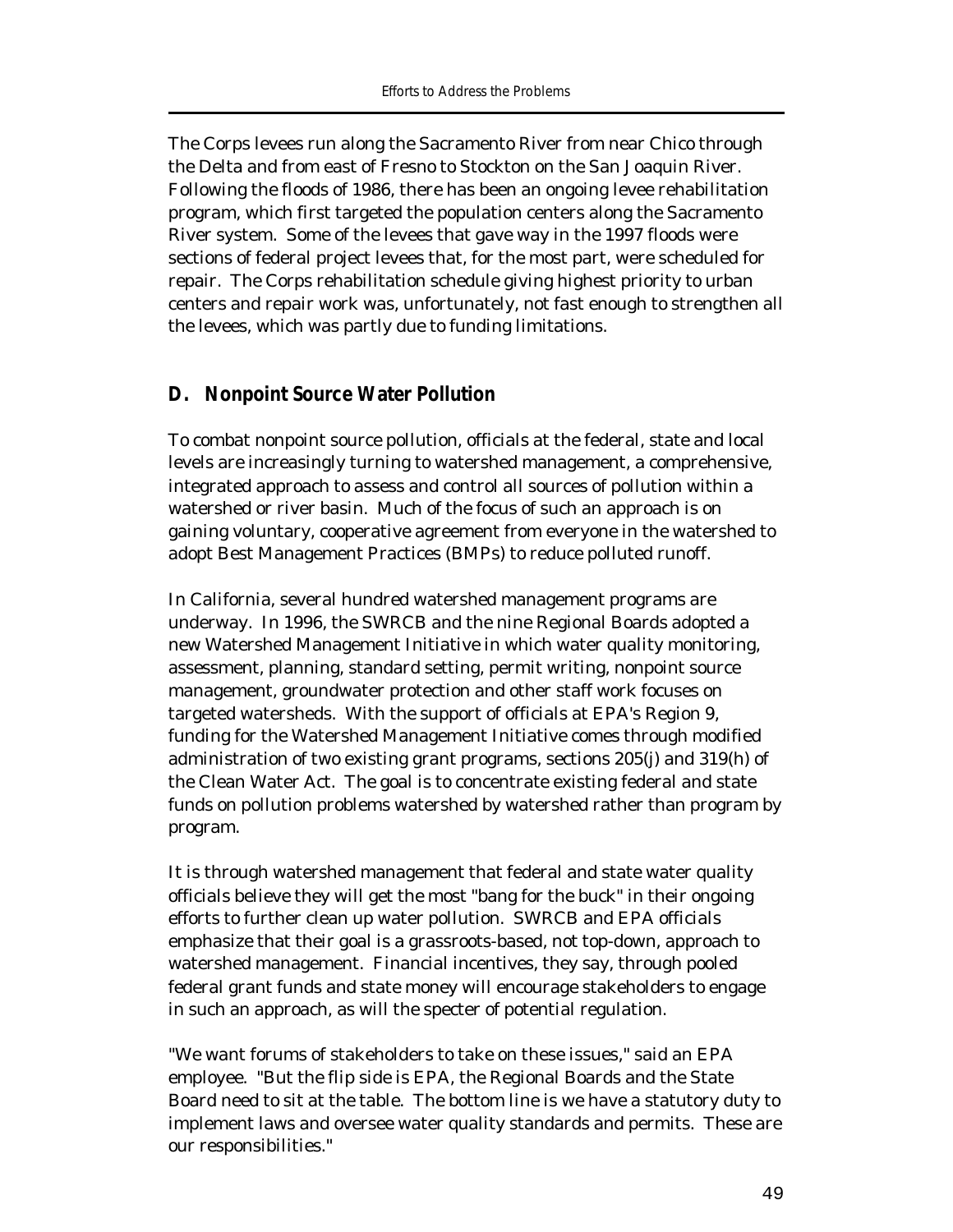The Corps levees run along the Sacramento River from near Chico through the Delta and from east of Fresno to Stockton on the San Joaquin River. Following the floods of 1986, there has been an ongoing levee rehabilitation program, which first targeted the population centers along the Sacramento River system. Some of the levees that gave way in the 1997 floods were sections of federal project levees that, for the most part, were scheduled for repair. The Corps rehabilitation schedule giving highest priority to urban centers and repair work was, unfortunately, not fast enough to strengthen all the levees, which was partly due to funding limitations.

## D. Nonpoint Source Water Pollution

To combat nonpoint source pollution, officials at the federal, state and local levels are increasingly turning to watershed management, a comprehensive, integrated approach to assess and control all sources of pollution within a watershed or river basin. Much of the focus of such an approach is on gaining voluntary, cooperative agreement from everyone in the watershed to adopt Best Management Practices (BMPs) to reduce polluted runoff.

In California, several hundred watershed management programs are underway. In 1996, the SWRCB and the nine Regional Boards adopted a new Watershed Management Initiative in which water quality monitoring, assessment, planning, standard setting, permit writing, nonpoint source management, groundwater protection and other staff work focuses on targeted watersheds. With the support of officials at EPA's Region 9, funding for the Watershed Management Initiative comes through modified administration of two existing grant programs, sections 205(j) and 319(h) of the Clean Water Act. The goal is to concentrate existing federal and state funds on pollution problems watershed by watershed rather than program by program.

It is through watershed management that federal and state water quality officials believe they will get the most "bang for the buck" in their ongoing efforts to further clean up water pollution. SWRCB and EPA officials emphasize that their goal is a grassroots-based, not top-down, approach to watershed management. Financial incentives, they say, through pooled federal grant funds and state money will encourage stakeholders to engage in such an approach, as will the specter of potential regulation.

"We want forums of stakeholders to take on these issues," said an EPA employee. "But the flip side is EPA, the Regional Boards and the State Board need to sit at the table. The bottom line is we have a statutory duty to implement laws and oversee water quality standards and permits. These are our responsibilities."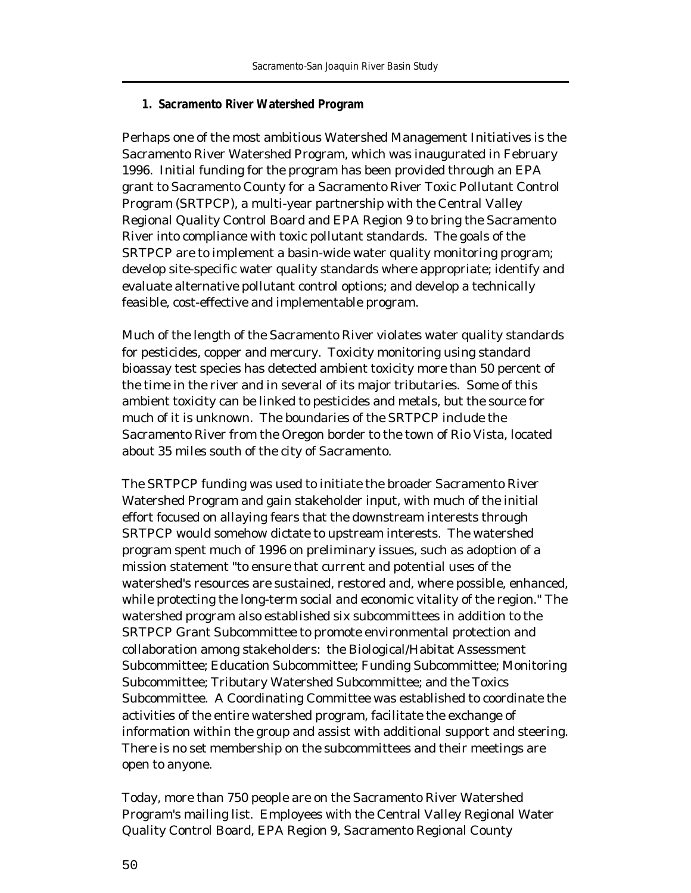### 1. Sacramento River Watershed Program

Perhaps one of the most ambitious Watershed Management Initiatives is the Sacramento River Watershed Program, which was inaugurated in February 1996. Initial funding for the program has been provided through an EPA grant to Sacramento County for a Sacramento River Toxic Pollutant Control Program (SRTPCP), a multi-year partnership with the Central Valley Regional Quality Control Board and EPA Region 9 to bring the Sacramento River into compliance with toxic pollutant standards. The goals of the SRTPCP are to implement a basin-wide water quality monitoring program; develop site-specific water quality standards where appropriate; identify and evaluate alternative pollutant control options; and develop a technically feasible, cost-effective and implementable program.

Much of the length of the Sacramento River violates water quality standards for pesticides, copper and mercury. Toxicity monitoring using standard bioassay test species has detected ambient toxicity more than 50 percent of the time in the river and in several of its major tributaries. Some of this ambient toxicity can be linked to pesticides and metals, but the source for much of it is unknown. The boundaries of the SRTPCP include the Sacramento River from the Oregon border to the town of Rio Vista, located about 35 miles south of the city of Sacramento.

The SRTPCP funding was used to initiate the broader Sacramento River Watershed Program and gain stakeholder input, with much of the initial effort focused on allaying fears that the downstream interests through SRTPCP would somehow dictate to upstream interests. The watershed program spent much of 1996 on preliminary issues, such as adoption of a mission statement "to ensure that current and potential uses of the watershed's resources are sustained, restored and, where possible, enhanced, while protecting the long-term social and economic vitality of the region." The watershed program also established six subcommittees in addition to the SRTPCP Grant Subcommittee to promote environmental protection and collaboration among stakeholders: the Biological/Habitat Assessment Subcommittee; Education Subcommittee; Funding Subcommittee; Monitoring Subcommittee; Tributary Watershed Subcommittee; and the Toxics Subcommittee. A Coordinating Committee was established to coordinate the activities of the entire watershed program, facilitate the exchange of information within the group and assist with additional support and steering. There is no set membership on the subcommittees and their meetings are open to anyone.

Today, more than 750 people are on the Sacramento River Watershed Program's mailing list. Employees with the Central Valley Regional Water Quality Control Board, EPA Region 9, Sacramento Regional County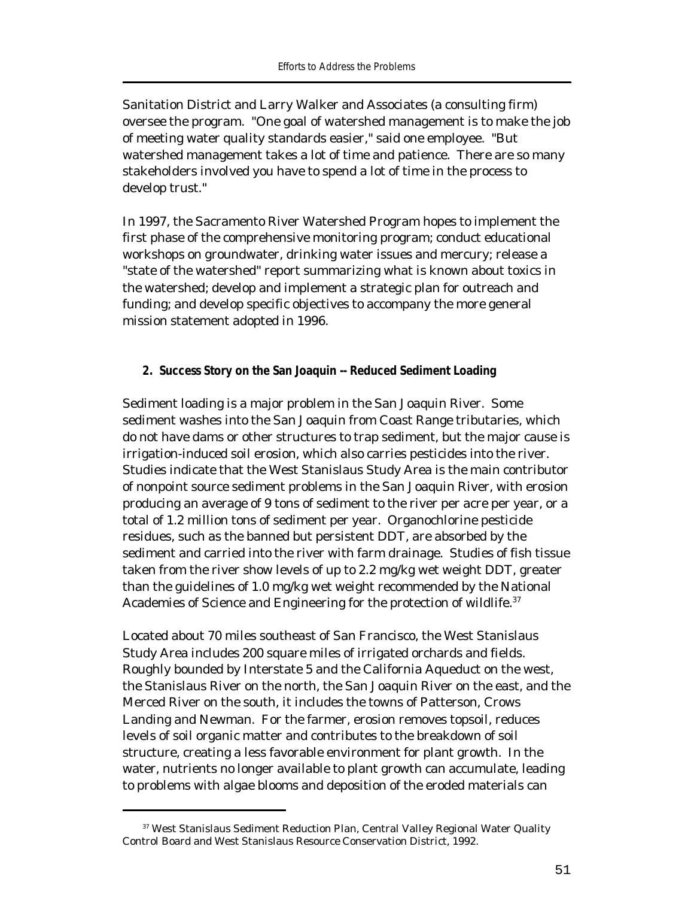Sanitation District and Larry Walker and Associates (a consulting firm) oversee the program. "One goal of watershed management is to make the job of meeting water quality standards easier," said one employee. "But watershed management takes a lot of time and patience. There are so many stakeholders involved you have to spend a lot of time in the process to develop trust."

In 1997, the Sacramento River Watershed Program hopes to implement the first phase of the comprehensive monitoring program; conduct educational workshops on groundwater, drinking water issues and mercury; release a "state of the watershed" report summarizing what is known about toxics in the watershed; develop and implement a strategic plan for outreach and funding; and develop specific objectives to accompany the more general mission statement adopted in 1996.

#### 2. Success Story on the San Joaquin -- Reduced Sediment Loading

Sediment loading is a major problem in the San Joaquin River. Some sediment washes into the San Joaquin from Coast Range tributaries, which do not have dams or other structures to trap sediment, but the major cause is irrigation-induced soil erosion, which also carries pesticides into the river. Studies indicate that the West Stanislaus Study Area is the main contributor of nonpoint source sediment problems in the San Joaquin River, with erosion producing an average of 9 tons of sediment to the river per acre per year, or a total of 1.2 million tons of sediment per year. Organochlorine pesticide residues, such as the banned but persistent DDT, are absorbed by the sediment and carried into the river with farm drainage. Studies of fish tissue taken from the river show levels of up to 2.2 mg/kg wet weight DDT, greater than the guidelines of 1.0 mg/kg wet weight recommended by the National Academies of Science and Engineering for the protection of wildlife.[37]

Located about 70 miles southeast of San Francisco, the West Stanislaus Study Area includes 200 square miles of irrigated orchards and fields. Roughly bounded by Interstate 5 and the California Aqueduct on the west, the Stanislaus River on the north, the San Joaquin River on the east, and the Merced River on the south, it includes the towns of Patterson, Crows Landing and Newman. For the farmer, erosion removes topsoil, reduces levels of soil organic matter and contributes to the breakdown of soil structure, creating a less favorable environment for plant growth. In the water, nutrients no longer available to plant growth can accumulate, leading to problems with algae blooms and deposition of the eroded materials can

---

[37] West Stanislaus Sediment Reduction Plan, Central Valley Regional Water Quality Control Board and West Stanislaus Resource Conservation District, 1992.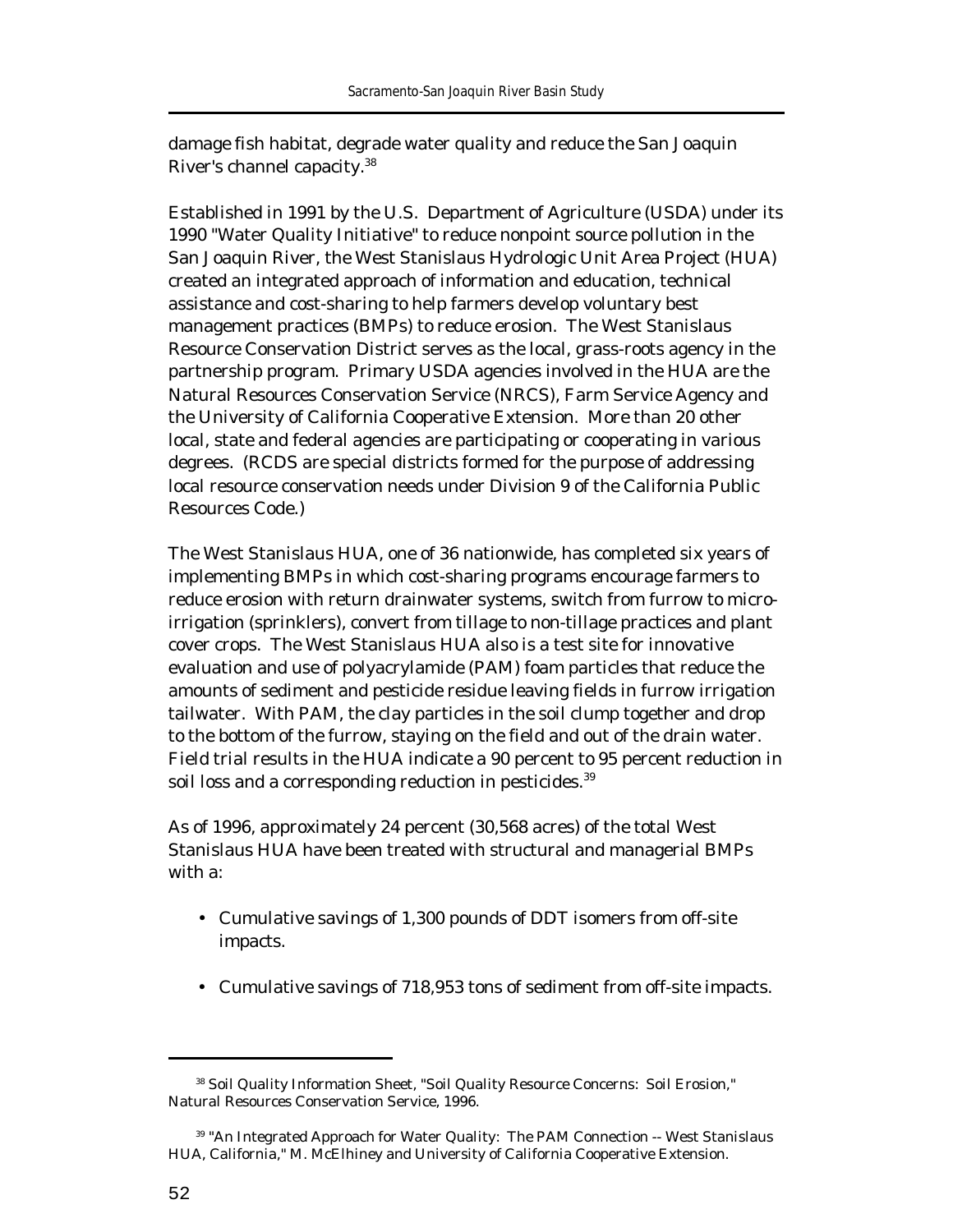damage fish habitat, degrade water quality and reduce the San Joaquin River's channel capacity.[38]

Established in 1991 by the U.S. Department of Agriculture (USDA) under its 1990 "Water Quality Initiative" to reduce nonpoint source pollution in the San Joaquin River, the West Stanislaus Hydrologic Unit Area Project (HUA) created an integrated approach of information and education, technical assistance and cost-sharing to help farmers develop voluntary best management practices (BMPs) to reduce erosion. The West Stanislaus Resource Conservation District serves as the local, grass-roots agency in the partnership program. Primary USDA agencies involved in the HUA are the Natural Resources Conservation Service (NRCS), Farm Service Agency and the University of California Cooperative Extension. More than 20 other local, state and federal agencies are participating or cooperating in various degrees. (RCDS are special districts formed for the purpose of addressing local resource conservation needs under Division 9 of the California Public Resources Code.)

The West Stanislaus HUA, one of 36 nationwide, has completed six years of implementing BMPs in which cost-sharing programs encourage farmers to reduce erosion with return drainwater systems, switch from furrow to micro-irrigation (sprinklers), convert from tillage to non-tillage practices and plant cover crops. The West Stanislaus HUA also is a test site for innovative evaluation and use of polyacrylamide (PAM) foam particles that reduce the amounts of sediment and pesticide residue leaving fields in furrow irrigation tailwater. With PAM, the clay particles in the soil clump together and drop to the bottom of the furrow, staying on the field and out of the drain water. Field trial results in the HUA indicate a 90 percent to 95 percent reduction in soil loss and a corresponding reduction in pesticides.[39]

As of 1996, approximately 24 percent (30,568 acres) of the total West Stanislaus HUA have been treated with structural and managerial BMPs with a:

- Cumulative savings of 1,300 pounds of DDT isomers from off-site impacts.
- Cumulative savings of 718,953 tons of sediment from off-site impacts.

---

[38] Soil Quality Information Sheet, "Soil Quality Resource Concerns: Soil Erosion," Natural Resources Conservation Service, 1996.

[39] "An Integrated Approach for Water Quality: The PAM Connection -- West Stanislaus HUA, California," M. McElhiney and University of California Cooperative Extension.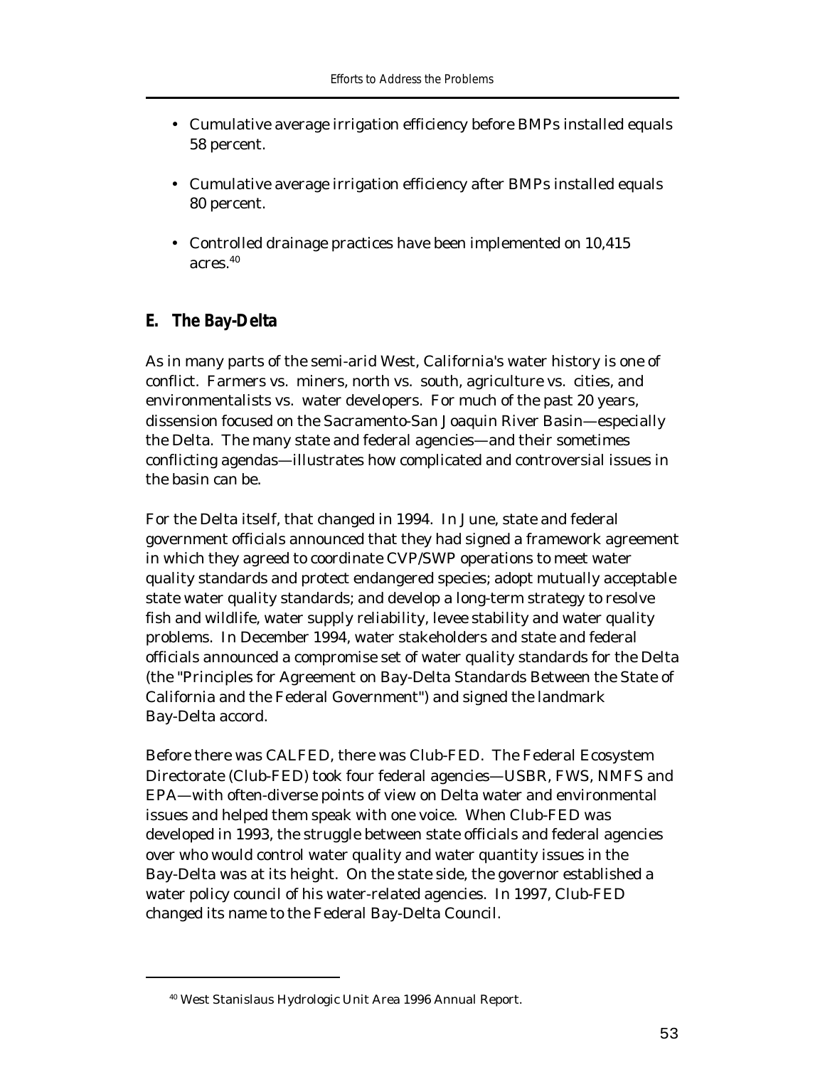- Cumulative average irrigation efficiency before BMPs installed equals 58 percent.
- Cumulative average irrigation efficiency after BMPs installed equals 80 percent.
- Controlled drainage practices have been implemented on 10,415 acres.[40]

## E. The Bay-Delta

As in many parts of the semi-arid West, California's water history is one of conflict. Farmers vs. miners, north vs. south, agriculture vs. cities, and environmentalists vs. water developers. For much of the past 20 years, dissension focused on the Sacramento-San Joaquin River Basin—especially the Delta. The many state and federal agencies—and their sometimes conflicting agendas—illustrates how complicated and controversial issues in the basin can be.

For the Delta itself, that changed in 1994. In June, state and federal government officials announced that they had signed a framework agreement in which they agreed to coordinate CVP/SWP operations to meet water quality standards and protect endangered species; adopt mutually acceptable state water quality standards; and develop a long-term strategy to resolve fish and wildlife, water supply reliability, levee stability and water quality problems. In December 1994, water stakeholders and state and federal officials announced a compromise set of water quality standards for the Delta (the "Principles for Agreement on Bay-Delta Standards Between the State of California and the Federal Government") and signed the landmark Bay-Delta accord.

Before there was CALFED, there was Club-FED. The Federal Ecosystem Directorate (Club-FED) took four federal agencies—USBR, FWS, NMFS and EPA—with often-diverse points of view on Delta water and environmental issues and helped them speak with one voice. When Club-FED was developed in 1993, the struggle between state officials and federal agencies over who would control water quality and water quantity issues in the Bay-Delta was at its height. On the state side, the governor established a water policy council of his water-related agencies. In 1997, Club-FED changed its name to the Federal Bay-Delta Council.

---

[40] West Stanislaus Hydrologic Unit Area 1996 Annual Report.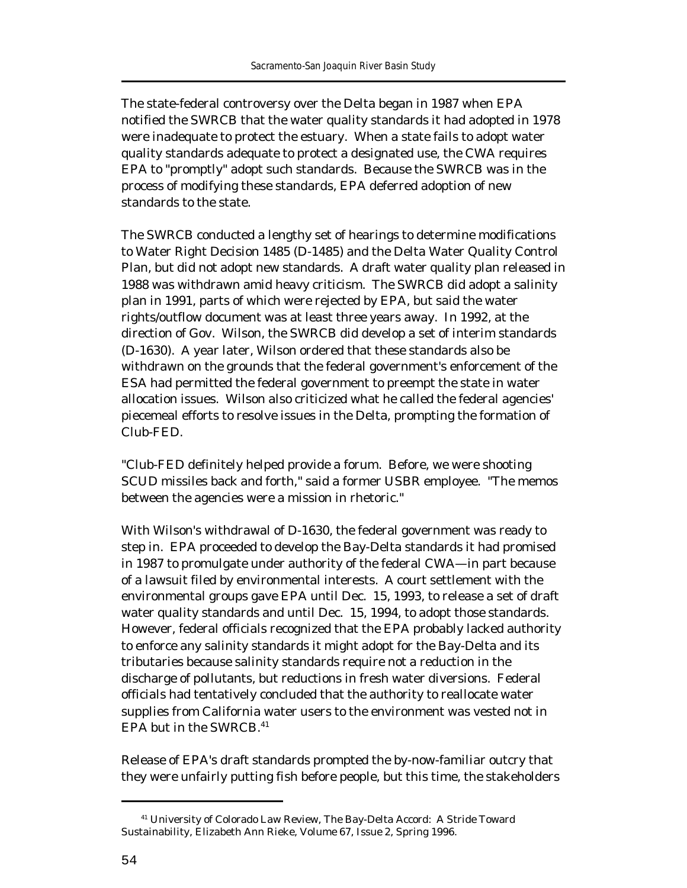The state-federal controversy over the Delta began in 1987 when EPA notified the SWRCB that the water quality standards it had adopted in 1978 were inadequate to protect the estuary. When a state fails to adopt water quality standards adequate to protect a designated use, the CWA requires EPA to "promptly" adopt such standards. Because the SWRCB was in the process of modifying these standards, EPA deferred adoption of new standards to the state.

The SWRCB conducted a lengthy set of hearings to determine modifications to Water Right Decision 1485 (D-1485) and the Delta Water Quality Control Plan, but did not adopt new standards. A draft water quality plan released in 1988 was withdrawn amid heavy criticism. The SWRCB did adopt a salinity plan in 1991, parts of which were rejected by EPA, but said the water rights/outflow document was at least three years away. In 1992, at the direction of Gov. Wilson, the SWRCB did develop a set of interim standards (D-1630). A year later, Wilson ordered that these standards also be withdrawn on the grounds that the federal government's enforcement of the ESA had permitted the federal government to preempt the state in water allocation issues. Wilson also criticized what he called the federal agencies' piecemeal efforts to resolve issues in the Delta, prompting the formation of Club-FED.

"Club-FED definitely helped provide a forum. Before, we were shooting SCUD missiles back and forth," said a former USBR employee. "The memos between the agencies were a mission in rhetoric."

With Wilson's withdrawal of D-1630, the federal government was ready to step in. EPA proceeded to develop the Bay-Delta standards it had promised in 1987 to promulgate under authority of the federal CWA—in part because of a lawsuit filed by environmental interests. A court settlement with the environmental groups gave EPA until Dec. 15, 1993, to release a set of draft water quality standards and until Dec. 15, 1994, to adopt those standards. However, federal officials recognized that the EPA probably lacked authority to enforce any salinity standards it might adopt for the Bay-Delta and its tributaries because salinity standards require not a reduction in the discharge of pollutants, but reductions in fresh water diversions. Federal officials had tentatively concluded that the authority to reallocate water supplies from California water users to the environment was vested not in EPA but in the SWRCB.[41]

Release of EPA's draft standards prompted the by-now-familiar outcry that they were unfairly putting fish before people, but this time, the stakeholders

[41] University of Colorado Law Review, The Bay-Delta Accord: A Stride Toward Sustainability, Elizabeth Ann Rieke, Volume 67, Issue 2, Spring 1996.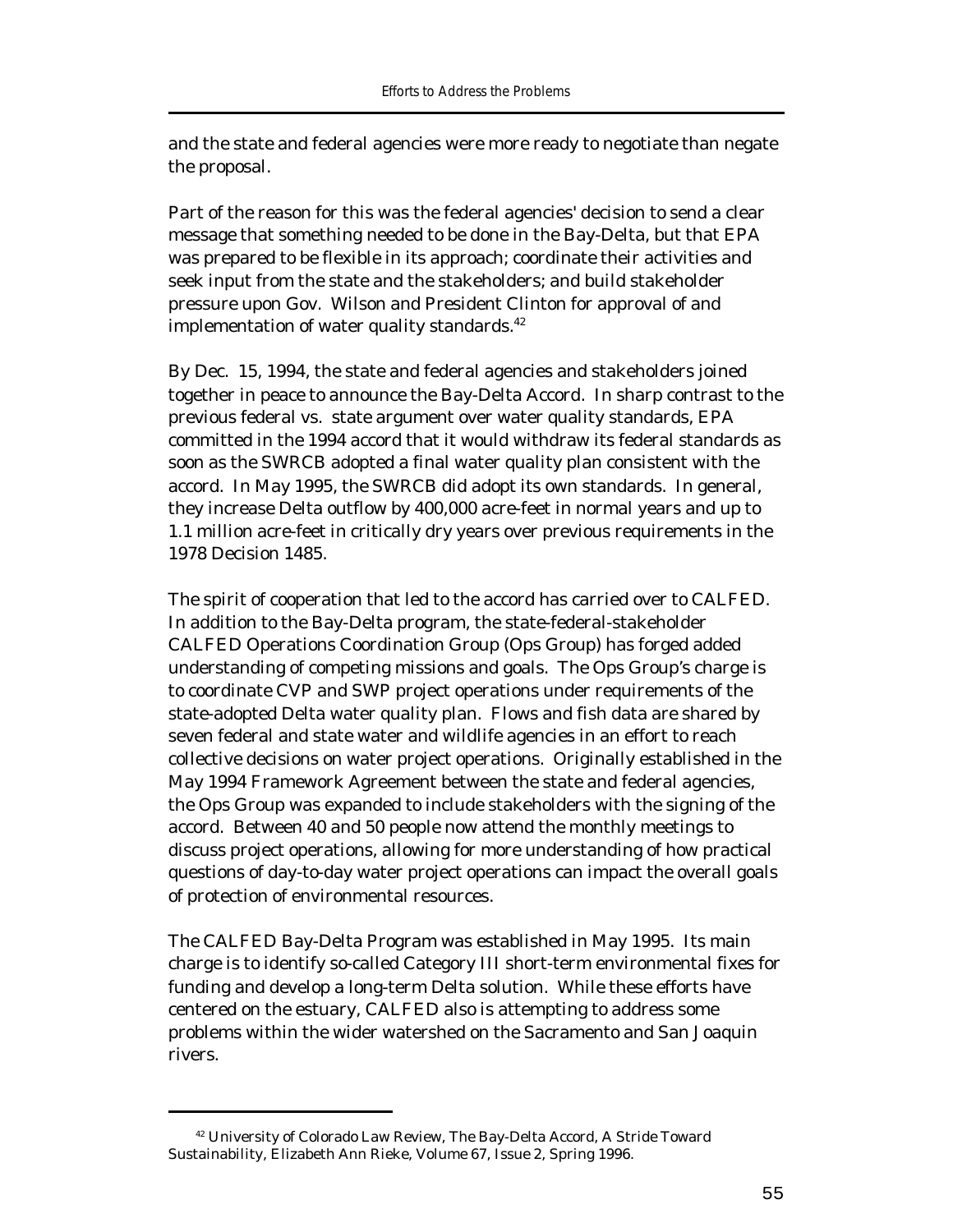and the state and federal agencies were more ready to negotiate than negate the proposal.

Part of the reason for this was the federal agencies' decision to send a clear message that something needed to be done in the Bay-Delta, but that EPA was prepared to be flexible in its approach; coordinate their activities and seek input from the state and the stakeholders; and build stakeholder pressure upon Gov. Wilson and President Clinton for approval of and implementation of water quality standards.[42]

By Dec. 15, 1994, the state and federal agencies and stakeholders joined together in peace to announce the Bay-Delta Accord. In sharp contrast to the previous federal vs. state argument over water quality standards, EPA committed in the 1994 accord that it would withdraw its federal standards as soon as the SWRCB adopted a final water quality plan consistent with the accord. In May 1995, the SWRCB did adopt its own standards. In general, they increase Delta outflow by 400,000 acre-feet in normal years and up to 1.1 million acre-feet in critically dry years over previous requirements in the 1978 Decision 1485.

The spirit of cooperation that led to the accord has carried over to CALFED. In addition to the Bay-Delta program, the state-federal-stakeholder CALFED Operations Coordination Group (Ops Group) has forged added understanding of competing missions and goals. The Ops Group's charge is to coordinate CVP and SWP project operations under requirements of the state-adopted Delta water quality plan. Flows and fish data are shared by seven federal and state water and wildlife agencies in an effort to reach collective decisions on water project operations. Originally established in the May 1994 Framework Agreement between the state and federal agencies, the Ops Group was expanded to include stakeholders with the signing of the accord. Between 40 and 50 people now attend the monthly meetings to discuss project operations, allowing for more understanding of how practical questions of day-to-day water project operations can impact the overall goals of protection of environmental resources.

The CALFED Bay-Delta Program was established in May 1995. Its main charge is to identify so-called Category III short-term environmental fixes for funding and develop a long-term Delta solution. While these efforts have centered on the estuary, CALFED also is attempting to address some problems within the wider watershed on the Sacramento and San Joaquin rivers.

---

[42] University of Colorado Law Review, The Bay-Delta Accord, A Stride Toward Sustainability, Elizabeth Ann Rieke, Volume 67, Issue 2, Spring 1996.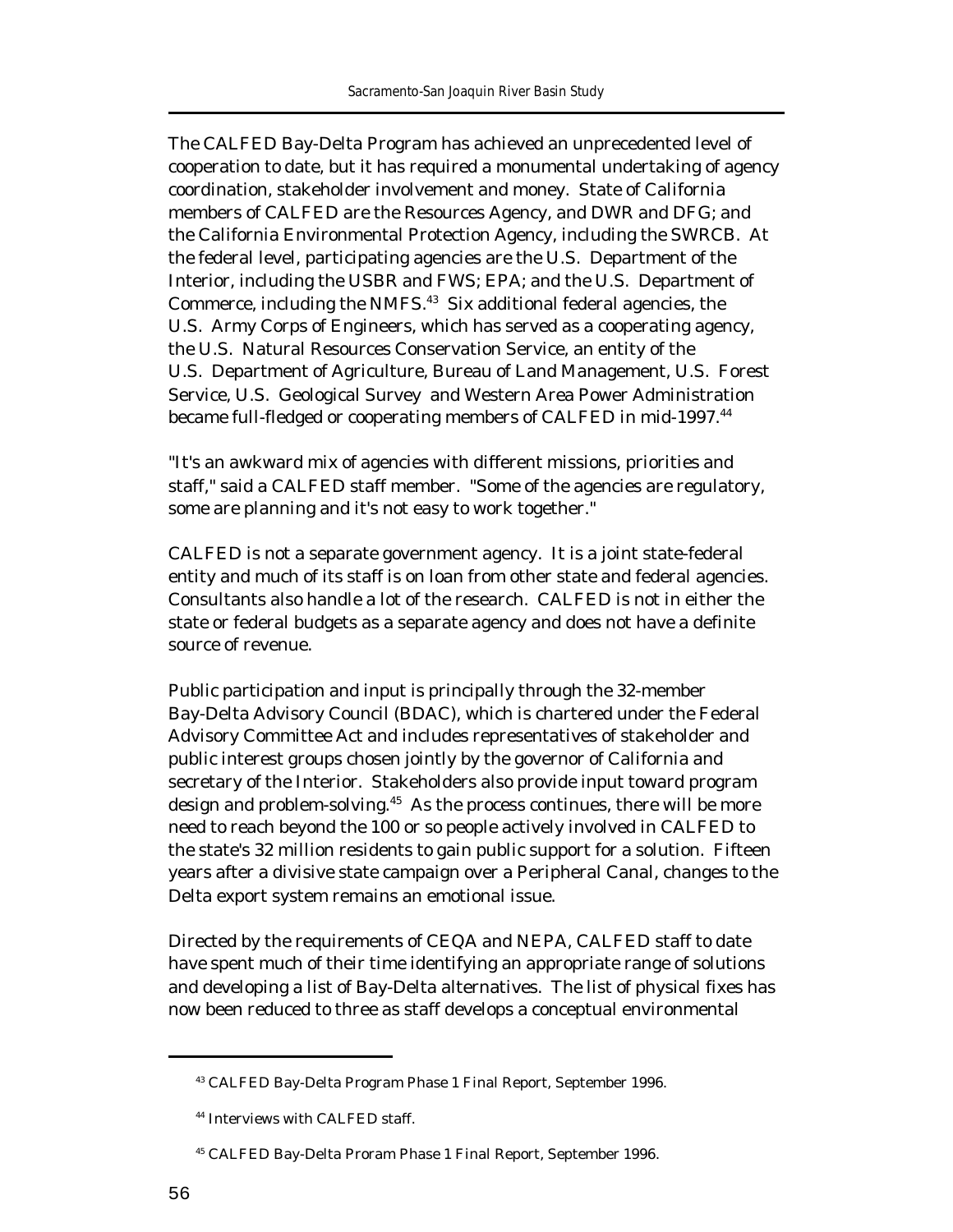The CALFED Bay-Delta Program has achieved an unprecedented level of cooperation to date, but it has required a monumental undertaking of agency coordination, stakeholder involvement and money. State of California members of CALFED are the Resources Agency, and DWR and DFG; and the California Environmental Protection Agency, including the SWRCB. At the federal level, participating agencies are the U.S. Department of the Interior, including the USBR and FWS; EPA; and the U.S. Department of Commerce, including the NMFS.[43] Six additional federal agencies, the U.S. Army Corps of Engineers, which has served as a cooperating agency, the U.S. Natural Resources Conservation Service, an entity of the U.S. Department of Agriculture, Bureau of Land Management, U.S. Forest Service, U.S. Geological Survey and Western Area Power Administration became full-fledged or cooperating members of CALFED in mid-1997.[44]

"It's an awkward mix of agencies with different missions, priorities and staff," said a CALFED staff member. "Some of the agencies are regulatory, some are planning and it's not easy to work together."

CALFED is not a separate government agency. It is a joint state-federal entity and much of its staff is on loan from other state and federal agencies. Consultants also handle a lot of the research. CALFED is not in either the state or federal budgets as a separate agency and does not have a definite source of revenue.

Public participation and input is principally through the 32-member Bay-Delta Advisory Council (BDAC), which is chartered under the Federal Advisory Committee Act and includes representatives of stakeholder and public interest groups chosen jointly by the governor of California and secretary of the Interior. Stakeholders also provide input toward program design and problem-solving.[45] As the process continues, there will be more need to reach beyond the 100 or so people actively involved in CALFED to the state's 32 million residents to gain public support for a solution. Fifteen years after a divisive state campaign over a Peripheral Canal, changes to the Delta export system remains an emotional issue.

Directed by the requirements of CEQA and NEPA, CALFED staff to date have spent much of their time identifying an appropriate range of solutions and developing a list of Bay-Delta alternatives. The list of physical fixes has now been reduced to three as staff develops a conceptual environmental

---

[43] CALFED Bay-Delta Program Phase 1 Final Report, September 1996.

[44] Interviews with CALFED staff.

[45] CALFED Bay-Delta Proram Phase 1 Final Report, September 1996.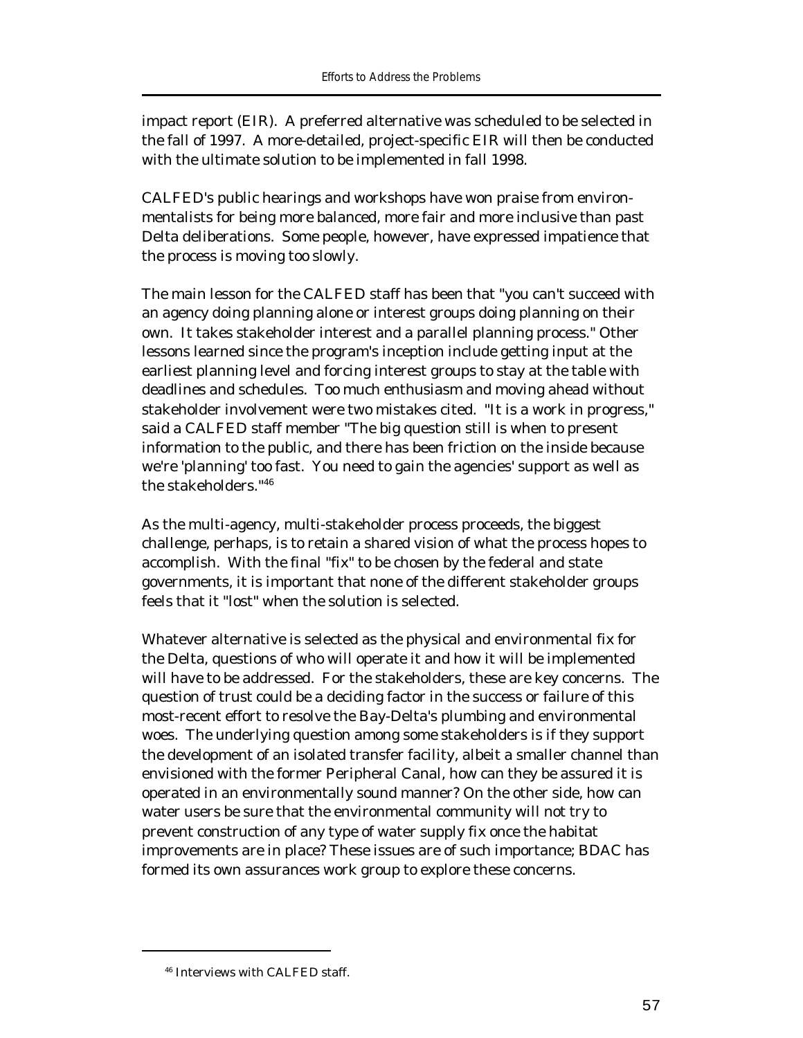impact report (EIR). A preferred alternative was scheduled to be selected in the fall of 1997. A more-detailed, project-specific EIR will then be conducted with the ultimate solution to be implemented in fall 1998.

CALFED's public hearings and workshops have won praise from environmentalists for being more balanced, more fair and more inclusive than past Delta deliberations. Some people, however, have expressed impatience that the process is moving too slowly.

The main lesson for the CALFED staff has been that "you can't succeed with an agency doing planning alone or interest groups doing planning on their own. It takes stakeholder interest and a parallel planning process." Other lessons learned since the program's inception include getting input at the earliest planning level and forcing interest groups to stay at the table with deadlines and schedules. Too much enthusiasm and moving ahead without stakeholder involvement were two mistakes cited. "It is a work in progress," said a CALFED staff member "The big question still is when to present information to the public, and there has been friction on the inside because we're 'planning' too fast. You need to gain the agencies' support as well as the stakeholders."[46]

As the multi-agency, multi-stakeholder process proceeds, the biggest challenge, perhaps, is to retain a shared vision of what the process hopes to accomplish. With the final "fix" to be chosen by the federal and state governments, it is important that none of the different stakeholder groups feels that it "lost" when the solution is selected.

Whatever alternative is selected as the physical and environmental fix for the Delta, questions of who will operate it and how it will be implemented will have to be addressed. For the stakeholders, these are key concerns. The question of trust could be a deciding factor in the success or failure of this most-recent effort to resolve the Bay-Delta's plumbing and environmental woes. The underlying question among some stakeholders is if they support the development of an isolated transfer facility, albeit a smaller channel than envisioned with the former Peripheral Canal, how can they be assured it is operated in an environmentally sound manner? On the other side, how can water users be sure that the environmental community will not try to prevent construction of any type of water supply fix once the habitat improvements are in place? These issues are of such importance; BDAC has formed its own assurances work group to explore these concerns.

---

[46] Interviews with CALFED staff.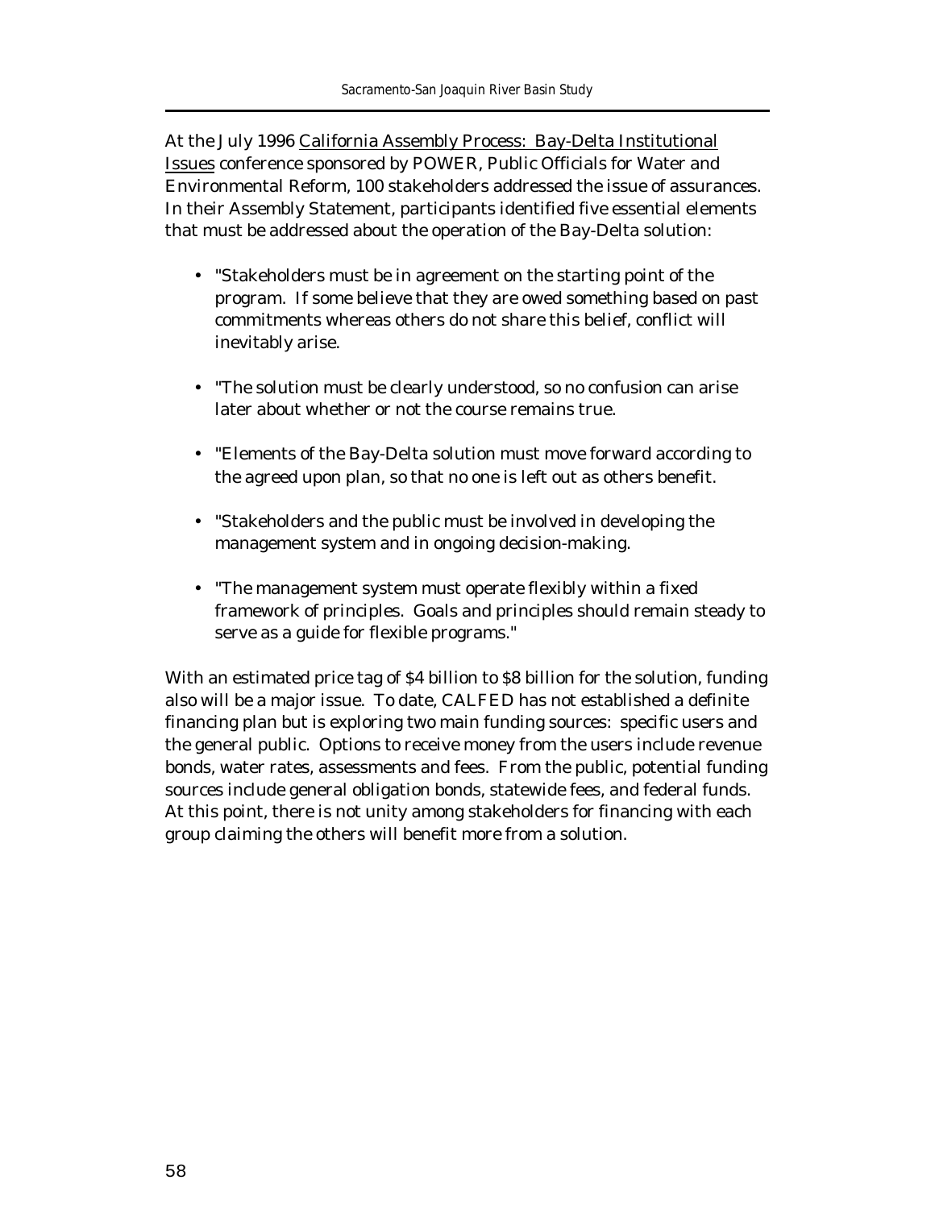At the July 1996 California Assembly Process: Bay-Delta Institutional Issues conference sponsored by POWER, Public Officials for Water and Environmental Reform, 100 stakeholders addressed the issue of assurances. In their Assembly Statement, participants identified five essential elements that must be addressed about the operation of the Bay-Delta solution:

- "Stakeholders must be in agreement on the starting point of the program. If some believe that they are owed something based on past commitments whereas others do not share this belief, conflict will inevitably arise.
- "The solution must be clearly understood, so no confusion can arise later about whether or not the course remains true.
- "Elements of the Bay-Delta solution must move forward according to the agreed upon plan, so that no one is left out as others benefit.
- "Stakeholders and the public must be involved in developing the management system and in ongoing decision-making.
- "The management system must operate flexibly within a fixed framework of principles. Goals and principles should remain steady to serve as a guide for flexible programs."

With an estimated price tag of $4 billion to $8 billion for the solution, funding also will be a major issue. To date, CALFED has not established a definite financing plan but is exploring two main funding sources: specific users and the general public. Options to receive money from the users include revenue bonds, water rates, assessments and fees. From the public, potential funding sources include general obligation bonds, statewide fees, and federal funds. At this point, there is not unity among stakeholders for financing with each group claiming the others will benefit more from a solution.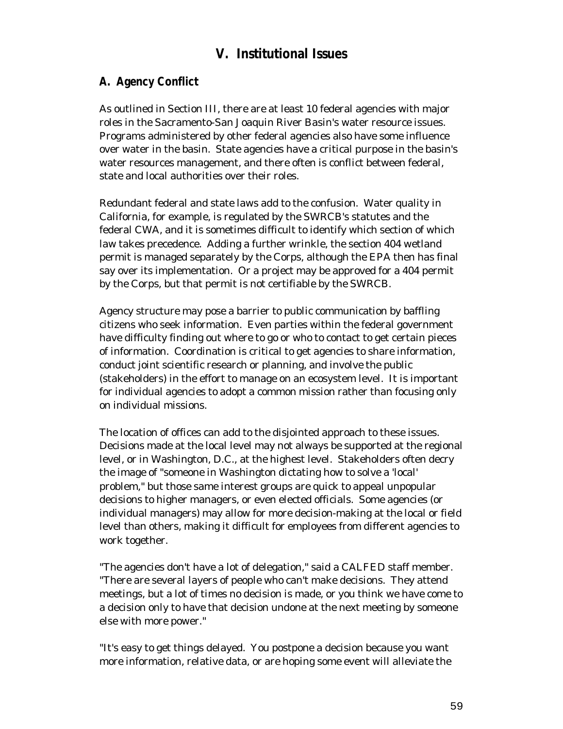# V. Institutional Issues

## A. Agency Conflict

As outlined in Section III, there are at least 10 federal agencies with major roles in the Sacramento-San Joaquin River Basin's water resource issues. Programs administered by other federal agencies also have some influence over water in the basin. State agencies have a critical purpose in the basin's water resources management, and there often is conflict between federal, state and local authorities over their roles.

Redundant federal and state laws add to the confusion. Water quality in California, for example, is regulated by the SWRCB's statutes and the federal CWA, and it is sometimes difficult to identify which section of which law takes precedence. Adding a further wrinkle, the section 404 wetland permit is managed separately by the Corps, although the EPA then has final say over its implementation. Or a project may be approved for a 404 permit by the Corps, but that permit is not certifiable by the SWRCB.

Agency structure may pose a barrier to public communication by baffling citizens who seek information. Even parties within the federal government have difficulty finding out where to go or who to contact to get certain pieces of information. Coordination is critical to get agencies to share information, conduct joint scientific research or planning, and involve the public (stakeholders) in the effort to manage on an ecosystem level. It is important for individual agencies to adopt a common mission rather than focusing only on individual missions.

The location of offices can add to the disjointed approach to these issues. Decisions made at the local level may not always be supported at the regional level, or in Washington, D.C., at the highest level. Stakeholders often decry the image of "someone in Washington dictating how to solve a 'local' problem," but those same interest groups are quick to appeal unpopular decisions to higher managers, or even elected officials. Some agencies (or individual managers) may allow for more decision-making at the local or field level than others, making it difficult for employees from different agencies to work together.

"The agencies don't have a lot of delegation," said a CALFED staff member. "There are several layers of people who can't make decisions. They attend meetings, but a lot of times no decision is made, or you think we have come to a decision only to have that decision undone at the next meeting by someone else with more power."

"It's easy to get things delayed. You postpone a decision because you want more information, relative data, or are hoping some event will alleviate the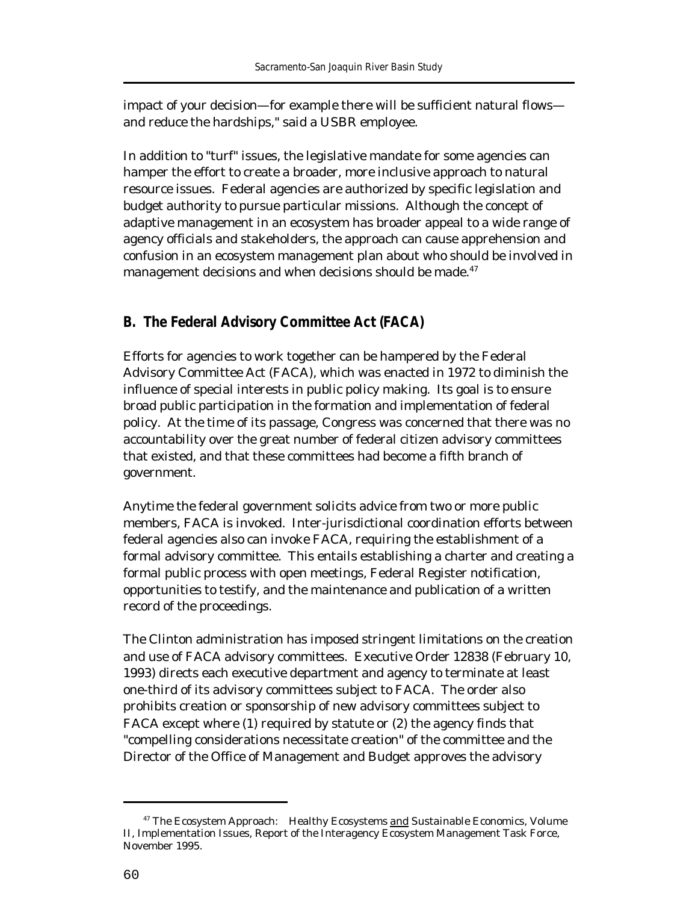impact of your decision—for example there will be sufficient natural flows—and reduce the hardships," said a USBR employee.

In addition to "turf" issues, the legislative mandate for some agencies can hamper the effort to create a broader, more inclusive approach to natural resource issues. Federal agencies are authorized by specific legislation and budget authority to pursue particular missions. Although the concept of adaptive management in an ecosystem has broader appeal to a wide range of agency officials and stakeholders, the approach can cause apprehension and confusion in an ecosystem management plan about who should be involved in management decisions and when decisions should be made.[47]

## B. The Federal Advisory Committee Act (FACA)

Efforts for agencies to work together can be hampered by the Federal Advisory Committee Act (FACA), which was enacted in 1972 to diminish the influence of special interests in public policy making. Its goal is to ensure broad public participation in the formation and implementation of federal policy. At the time of its passage, Congress was concerned that there was no accountability over the great number of federal citizen advisory committees that existed, and that these committees had become a fifth branch of government.

Anytime the federal government solicits advice from two or more public members, FACA is invoked. Inter-jurisdictional coordination efforts between federal agencies also can invoke FACA, requiring the establishment of a formal advisory committee. This entails establishing a charter and creating a formal public process with open meetings, Federal Register notification, opportunities to testify, and the maintenance and publication of a written record of the proceedings.

The Clinton administration has imposed stringent limitations on the creation and use of FACA advisory committees. Executive Order 12838 (February 10, 1993) directs each executive department and agency to terminate at least one-third of its advisory committees subject to FACA. The order also prohibits creation or sponsorship of new advisory committees subject to FACA except where (1) required by statute or (2) the agency finds that "compelling considerations necessitate creation" of the committee and the Director of the Office of Management and Budget approves the advisory

---

[47] The Ecosystem Approach: Healthy Ecosystems and Sustainable Economics, Volume II, Implementation Issues, Report of the Interagency Ecosystem Management Task Force, November 1995.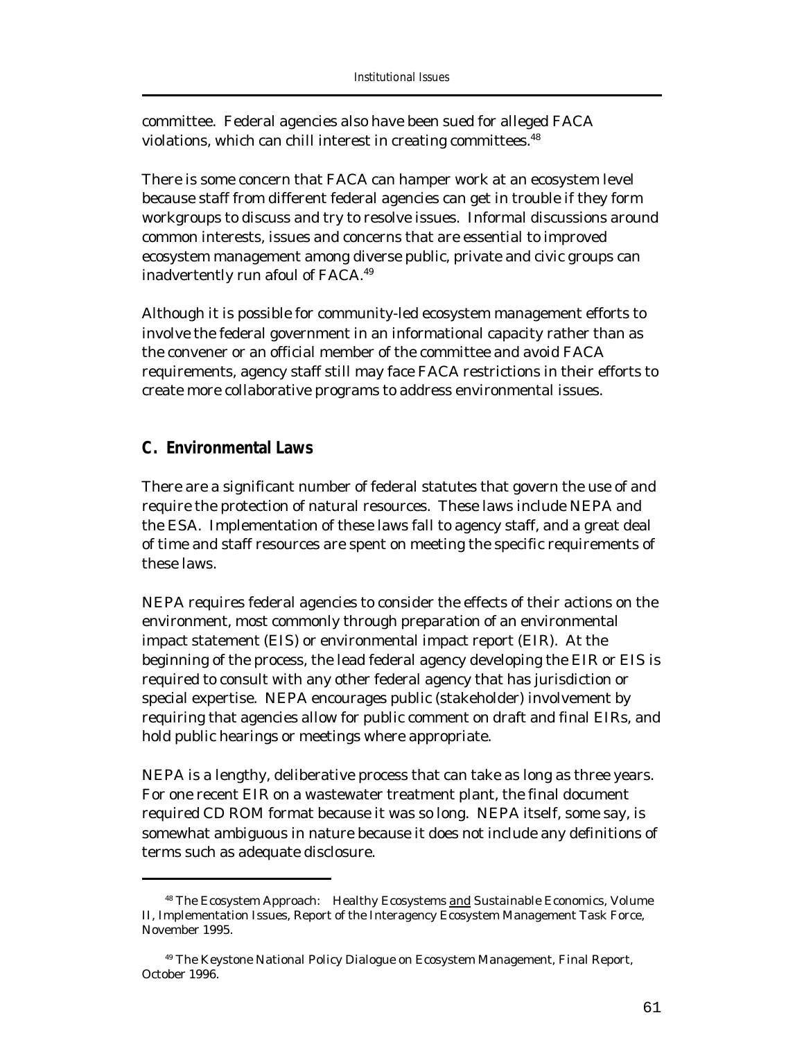committee. Federal agencies also have been sued for alleged FACA violations, which can chill interest in creating committees.[48]

There is some concern that FACA can hamper work at an ecosystem level because staff from different federal agencies can get in trouble if they form workgroups to discuss and try to resolve issues. Informal discussions around common interests, issues and concerns that are essential to improved ecosystem management among diverse public, private and civic groups can inadvertently run afoul of FACA.[49]

Although it is possible for community-led ecosystem management efforts to involve the federal government in an informational capacity rather than as the convener or an official member of the committee and avoid FACA requirements, agency staff still may face FACA restrictions in their efforts to create more collaborative programs to address environmental issues.

## C. Environmental Laws

There are a significant number of federal statutes that govern the use of and require the protection of natural resources. These laws include NEPA and the ESA. Implementation of these laws fall to agency staff, and a great deal of time and staff resources are spent on meeting the specific requirements of these laws.

NEPA requires federal agencies to consider the effects of their actions on the environment, most commonly through preparation of an environmental impact statement (EIS) or environmental impact report (EIR). At the beginning of the process, the lead federal agency developing the EIR or EIS is required to consult with any other federal agency that has jurisdiction or special expertise. NEPA encourages public (stakeholder) involvement by requiring that agencies allow for public comment on draft and final EIRs, and hold public hearings or meetings where appropriate.

NEPA is a lengthy, deliberative process that can take as long as three years. For one recent EIR on a wastewater treatment plant, the final document required CD ROM format because it was so long. NEPA itself, some say, is somewhat ambiguous in nature because it does not include any definitions of terms such as adequate disclosure.

---

[48] The Ecosystem Approach: Healthy Ecosystems and Sustainable Economics, Volume II, Implementation Issues, Report of the Interagency Ecosystem Management Task Force, November 1995.

[49] The Keystone National Policy Dialogue on Ecosystem Management, Final Report, October 1996.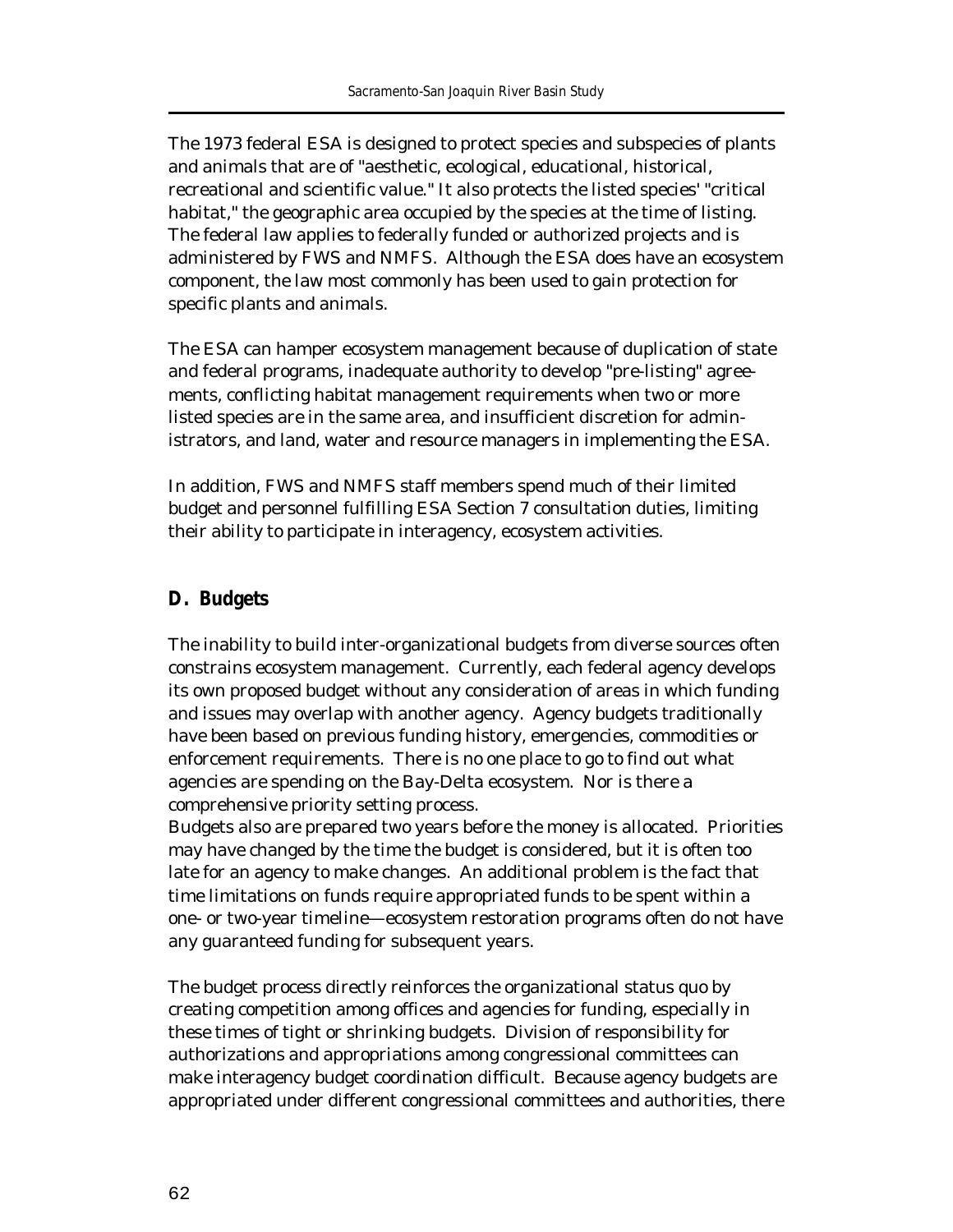The 1973 federal ESA is designed to protect species and subspecies of plants and animals that are of "aesthetic, ecological, educational, historical, recreational and scientific value." It also protects the listed species' "critical habitat," the geographic area occupied by the species at the time of listing. The federal law applies to federally funded or authorized projects and is administered by FWS and NMFS. Although the ESA does have an ecosystem component, the law most commonly has been used to gain protection for specific plants and animals.

The ESA can hamper ecosystem management because of duplication of state and federal programs, inadequate authority to develop "pre-listing" agreements, conflicting habitat management requirements when two or more listed species are in the same area, and insufficient discretion for administrators, and land, water and resource managers in implementing the ESA.

In addition, FWS and NMFS staff members spend much of their limited budget and personnel fulfilling ESA Section 7 consultation duties, limiting their ability to participate in interagency, ecosystem activities.

## D. Budgets

The inability to build inter-organizational budgets from diverse sources often constrains ecosystem management. Currently, each federal agency develops its own proposed budget without any consideration of areas in which funding and issues may overlap with another agency. Agency budgets traditionally have been based on previous funding history, emergencies, commodities or enforcement requirements. There is no one place to go to find out what agencies are spending on the Bay-Delta ecosystem. Nor is there a comprehensive priority setting process.

Budgets also are prepared two years before the money is allocated. Priorities may have changed by the time the budget is considered, but it is often too late for an agency to make changes. An additional problem is the fact that time limitations on funds require appropriated funds to be spent within a one- or two-year timeline—ecosystem restoration programs often do not have any guaranteed funding for subsequent years.

The budget process directly reinforces the organizational status quo by creating competition among offices and agencies for funding, especially in these times of tight or shrinking budgets. Division of responsibility for authorizations and appropriations among congressional committees can make interagency budget coordination difficult. Because agency budgets are appropriated under different congressional committees and authorities, there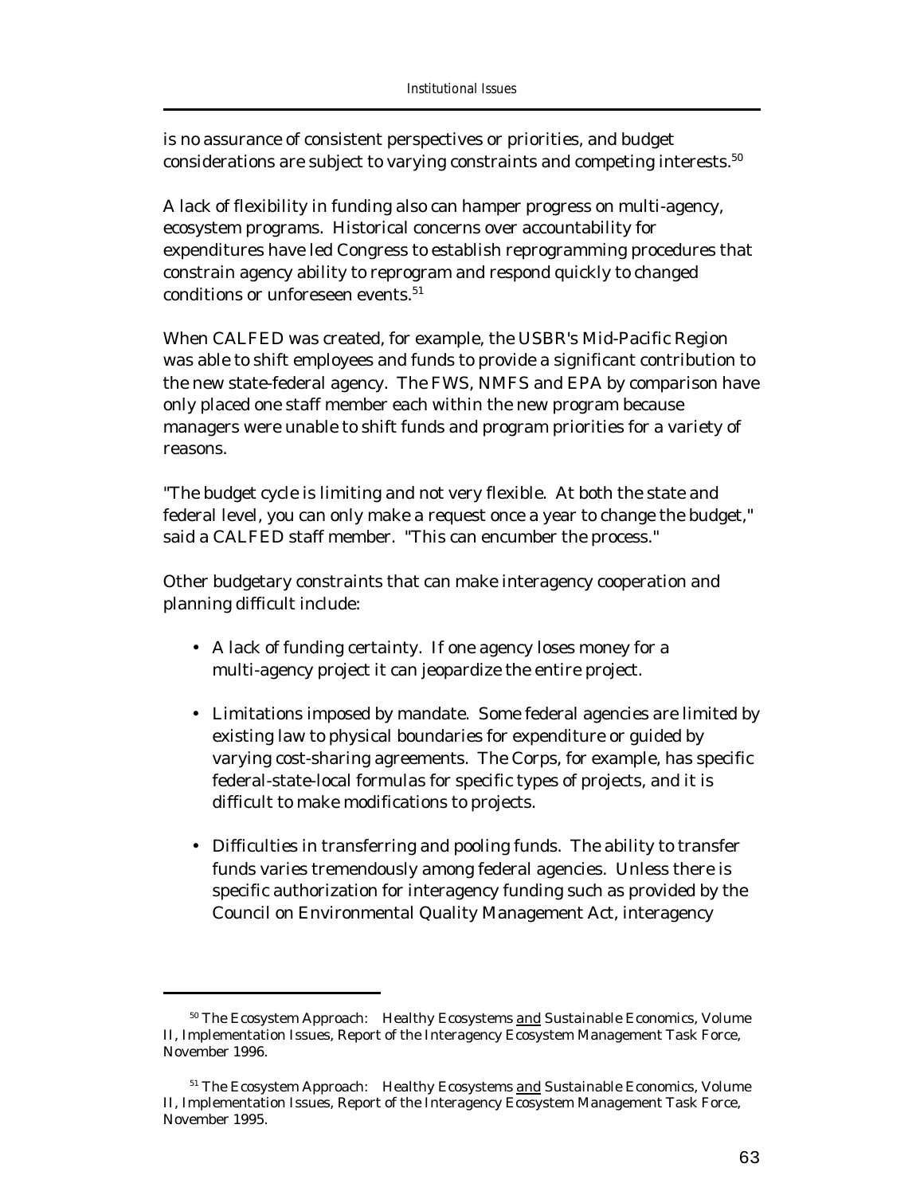is no assurance of consistent perspectives or priorities, and budget considerations are subject to varying constraints and competing interests.[50]

A lack of flexibility in funding also can hamper progress on multi-agency, ecosystem programs. Historical concerns over accountability for expenditures have led Congress to establish reprogramming procedures that constrain agency ability to reprogram and respond quickly to changed conditions or unforeseen events.[51]

When CALFED was created, for example, the USBR's Mid-Pacific Region was able to shift employees and funds to provide a significant contribution to the new state-federal agency. The FWS, NMFS and EPA by comparison have only placed one staff member each within the new program because managers were unable to shift funds and program priorities for a variety of reasons.

"The budget cycle is limiting and not very flexible. At both the state and federal level, you can only make a request once a year to change the budget," said a CALFED staff member. "This can encumber the process."

Other budgetary constraints that can make interagency cooperation and planning difficult include:

- A lack of funding certainty. If one agency loses money for a multi-agency project it can jeopardize the entire project.
- Limitations imposed by mandate. Some federal agencies are limited by existing law to physical boundaries for expenditure or guided by varying cost-sharing agreements. The Corps, for example, has specific federal-state-local formulas for specific types of projects, and it is difficult to make modifications to projects.
- Difficulties in transferring and pooling funds. The ability to transfer funds varies tremendously among federal agencies. Unless there is specific authorization for interagency funding such as provided by the Council on Environmental Quality Management Act, interagency

---

[50] The Ecosystem Approach: Healthy Ecosystems and Sustainable Economics, Volume II, Implementation Issues, Report of the Interagency Ecosystem Management Task Force, November 1996.

[51] The Ecosystem Approach: Healthy Ecosystems and Sustainable Economics, Volume II, Implementation Issues, Report of the Interagency Ecosystem Management Task Force, November 1995.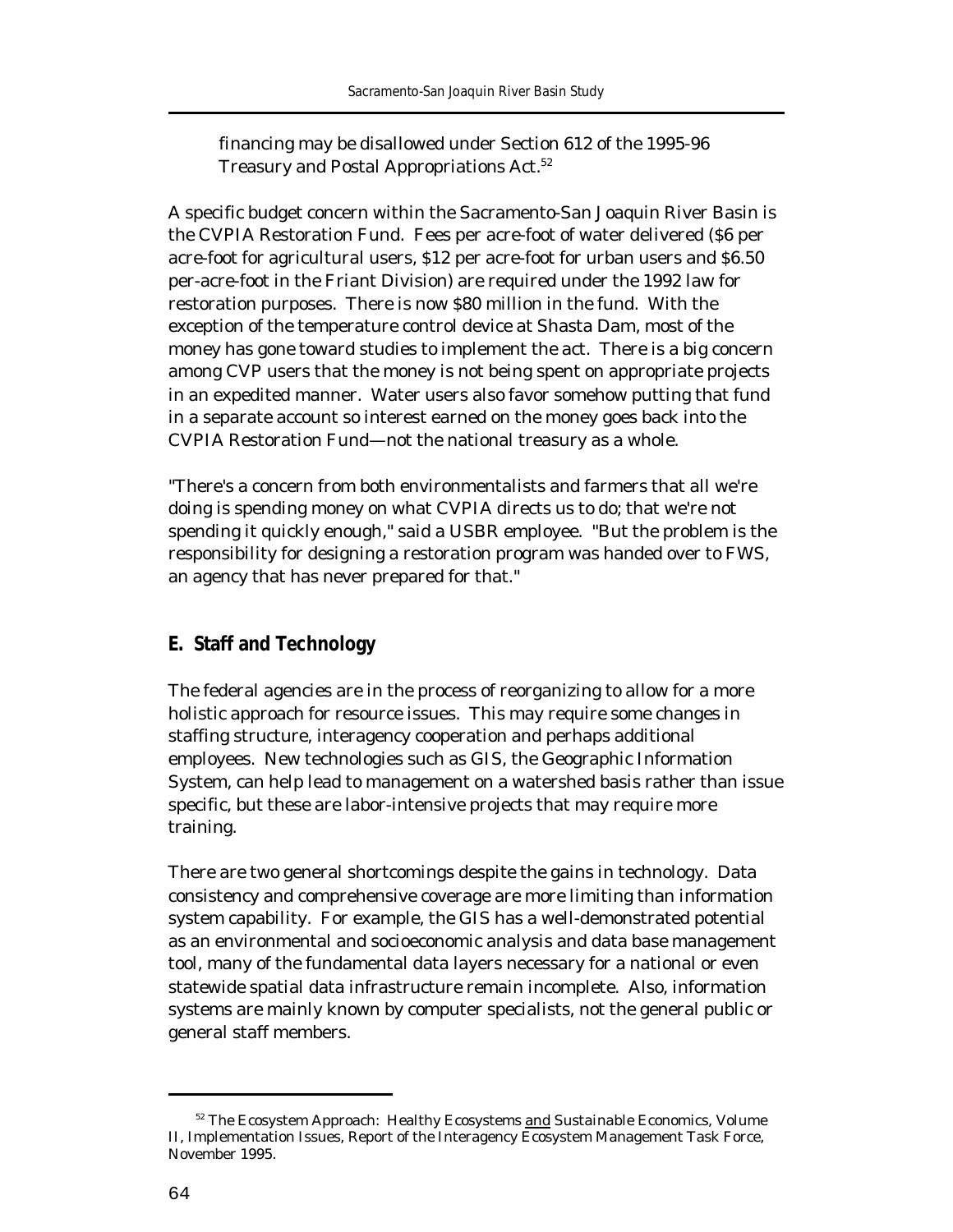financing may be disallowed under Section 612 of the 1995-96 Treasury and Postal Appropriations Act.[52]

A specific budget concern within the Sacramento-San Joaquin River Basin is the CVPIA Restoration Fund. Fees per acre-foot of water delivered ($6 per acre-foot for agricultural users, $12 per acre-foot for urban users and $6.50 per-acre-foot in the Friant Division) are required under the 1992 law for restoration purposes. There is now $80 million in the fund. With the exception of the temperature control device at Shasta Dam, most of the money has gone toward studies to implement the act. There is a big concern among CVP users that the money is not being spent on appropriate projects in an expedited manner. Water users also favor somehow putting that fund in a separate account so interest earned on the money goes back into the CVPIA Restoration Fund—not the national treasury as a whole.

"There's a concern from both environmentalists and farmers that all we're doing is spending money on what CVPIA directs us to do; that we're not spending it quickly enough," said a USBR employee. "But the problem is the responsibility for designing a restoration program was handed over to FWS, an agency that has never prepared for that."

## E. Staff and Technology

The federal agencies are in the process of reorganizing to allow for a more holistic approach for resource issues. This may require some changes in staffing structure, interagency cooperation and perhaps additional employees. New technologies such as GIS, the Geographic Information System, can help lead to management on a watershed basis rather than issue specific, but these are labor-intensive projects that may require more training.

There are two general shortcomings despite the gains in technology. Data consistency and comprehensive coverage are more limiting than information system capability. For example, the GIS has a well-demonstrated potential as an environmental and socioeconomic analysis and data base management tool, many of the fundamental data layers necessary for a national or even statewide spatial data infrastructure remain incomplete. Also, information systems are mainly known by computer specialists, not the general public or general staff members.

---

[52] The Ecosystem Approach: Healthy Ecosystems and Sustainable Economics, Volume II, Implementation Issues, Report of the Interagency Ecosystem Management Task Force, November 1995.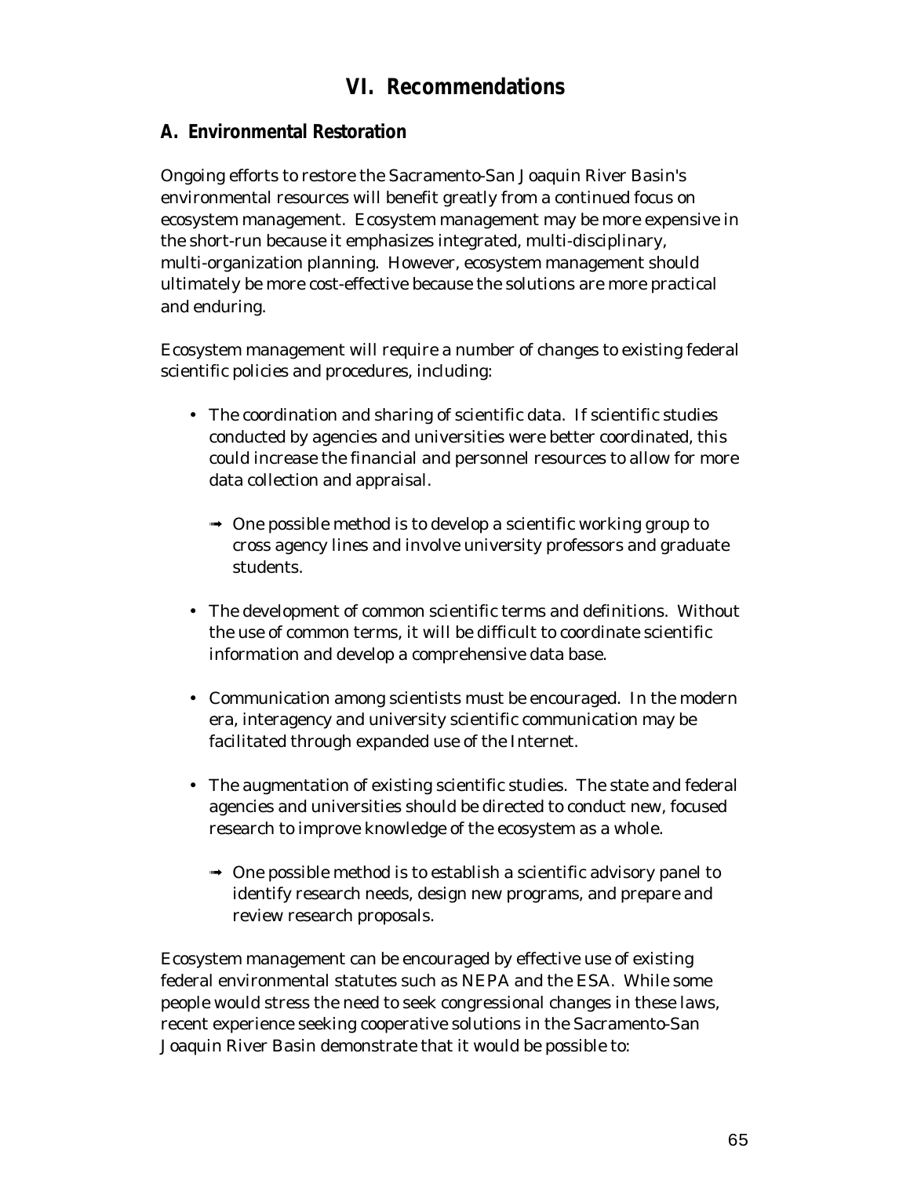# VI. Recommendations

## A. Environmental Restoration

Ongoing efforts to restore the Sacramento-San Joaquin River Basin's environmental resources will benefit greatly from a continued focus on ecosystem management. Ecosystem management may be more expensive in the short-run because it emphasizes integrated, multi-disciplinary, multi-organization planning. However, ecosystem management should ultimately be more cost-effective because the solutions are more practical and enduring.

Ecosystem management will require a number of changes to existing federal scientific policies and procedures, including:

- The coordination and sharing of scientific data. If scientific studies conducted by agencies and universities were better coordinated, this could increase the financial and personnel resources to allow for more data collection and appraisal.

  ➟ One possible method is to develop a scientific working group to cross agency lines and involve university professors and graduate students.

- The development of common scientific terms and definitions. Without the use of common terms, it will be difficult to coordinate scientific information and develop a comprehensive data base.

- Communication among scientists must be encouraged. In the modern era, interagency and university scientific communication may be facilitated through expanded use of the Internet.

- The augmentation of existing scientific studies. The state and federal agencies and universities should be directed to conduct new, focused research to improve knowledge of the ecosystem as a whole.

  ➟ One possible method is to establish a scientific advisory panel to identify research needs, design new programs, and prepare and review research proposals.

Ecosystem management can be encouraged by effective use of existing federal environmental statutes such as NEPA and the ESA. While some people would stress the need to seek congressional changes in these laws, recent experience seeking cooperative solutions in the Sacramento-San Joaquin River Basin demonstrate that it would be possible to: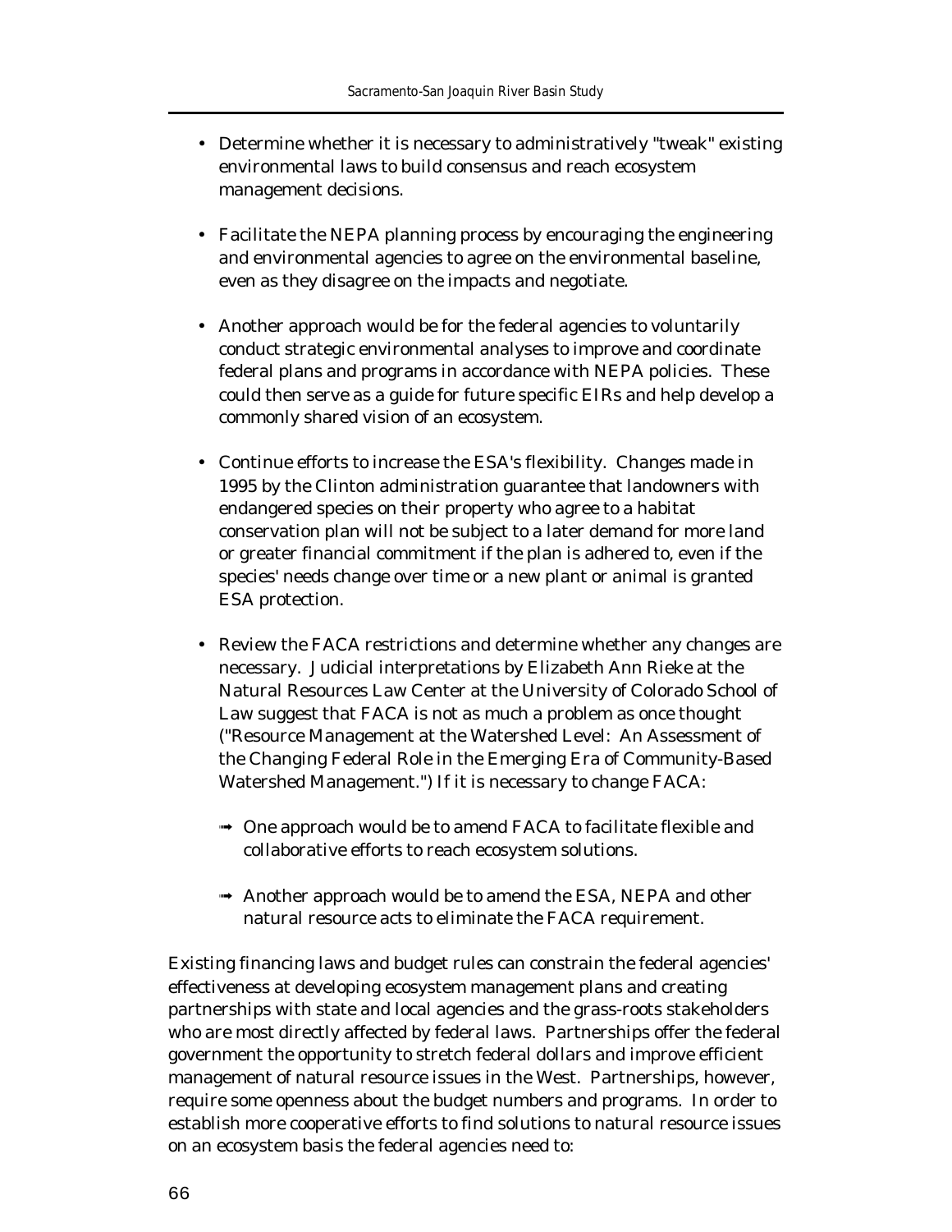- Determine whether it is necessary to administratively "tweak" existing environmental laws to build consensus and reach ecosystem management decisions.

- Facilitate the NEPA planning process by encouraging the engineering and environmental agencies to agree on the environmental baseline, even as they disagree on the impacts and negotiate.

- Another approach would be for the federal agencies to voluntarily conduct strategic environmental analyses to improve and coordinate federal plans and programs in accordance with NEPA policies. These could then serve as a guide for future specific EIRs and help develop a commonly shared vision of an ecosystem.

- Continue efforts to increase the ESA's flexibility. Changes made in 1995 by the Clinton administration guarantee that landowners with endangered species on their property who agree to a habitat conservation plan will not be subject to a later demand for more land or greater financial commitment if the plan is adhered to, even if the species' needs change over time or a new plant or animal is granted ESA protection.

- Review the FACA restrictions and determine whether any changes are necessary. Judicial interpretations by Elizabeth Ann Rieke at the Natural Resources Law Center at the University of Colorado School of Law suggest that FACA is not as much a problem as once thought ("Resource Management at the Watershed Level: An Assessment of the Changing Federal Role in the Emerging Era of Community-Based Watershed Management.") If it is necessary to change FACA:

  - One approach would be to amend FACA to facilitate flexible and collaborative efforts to reach ecosystem solutions.

  - Another approach would be to amend the ESA, NEPA and other natural resource acts to eliminate the FACA requirement.

Existing financing laws and budget rules can constrain the federal agencies' effectiveness at developing ecosystem management plans and creating partnerships with state and local agencies and the grass-roots stakeholders who are most directly affected by federal laws. Partnerships offer the federal government the opportunity to stretch federal dollars and improve efficient management of natural resource issues in the West. Partnerships, however, require some openness about the budget numbers and programs. In order to establish more cooperative efforts to find solutions to natural resource issues on an ecosystem basis the federal agencies need to: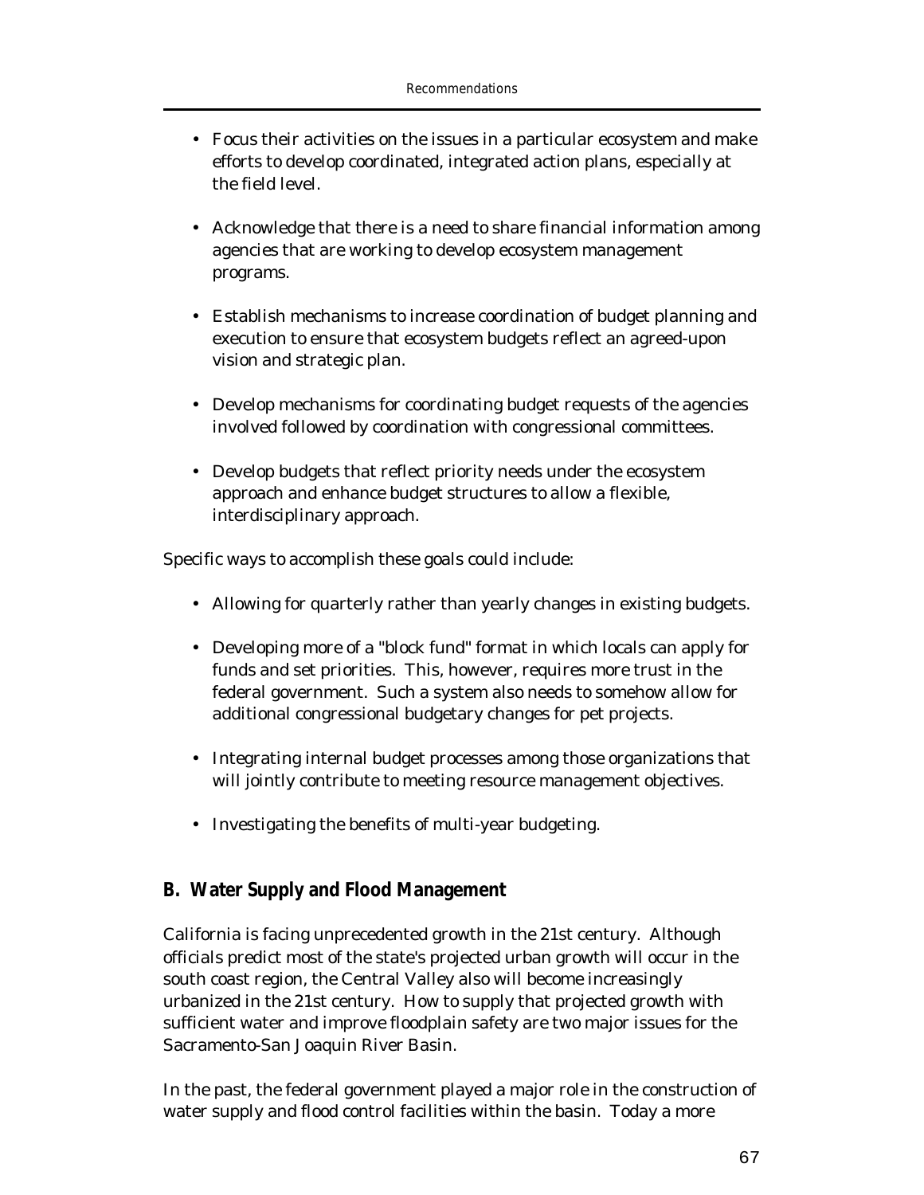- Focus their activities on the issues in a particular ecosystem and make efforts to develop coordinated, integrated action plans, especially at the field level.

- Acknowledge that there is a need to share financial information among agencies that are working to develop ecosystem management programs.

- Establish mechanisms to increase coordination of budget planning and execution to ensure that ecosystem budgets reflect an agreed-upon vision and strategic plan.

- Develop mechanisms for coordinating budget requests of the agencies involved followed by coordination with congressional committees.

- Develop budgets that reflect priority needs under the ecosystem approach and enhance budget structures to allow a flexible, interdisciplinary approach.

Specific ways to accomplish these goals could include:

- Allowing for quarterly rather than yearly changes in existing budgets.

- Developing more of a "block fund" format in which locals can apply for funds and set priorities. This, however, requires more trust in the federal government. Such a system also needs to somehow allow for additional congressional budgetary changes for pet projects.

- Integrating internal budget processes among those organizations that will jointly contribute to meeting resource management objectives.

- Investigating the benefits of multi-year budgeting.

## B. Water Supply and Flood Management

California is facing unprecedented growth in the 21st century. Although officials predict most of the state's projected urban growth will occur in the south coast region, the Central Valley also will become increasingly urbanized in the 21st century. How to supply that projected growth with sufficient water and improve floodplain safety are two major issues for the Sacramento-San Joaquin River Basin.

In the past, the federal government played a major role in the construction of water supply and flood control facilities within the basin. Today a more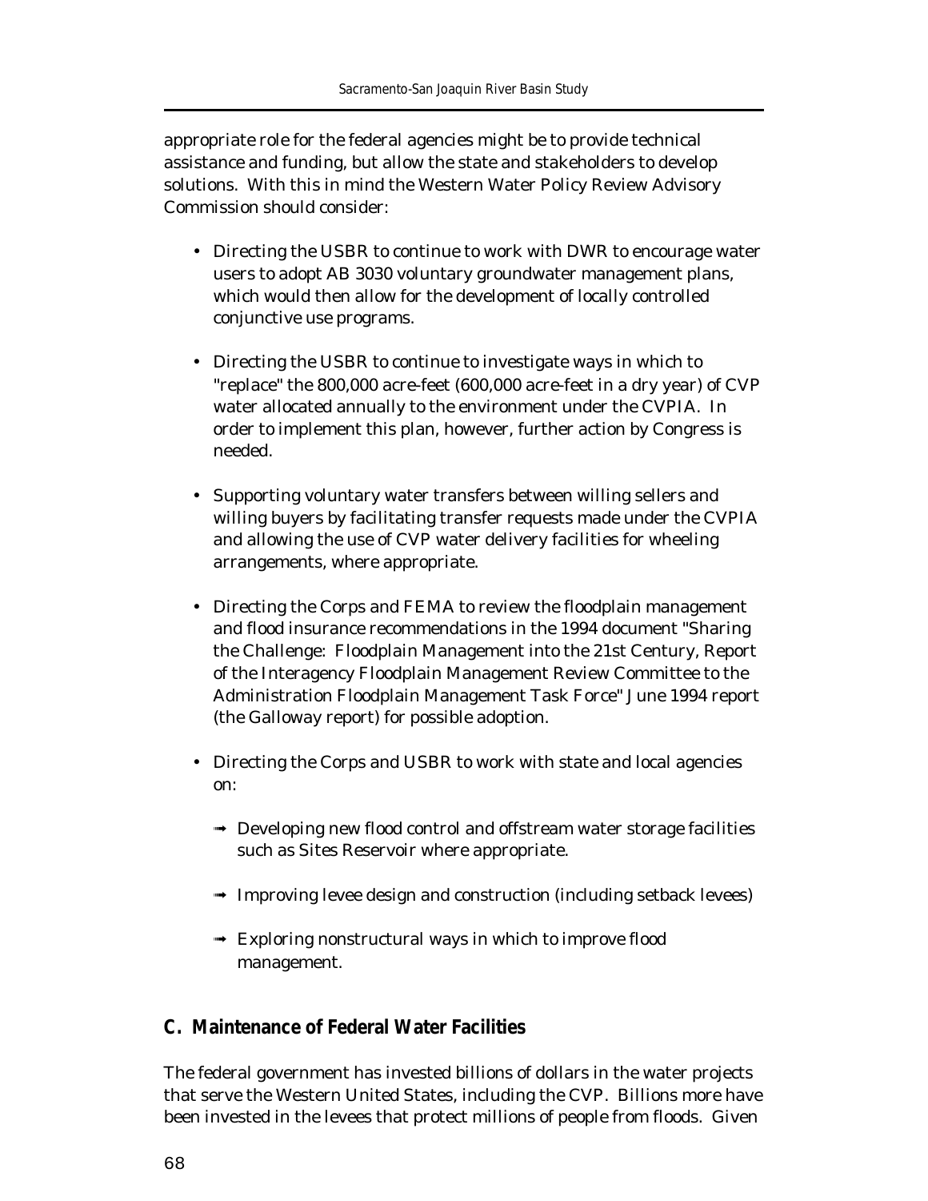appropriate role for the federal agencies might be to provide technical assistance and funding, but allow the state and stakeholders to develop solutions. With this in mind the Western Water Policy Review Advisory Commission should consider:

- Directing the USBR to continue to work with DWR to encourage water users to adopt AB 3030 voluntary groundwater management plans, which would then allow for the development of locally controlled conjunctive use programs.

- Directing the USBR to continue to investigate ways in which to "replace" the 800,000 acre-feet (600,000 acre-feet in a dry year) of CVP water allocated annually to the environment under the CVPIA. In order to implement this plan, however, further action by Congress is needed.

- Supporting voluntary water transfers between willing sellers and willing buyers by facilitating transfer requests made under the CVPIA and allowing the use of CVP water delivery facilities for wheeling arrangements, where appropriate.

- Directing the Corps and FEMA to review the floodplain management and flood insurance recommendations in the 1994 document "Sharing the Challenge: Floodplain Management into the 21st Century, Report of the Interagency Floodplain Management Review Committee to the Administration Floodplain Management Task Force" June 1994 report (the Galloway report) for possible adoption.

- Directing the Corps and USBR to work with state and local agencies on:

  - Developing new flood control and offstream water storage facilities such as Sites Reservoir where appropriate.

  - Improving levee design and construction (including setback levees)

  - Exploring nonstructural ways in which to improve flood management.

## C. Maintenance of Federal Water Facilities

The federal government has invested billions of dollars in the water projects that serve the Western United States, including the CVP. Billions more have been invested in the levees that protect millions of people from floods. Given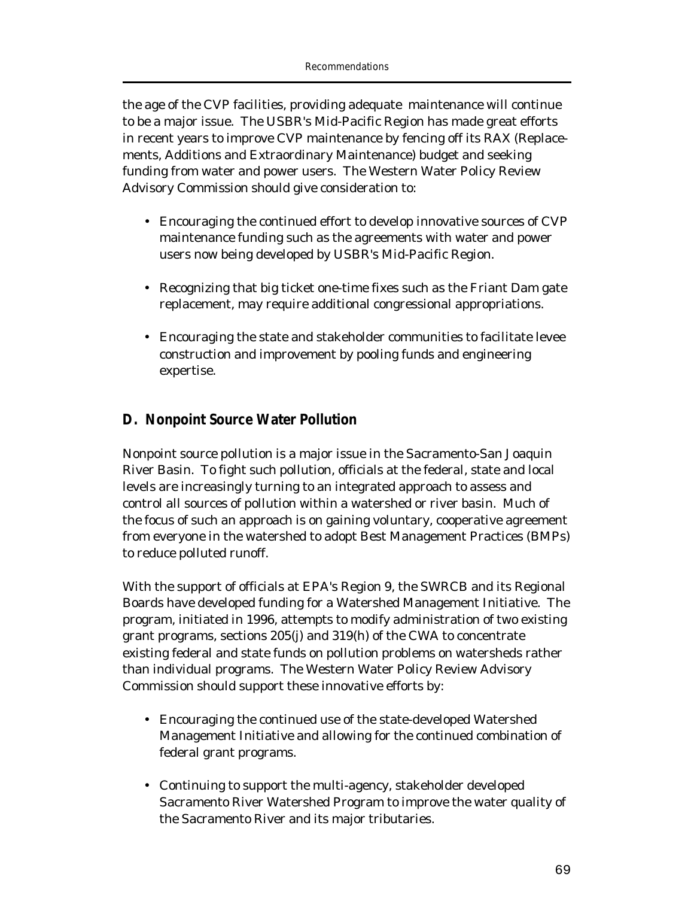the age of the CVP facilities, providing adequate maintenance will continue to be a major issue. The USBR's Mid-Pacific Region has made great efforts in recent years to improve CVP maintenance by fencing off its RAX (Replacements, Additions and Extraordinary Maintenance) budget and seeking funding from water and power users. The Western Water Policy Review Advisory Commission should give consideration to:

- Encouraging the continued effort to develop innovative sources of CVP maintenance funding such as the agreements with water and power users now being developed by USBR's Mid-Pacific Region.
- Recognizing that big ticket one-time fixes such as the Friant Dam gate replacement, may require additional congressional appropriations.
- Encouraging the state and stakeholder communities to facilitate levee construction and improvement by pooling funds and engineering expertise.

## D. Nonpoint Source Water Pollution

Nonpoint source pollution is a major issue in the Sacramento-San Joaquin River Basin. To fight such pollution, officials at the federal, state and local levels are increasingly turning to an integrated approach to assess and control all sources of pollution within a watershed or river basin. Much of the focus of such an approach is on gaining voluntary, cooperative agreement from everyone in the watershed to adopt Best Management Practices (BMPs) to reduce polluted runoff.

With the support of officials at EPA's Region 9, the SWRCB and its Regional Boards have developed funding for a Watershed Management Initiative. The program, initiated in 1996, attempts to modify administration of two existing grant programs, sections 205(j) and 319(h) of the CWA to concentrate existing federal and state funds on pollution problems on watersheds rather than individual programs. The Western Water Policy Review Advisory Commission should support these innovative efforts by:

- Encouraging the continued use of the state-developed Watershed Management Initiative and allowing for the continued combination of federal grant programs.
- Continuing to support the multi-agency, stakeholder developed Sacramento River Watershed Program to improve the water quality of the Sacramento River and its major tributaries.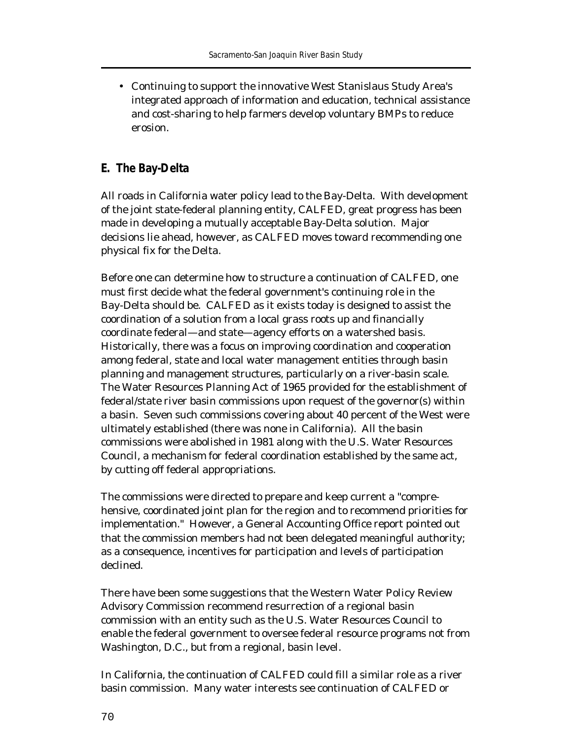- Continuing to support the innovative West Stanislaus Study Area's integrated approach of information and education, technical assistance and cost-sharing to help farmers develop voluntary BMPs to reduce erosion.

## E. The Bay-Delta

All roads in California water policy lead to the Bay-Delta. With development of the joint state-federal planning entity, CALFED, great progress has been made in developing a mutually acceptable Bay-Delta solution. Major decisions lie ahead, however, as CALFED moves toward recommending one physical fix for the Delta.

Before one can determine how to structure a continuation of CALFED, one must first decide what the federal government's continuing role in the Bay-Delta should be. CALFED as it exists today is designed to assist the coordination of a solution from a local grass roots up and financially coordinate federal—and state—agency efforts on a watershed basis. Historically, there was a focus on improving coordination and cooperation among federal, state and local water management entities through basin planning and management structures, particularly on a river-basin scale. The Water Resources Planning Act of 1965 provided for the establishment of federal/state river basin commissions upon request of the governor(s) within a basin. Seven such commissions covering about 40 percent of the West were ultimately established (there was none in California). All the basin commissions were abolished in 1981 along with the U.S. Water Resources Council, a mechanism for federal coordination established by the same act, by cutting off federal appropriations.

The commissions were directed to prepare and keep current a "comprehensive, coordinated joint plan for the region and to recommend priorities for implementation." However, a General Accounting Office report pointed out that the commission members had not been delegated meaningful authority; as a consequence, incentives for participation and levels of participation declined.

There have been some suggestions that the Western Water Policy Review Advisory Commission recommend resurrection of a regional basin commission with an entity such as the U.S. Water Resources Council to enable the federal government to oversee federal resource programs not from Washington, D.C., but from a regional, basin level.

In California, the continuation of CALFED could fill a similar role as a river basin commission. Many water interests see continuation of CALFED or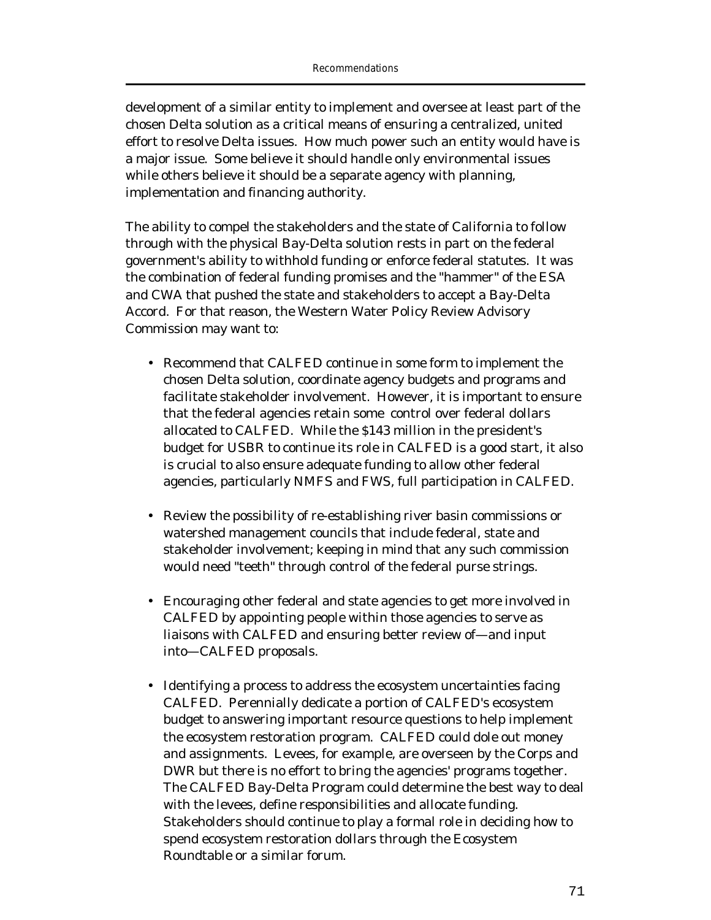development of a similar entity to implement and oversee at least part of the chosen Delta solution as a critical means of ensuring a centralized, united effort to resolve Delta issues. How much power such an entity would have is a major issue. Some believe it should handle only environmental issues while others believe it should be a separate agency with planning, implementation and financing authority.

The ability to compel the stakeholders and the state of California to follow through with the physical Bay-Delta solution rests in part on the federal government's ability to withhold funding or enforce federal statutes. It was the combination of federal funding promises and the "hammer" of the ESA and CWA that pushed the state and stakeholders to accept a Bay-Delta Accord. For that reason, the Western Water Policy Review Advisory Commission may want to:

- Recommend that CALFED continue in some form to implement the chosen Delta solution, coordinate agency budgets and programs and facilitate stakeholder involvement. However, it is important to ensure that the federal agencies retain some control over federal dollars allocated to CALFED. While the $143 million in the president's budget for USBR to continue its role in CALFED is a good start, it also is crucial to also ensure adequate funding to allow other federal agencies, particularly NMFS and FWS, full participation in CALFED.

- Review the possibility of re-establishing river basin commissions or watershed management councils that include federal, state and stakeholder involvement; keeping in mind that any such commission would need "teeth" through control of the federal purse strings.

- Encouraging other federal and state agencies to get more involved in CALFED by appointing people within those agencies to serve as liaisons with CALFED and ensuring better review of—and input into—CALFED proposals.

- Identifying a process to address the ecosystem uncertainties facing CALFED. Perennially dedicate a portion of CALFED's ecosystem budget to answering important resource questions to help implement the ecosystem restoration program. CALFED could dole out money and assignments. Levees, for example, are overseen by the Corps and DWR but there is no effort to bring the agencies' programs together. The CALFED Bay-Delta Program could determine the best way to deal with the levees, define responsibilities and allocate funding. Stakeholders should continue to play a formal role in deciding how to spend ecosystem restoration dollars through the Ecosystem Roundtable or a similar forum.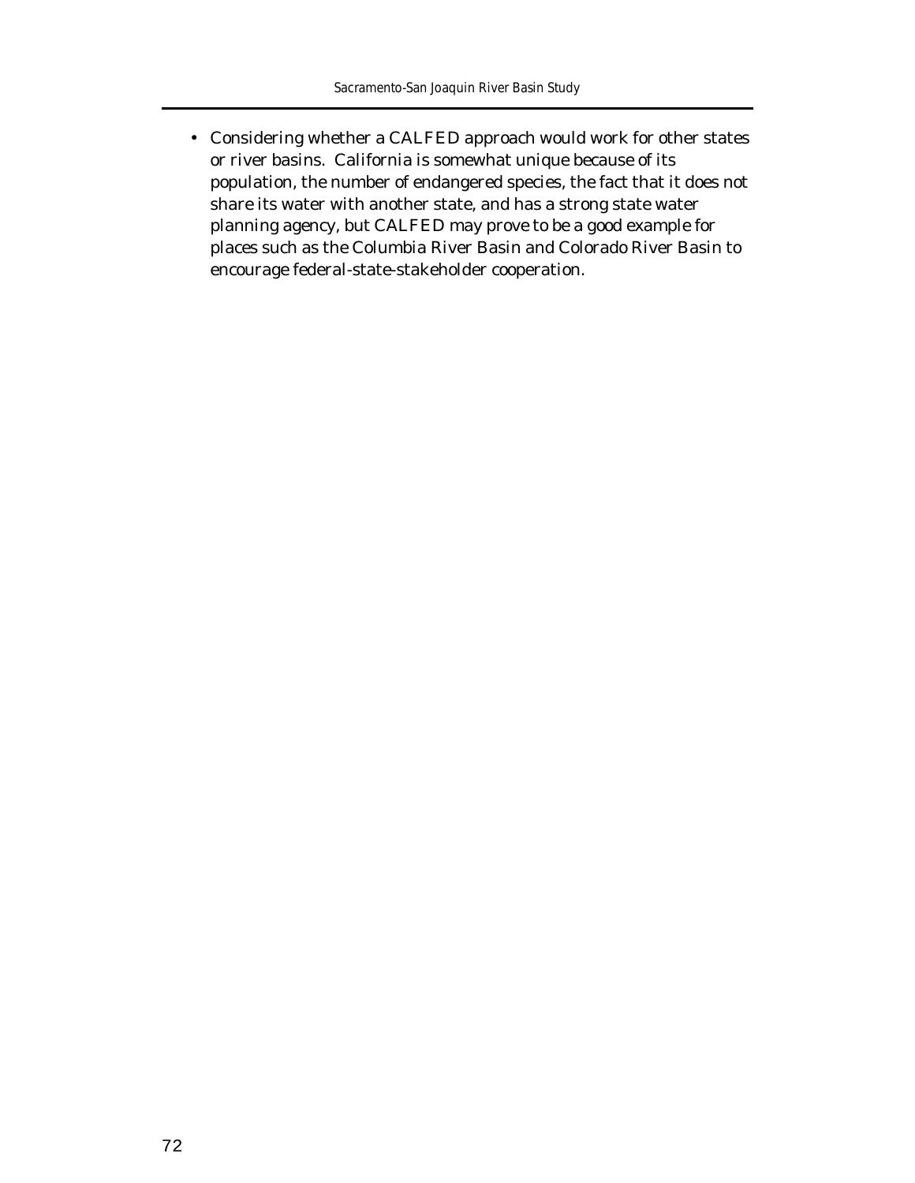- Considering whether a CALFED approach would work for other states or river basins. California is somewhat unique because of its population, the number of endangered species, the fact that it does not share its water with another state, and has a strong state water planning agency, but CALFED may prove to be a good example for places such as the Columbia River Basin and Colorado River Basin to encourage federal-state-stakeholder cooperation.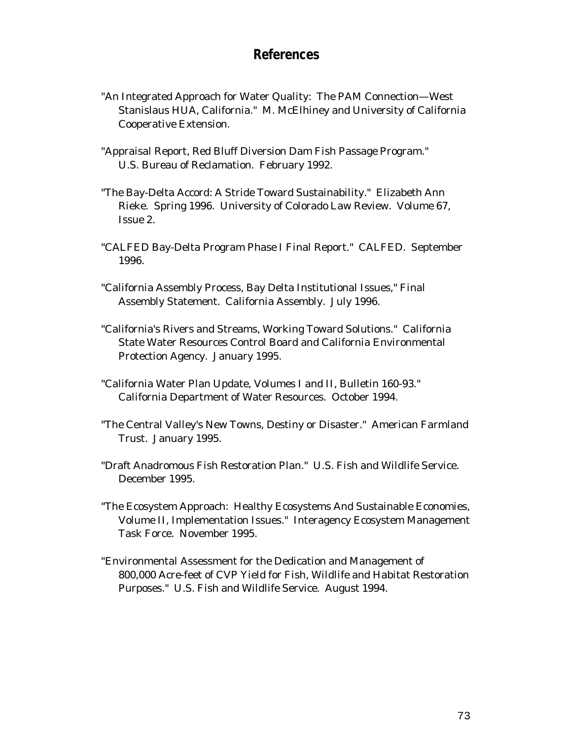# References

"An Integrated Approach for Water Quality: The PAM Connection—West Stanislaus HUA, California." M. McElhiney and University of California Cooperative Extension.

"Appraisal Report, Red Bluff Diversion Dam Fish Passage Program." U.S. Bureau of Reclamation. February 1992.

"The Bay-Delta Accord: A Stride Toward Sustainability." Elizabeth Ann Rieke. Spring 1996. University of Colorado Law Review. Volume 67, Issue 2.

"CALFED Bay-Delta Program Phase I Final Report." CALFED. September 1996.

"California Assembly Process, Bay Delta Institutional Issues," Final Assembly Statement. California Assembly. July 1996.

"California's Rivers and Streams, Working Toward Solutions." California State Water Resources Control Board and California Environmental Protection Agency. January 1995.

"California Water Plan Update, Volumes I and II, Bulletin 160-93." California Department of Water Resources. October 1994.

"The Central Valley's New Towns, Destiny or Disaster." American Farmland Trust. January 1995.

"Draft Anadromous Fish Restoration Plan." U.S. Fish and Wildlife Service. December 1995.

"The Ecosystem Approach: Healthy Ecosystems And Sustainable Economies, Volume II, Implementation Issues." Interagency Ecosystem Management Task Force. November 1995.

"Environmental Assessment for the Dedication and Management of 800,000 Acre-feet of CVP Yield for Fish, Wildlife and Habitat Restoration Purposes." U.S. Fish and Wildlife Service. August 1994.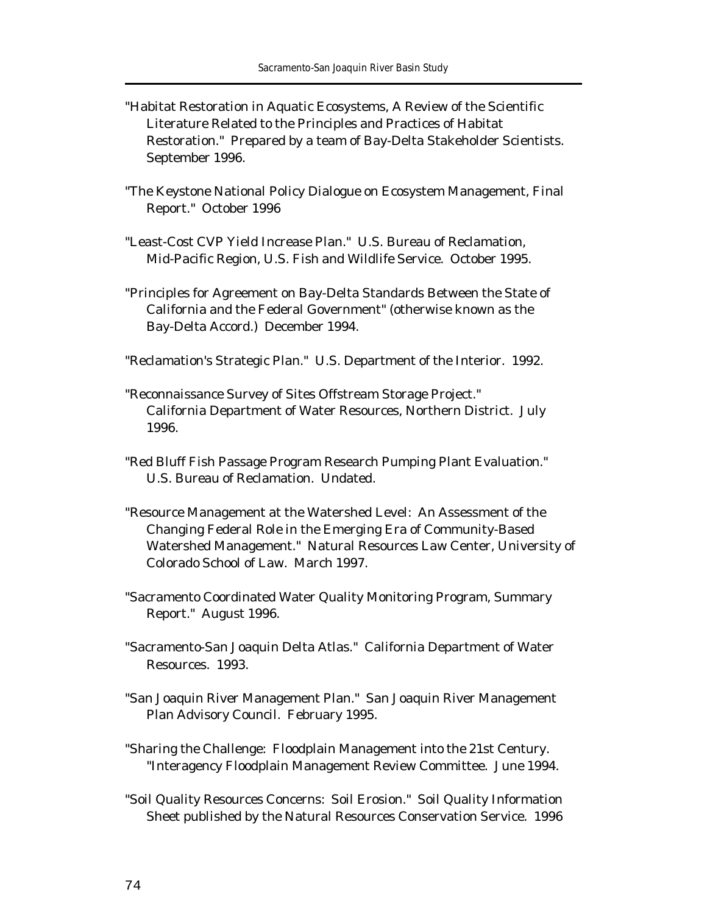"Habitat Restoration in Aquatic Ecosystems, A Review of the Scientific Literature Related to the Principles and Practices of Habitat Restoration." Prepared by a team of Bay-Delta Stakeholder Scientists. September 1996.

"The Keystone National Policy Dialogue on Ecosystem Management, Final Report." October 1996

"Least-Cost CVP Yield Increase Plan." U.S. Bureau of Reclamation, Mid-Pacific Region, U.S. Fish and Wildlife Service. October 1995.

"Principles for Agreement on Bay-Delta Standards Between the State of California and the Federal Government" (otherwise known as the Bay-Delta Accord.) December 1994.

"Reclamation's Strategic Plan." U.S. Department of the Interior. 1992.

"Reconnaissance Survey of Sites Offstream Storage Project." California Department of Water Resources, Northern District. July 1996.

"Red Bluff Fish Passage Program Research Pumping Plant Evaluation." U.S. Bureau of Reclamation. Undated.

"Resource Management at the Watershed Level: An Assessment of the Changing Federal Role in the Emerging Era of Community-Based Watershed Management." Natural Resources Law Center, University of Colorado School of Law. March 1997.

"Sacramento Coordinated Water Quality Monitoring Program, Summary Report." August 1996.

"Sacramento-San Joaquin Delta Atlas." California Department of Water Resources. 1993.

"San Joaquin River Management Plan." San Joaquin River Management Plan Advisory Council. February 1995.

"Sharing the Challenge: Floodplain Management into the 21st Century. "Interagency Floodplain Management Review Committee. June 1994.

"Soil Quality Resources Concerns: Soil Erosion." Soil Quality Information Sheet published by the Natural Resources Conservation Service. 1996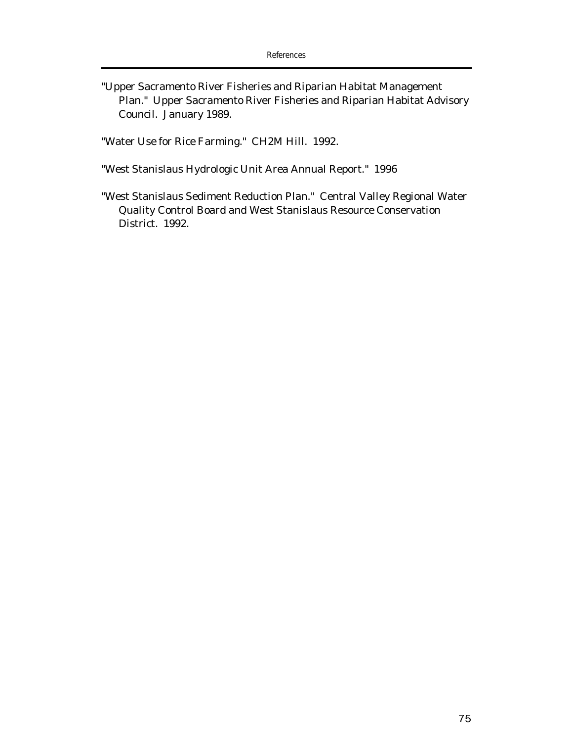"Upper Sacramento River Fisheries and Riparian Habitat Management Plan." Upper Sacramento River Fisheries and Riparian Habitat Advisory Council. January 1989.

"Water Use for Rice Farming." CH2M Hill. 1992.

"West Stanislaus Hydrologic Unit Area Annual Report." 1996

"West Stanislaus Sediment Reduction Plan." Central Valley Regional Water Quality Control Board and West Stanislaus Resource Conservation District. 1992.